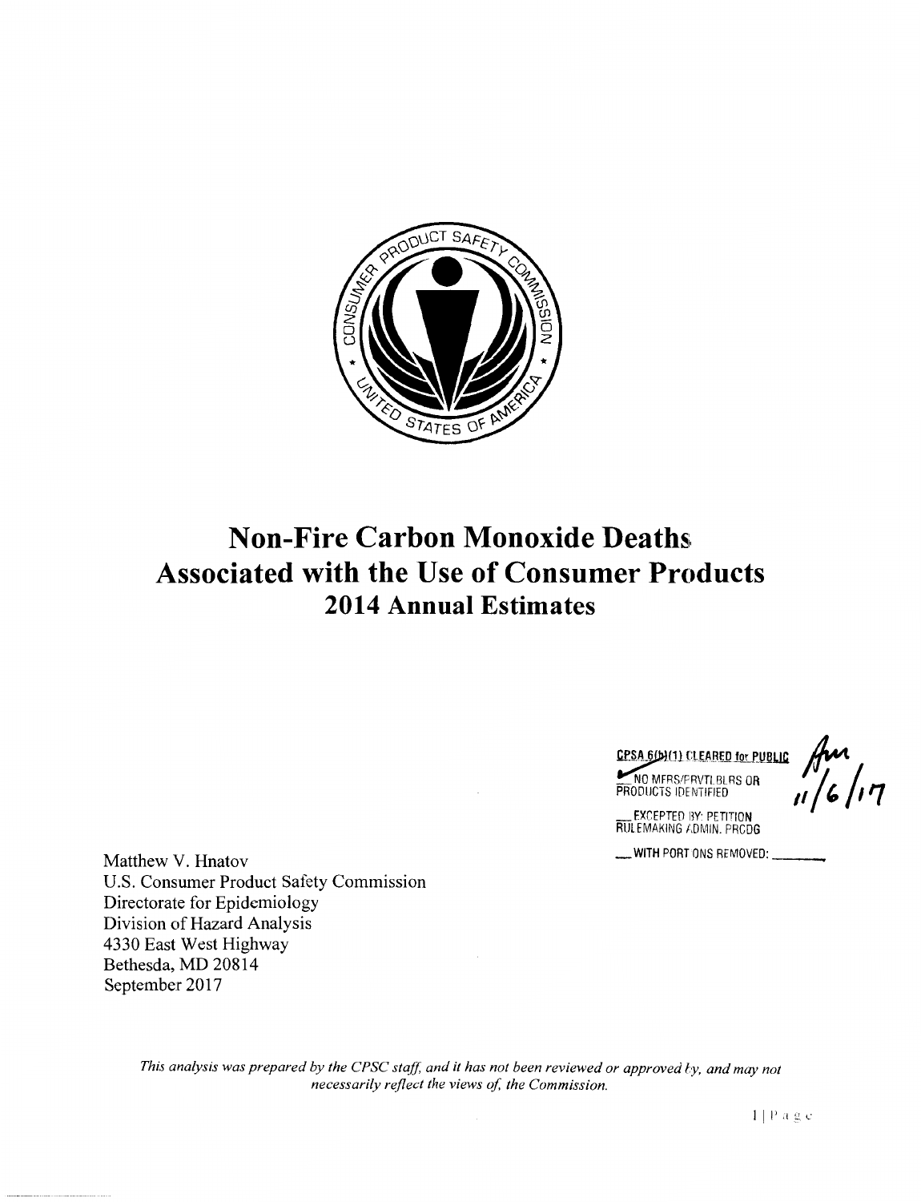# Non-Fire Carbon Monoxide Deaths Associated with the Use of Consumer Products
## 2014 Annual Estimates

CPSA 6(b)(1) CLEARED for PUBLIC
NO MFRS/PRVTLBLRS OR PRODUCTS IDENTIFIED
___ EXCEPTED BY: PETITION RULEMAKING ADMIN. PRCDG
___ WITH PORTIONS REMOVED: ______

11/6/17

Matthew V. Hnatov
U.S. Consumer Product Safety Commission
Directorate for Epidemiology
Division of Hazard Analysis
4330 East West Highway
Bethesda, MD 20814
September 2017

*This analysis was prepared by the CPSC staff, and it has not been reviewed or approved by, and may not necessarily reflect the views of, the Commission.*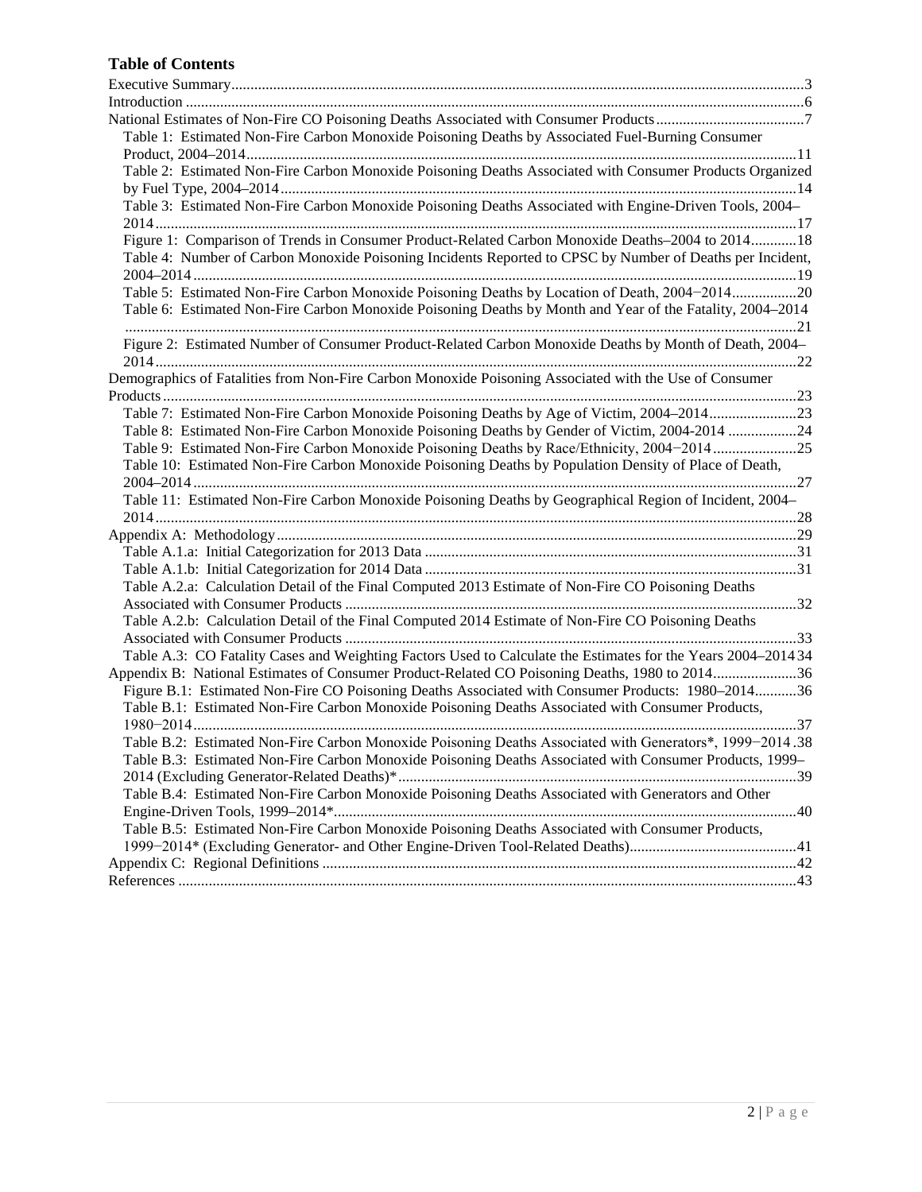# Table of Contents

Executive Summary .....3
Introduction .....6
National Estimates of Non-Fire CO Poisoning Deaths Associated with Consumer Products .....7
- Table 1: Estimated Non-Fire Carbon Monoxide Poisoning Deaths by Associated Fuel-Burning Consumer Product, 2004–2014 .....11
- Table 2: Estimated Non-Fire Carbon Monoxide Poisoning Deaths Associated with Consumer Products Organized by Fuel Type, 2004–2014 .....14
- Table 3: Estimated Non-Fire Carbon Monoxide Poisoning Deaths Associated with Engine-Driven Tools, 2004–2014 .....17
- Figure 1: Comparison of Trends in Consumer Product-Related Carbon Monoxide Deaths–2004 to 2014 .....18
- Table 4: Number of Carbon Monoxide Poisoning Incidents Reported to CPSC by Number of Deaths per Incident, 2004–2014 .....19
- Table 5: Estimated Non-Fire Carbon Monoxide Poisoning Deaths by Location of Death, 2004−2014 .....20
- Table 6: Estimated Non-Fire Carbon Monoxide Poisoning Deaths by Month and Year of the Fatality, 2004–2014 .....21
- Figure 2: Estimated Number of Consumer Product-Related Carbon Monoxide Deaths by Month of Death, 2004–2014 .....22

Demographics of Fatalities from Non-Fire Carbon Monoxide Poisoning Associated with the Use of Consumer Products .....23
- Table 7: Estimated Non-Fire Carbon Monoxide Poisoning Deaths by Age of Victim, 2004–2014 .....23
- Table 8: Estimated Non-Fire Carbon Monoxide Poisoning Deaths by Gender of Victim, 2004-2014 .....24
- Table 9: Estimated Non-Fire Carbon Monoxide Poisoning Deaths by Race/Ethnicity, 2004−2014 .....25
- Table 10: Estimated Non-Fire Carbon Monoxide Poisoning Deaths by Population Density of Place of Death, 2004–2014 .....27
- Table 11: Estimated Non-Fire Carbon Monoxide Poisoning Deaths by Geographical Region of Incident, 2004–2014 .....28

Appendix A: Methodology .....29
- Table A.1.a: Initial Categorization for 2013 Data .....31
- Table A.1.b: Initial Categorization for 2014 Data .....31
- Table A.2.a: Calculation Detail of the Final Computed 2013 Estimate of Non-Fire CO Poisoning Deaths Associated with Consumer Products .....32
- Table A.2.b: Calculation Detail of the Final Computed 2014 Estimate of Non-Fire CO Poisoning Deaths Associated with Consumer Products .....33
- Table A.3: CO Fatality Cases and Weighting Factors Used to Calculate the Estimates for the Years 2004–2014 .....34

Appendix B: National Estimates of Consumer Product-Related CO Poisoning Deaths, 1980 to 2014 .....36
- Figure B.1: Estimated Non-Fire CO Poisoning Deaths Associated with Consumer Products: 1980–2014 .....36
- Table B.1: Estimated Non-Fire Carbon Monoxide Poisoning Deaths Associated with Consumer Products, 1980−2014 .....37
- Table B.2: Estimated Non-Fire Carbon Monoxide Poisoning Deaths Associated with Generators*, 1999−2014 .....38
- Table B.3: Estimated Non-Fire Carbon Monoxide Poisoning Deaths Associated with Consumer Products, 1999–2014 (Excluding Generator-Related Deaths)* .....39
- Table B.4: Estimated Non-Fire Carbon Monoxide Poisoning Deaths Associated with Generators and Other Engine-Driven Tools, 1999–2014* .....40
- Table B.5: Estimated Non-Fire Carbon Monoxide Poisoning Deaths Associated with Consumer Products, 1999−2014* (Excluding Generator- and Other Engine-Driven Tool-Related Deaths) .....41

Appendix C: Regional Definitions .....42
References .....43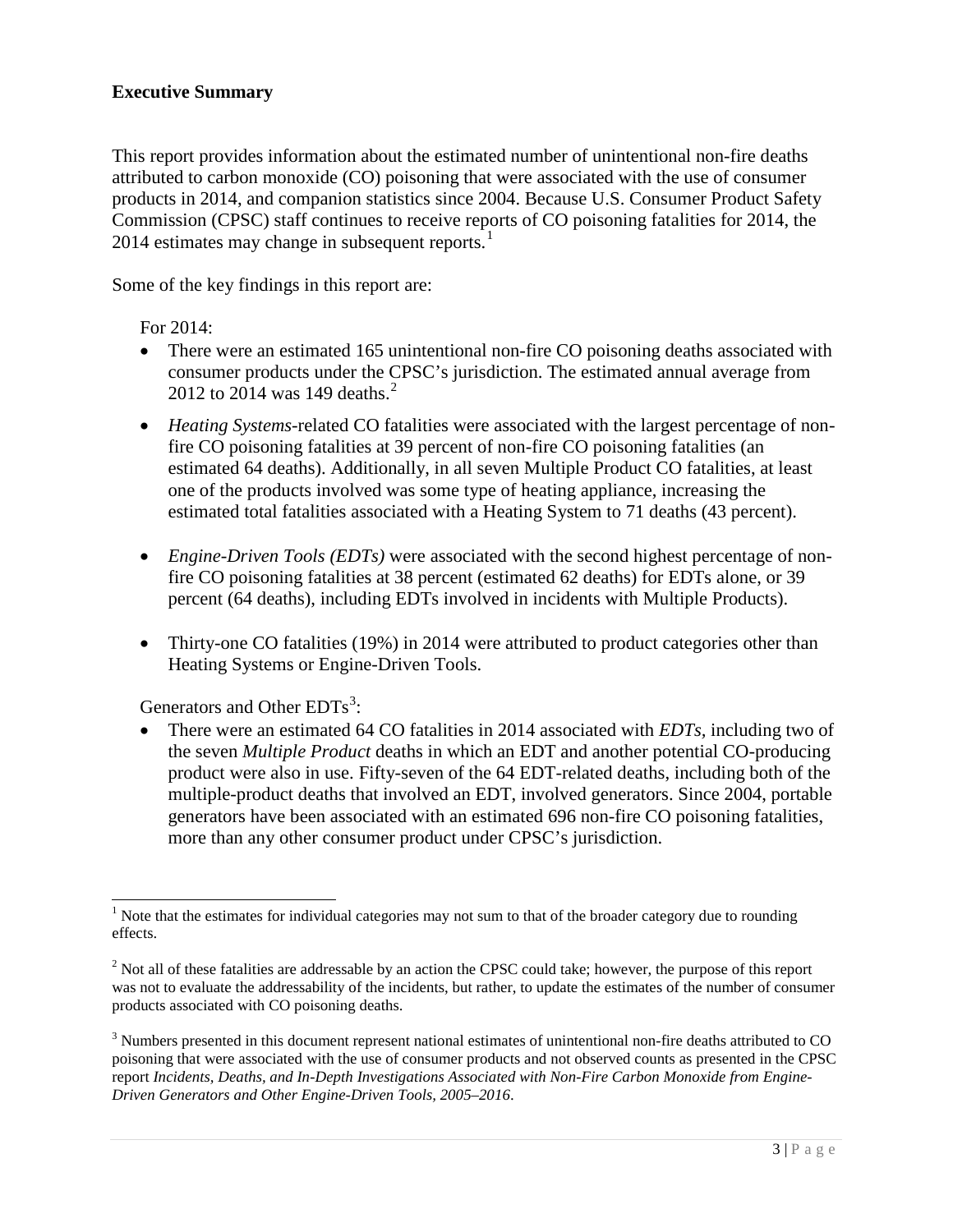**Executive Summary**

This report provides information about the estimated number of unintentional non-fire deaths attributed to carbon monoxide (CO) poisoning that were associated with the use of consumer products in 2014, and companion statistics since 2004. Because U.S. Consumer Product Safety Commission (CPSC) staff continues to receive reports of CO poisoning fatalities for 2014, the 2014 estimates may change in subsequent reports.[1]

Some of the key findings in this report are:

For 2014:

- There were an estimated 165 unintentional non-fire CO poisoning deaths associated with consumer products under the CPSC's jurisdiction. The estimated annual average from 2012 to 2014 was 149 deaths.[2]
- *Heating Systems*-related CO fatalities were associated with the largest percentage of non-fire CO poisoning fatalities at 39 percent of non-fire CO poisoning fatalities (an estimated 64 deaths). Additionally, in all seven Multiple Product CO fatalities, at least one of the products involved was some type of heating appliance, increasing the estimated total fatalities associated with a Heating System to 71 deaths (43 percent).
- *Engine-Driven Tools (EDTs)* were associated with the second highest percentage of non-fire CO poisoning fatalities at 38 percent (estimated 62 deaths) for EDTs alone, or 39 percent (64 deaths), including EDTs involved in incidents with Multiple Products).
- Thirty-one CO fatalities (19%) in 2014 were attributed to product categories other than Heating Systems or Engine-Driven Tools.

Generators and Other EDTs[3]:

- There were an estimated 64 CO fatalities in 2014 associated with *EDTs*, including two of the seven *Multiple Product* deaths in which an EDT and another potential CO-producing product were also in use. Fifty-seven of the 64 EDT-related deaths, including both of the multiple-product deaths that involved an EDT, involved generators. Since 2004, portable generators have been associated with an estimated 696 non-fire CO poisoning fatalities, more than any other consumer product under CPSC's jurisdiction.

---

[1] Note that the estimates for individual categories may not sum to that of the broader category due to rounding effects.

[2] Not all of these fatalities are addressable by an action the CPSC could take; however, the purpose of this report was not to evaluate the addressability of the incidents, but rather, to update the estimates of the number of consumer products associated with CO poisoning deaths.

[3] Numbers presented in this document represent national estimates of unintentional non-fire deaths attributed to CO poisoning that were associated with the use of consumer products and not observed counts as presented in the CPSC report *Incidents, Deaths, and In-Depth Investigations Associated with Non-Fire Carbon Monoxide from Engine-Driven Generators and Other Engine-Driven Tools, 2005–2016*.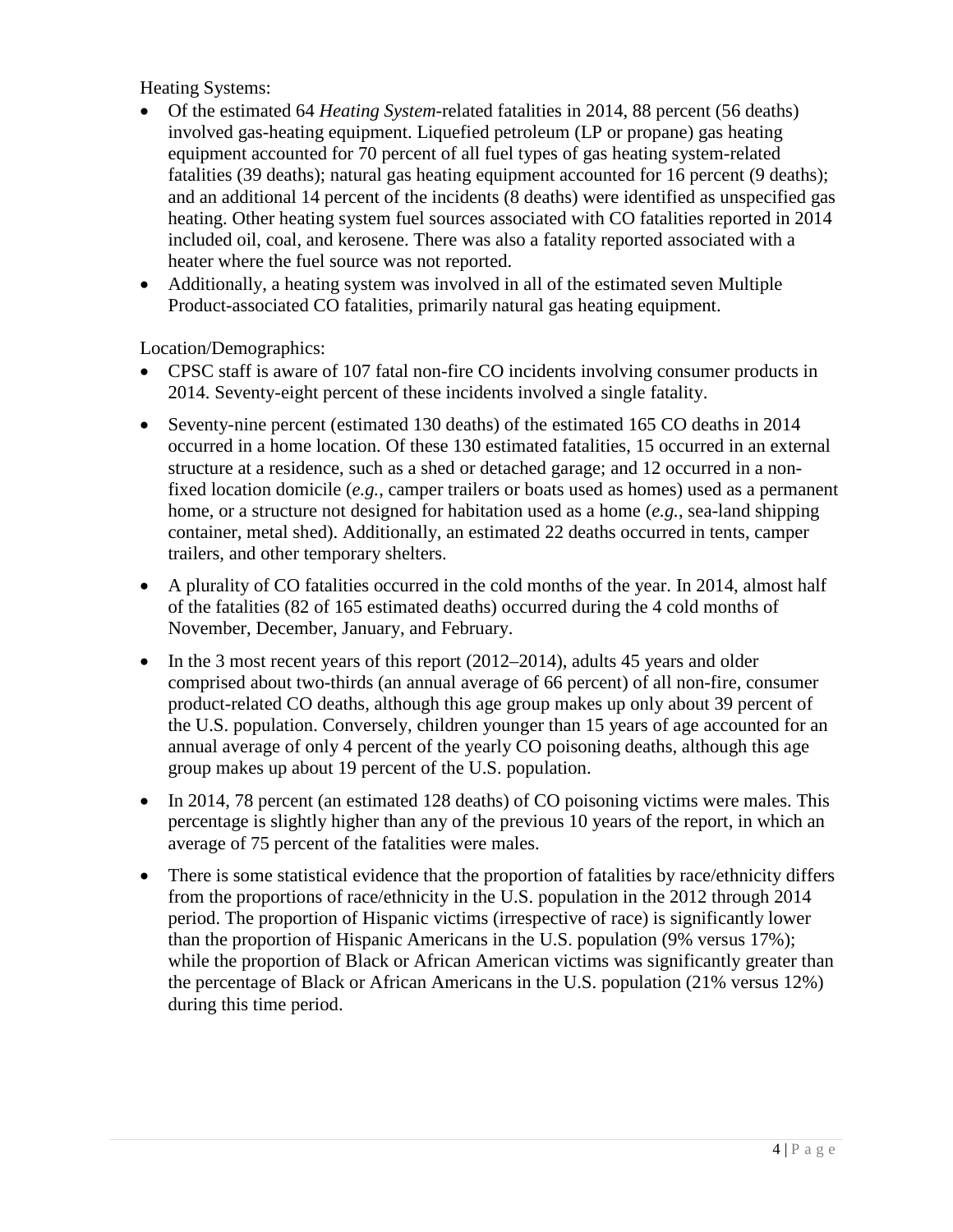Heating Systems:

- Of the estimated 64 *Heating System*-related fatalities in 2014, 88 percent (56 deaths) involved gas-heating equipment. Liquefied petroleum (LP or propane) gas heating equipment accounted for 70 percent of all fuel types of gas heating system-related fatalities (39 deaths); natural gas heating equipment accounted for 16 percent (9 deaths); and an additional 14 percent of the incidents (8 deaths) were identified as unspecified gas heating. Other heating system fuel sources associated with CO fatalities reported in 2014 included oil, coal, and kerosene. There was also a fatality reported associated with a heater where the fuel source was not reported.
- Additionally, a heating system was involved in all of the estimated seven Multiple Product-associated CO fatalities, primarily natural gas heating equipment.

Location/Demographics:

- CPSC staff is aware of 107 fatal non-fire CO incidents involving consumer products in 2014. Seventy-eight percent of these incidents involved a single fatality.
- Seventy-nine percent (estimated 130 deaths) of the estimated 165 CO deaths in 2014 occurred in a home location. Of these 130 estimated fatalities, 15 occurred in an external structure at a residence, such as a shed or detached garage; and 12 occurred in a non-fixed location domicile (*e.g.,* camper trailers or boats used as homes) used as a permanent home, or a structure not designed for habitation used as a home (*e.g.*, sea-land shipping container, metal shed). Additionally, an estimated 22 deaths occurred in tents, camper trailers, and other temporary shelters.
- A plurality of CO fatalities occurred in the cold months of the year. In 2014, almost half of the fatalities (82 of 165 estimated deaths) occurred during the 4 cold months of November, December, January, and February.
- In the 3 most recent years of this report (2012–2014), adults 45 years and older comprised about two-thirds (an annual average of 66 percent) of all non-fire, consumer product-related CO deaths, although this age group makes up only about 39 percent of the U.S. population. Conversely, children younger than 15 years of age accounted for an annual average of only 4 percent of the yearly CO poisoning deaths, although this age group makes up about 19 percent of the U.S. population.
- In 2014, 78 percent (an estimated 128 deaths) of CO poisoning victims were males. This percentage is slightly higher than any of the previous 10 years of the report, in which an average of 75 percent of the fatalities were males.
- There is some statistical evidence that the proportion of fatalities by race/ethnicity differs from the proportions of race/ethnicity in the U.S. population in the 2012 through 2014 period. The proportion of Hispanic victims (irrespective of race) is significantly lower than the proportion of Hispanic Americans in the U.S. population (9% versus 17%); while the proportion of Black or African American victims was significantly greater than the percentage of Black or African Americans in the U.S. population (21% versus 12%) during this time period.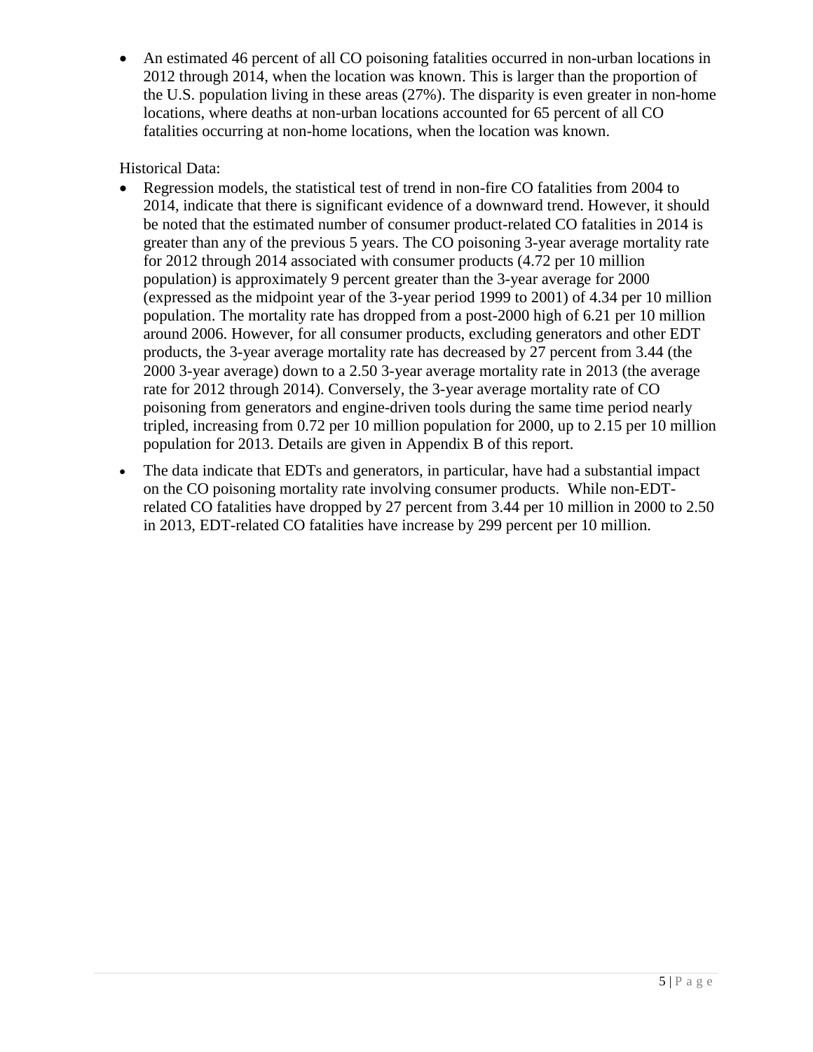- An estimated 46 percent of all CO poisoning fatalities occurred in non-urban locations in 2012 through 2014, when the location was known. This is larger than the proportion of the U.S. population living in these areas (27%). The disparity is even greater in non-home locations, where deaths at non-urban locations accounted for 65 percent of all CO fatalities occurring at non-home locations, when the location was known.

Historical Data:

- Regression models, the statistical test of trend in non-fire CO fatalities from 2004 to 2014, indicate that there is significant evidence of a downward trend. However, it should be noted that the estimated number of consumer product-related CO fatalities in 2014 is greater than any of the previous 5 years. The CO poisoning 3-year average mortality rate for 2012 through 2014 associated with consumer products (4.72 per 10 million population) is approximately 9 percent greater than the 3-year average for 2000 (expressed as the midpoint year of the 3-year period 1999 to 2001) of 4.34 per 10 million population. The mortality rate has dropped from a post-2000 high of 6.21 per 10 million around 2006. However, for all consumer products, excluding generators and other EDT products, the 3-year average mortality rate has decreased by 27 percent from 3.44 (the 2000 3-year average) down to a 2.50 3-year average mortality rate in 2013 (the average rate for 2012 through 2014). Conversely, the 3-year average mortality rate of CO poisoning from generators and engine-driven tools during the same time period nearly tripled, increasing from 0.72 per 10 million population for 2000, up to 2.15 per 10 million population for 2013. Details are given in Appendix B of this report.
- The data indicate that EDTs and generators, in particular, have had a substantial impact on the CO poisoning mortality rate involving consumer products. While non-EDT-related CO fatalities have dropped by 27 percent from 3.44 per 10 million in 2000 to 2.50 in 2013, EDT-related CO fatalities have increase by 299 percent per 10 million.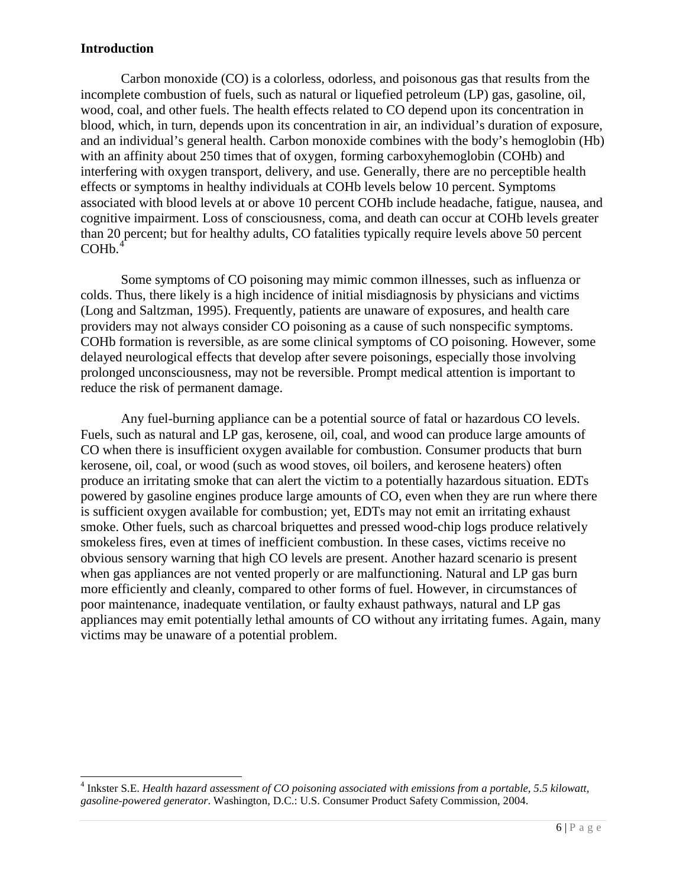## Introduction

Carbon monoxide (CO) is a colorless, odorless, and poisonous gas that results from the incomplete combustion of fuels, such as natural or liquefied petroleum (LP) gas, gasoline, oil, wood, coal, and other fuels. The health effects related to CO depend upon its concentration in blood, which, in turn, depends upon its concentration in air, an individual's duration of exposure, and an individual's general health. Carbon monoxide combines with the body's hemoglobin (Hb) with an affinity about 250 times that of oxygen, forming carboxyhemoglobin (COHb) and interfering with oxygen transport, delivery, and use. Generally, there are no perceptible health effects or symptoms in healthy individuals at COHb levels below 10 percent. Symptoms associated with blood levels at or above 10 percent COHb include headache, fatigue, nausea, and cognitive impairment. Loss of consciousness, coma, and death can occur at COHb levels greater than 20 percent; but for healthy adults, CO fatalities typically require levels above 50 percent COHb.[4]

Some symptoms of CO poisoning may mimic common illnesses, such as influenza or colds. Thus, there likely is a high incidence of initial misdiagnosis by physicians and victims (Long and Saltzman, 1995). Frequently, patients are unaware of exposures, and health care providers may not always consider CO poisoning as a cause of such nonspecific symptoms. COHb formation is reversible, as are some clinical symptoms of CO poisoning. However, some delayed neurological effects that develop after severe poisonings, especially those involving prolonged unconsciousness, may not be reversible. Prompt medical attention is important to reduce the risk of permanent damage.

Any fuel-burning appliance can be a potential source of fatal or hazardous CO levels. Fuels, such as natural and LP gas, kerosene, oil, coal, and wood can produce large amounts of CO when there is insufficient oxygen available for combustion. Consumer products that burn kerosene, oil, coal, or wood (such as wood stoves, oil boilers, and kerosene heaters) often produce an irritating smoke that can alert the victim to a potentially hazardous situation. EDTs powered by gasoline engines produce large amounts of CO, even when they are run where there is sufficient oxygen available for combustion; yet, EDTs may not emit an irritating exhaust smoke. Other fuels, such as charcoal briquettes and pressed wood-chip logs produce relatively smokeless fires, even at times of inefficient combustion. In these cases, victims receive no obvious sensory warning that high CO levels are present. Another hazard scenario is present when gas appliances are not vented properly or are malfunctioning. Natural and LP gas burn more efficiently and cleanly, compared to other forms of fuel. However, in circumstances of poor maintenance, inadequate ventilation, or faulty exhaust pathways, natural and LP gas appliances may emit potentially lethal amounts of CO without any irritating fumes. Again, many victims may be unaware of a potential problem.

---

[4] Inkster S.E. *Health hazard assessment of CO poisoning associated with emissions from a portable, 5.5 kilowatt, gasoline-powered generator*. Washington, D.C.: U.S. Consumer Product Safety Commission, 2004.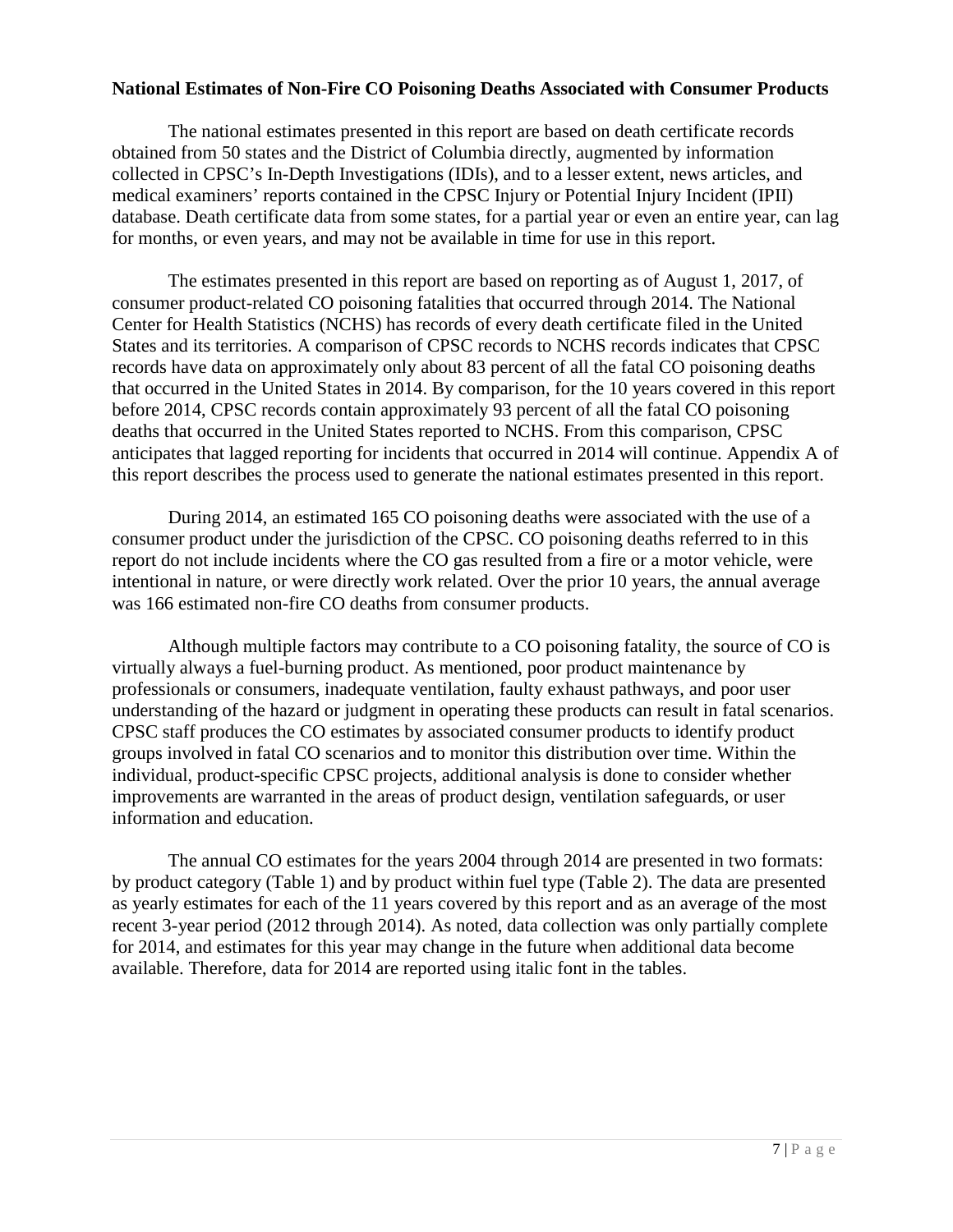**National Estimates of Non-Fire CO Poisoning Deaths Associated with Consumer Products**

The national estimates presented in this report are based on death certificate records obtained from 50 states and the District of Columbia directly, augmented by information collected in CPSC's In-Depth Investigations (IDIs), and to a lesser extent, news articles, and medical examiners' reports contained in the CPSC Injury or Potential Injury Incident (IPII) database. Death certificate data from some states, for a partial year or even an entire year, can lag for months, or even years, and may not be available in time for use in this report.

The estimates presented in this report are based on reporting as of August 1, 2017, of consumer product-related CO poisoning fatalities that occurred through 2014. The National Center for Health Statistics (NCHS) has records of every death certificate filed in the United States and its territories. A comparison of CPSC records to NCHS records indicates that CPSC records have data on approximately only about 83 percent of all the fatal CO poisoning deaths that occurred in the United States in 2014. By comparison, for the 10 years covered in this report before 2014, CPSC records contain approximately 93 percent of all the fatal CO poisoning deaths that occurred in the United States reported to NCHS. From this comparison, CPSC anticipates that lagged reporting for incidents that occurred in 2014 will continue. Appendix A of this report describes the process used to generate the national estimates presented in this report.

During 2014, an estimated 165 CO poisoning deaths were associated with the use of a consumer product under the jurisdiction of the CPSC. CO poisoning deaths referred to in this report do not include incidents where the CO gas resulted from a fire or a motor vehicle, were intentional in nature, or were directly work related. Over the prior 10 years, the annual average was 166 estimated non-fire CO deaths from consumer products.

Although multiple factors may contribute to a CO poisoning fatality, the source of CO is virtually always a fuel-burning product. As mentioned, poor product maintenance by professionals or consumers, inadequate ventilation, faulty exhaust pathways, and poor user understanding of the hazard or judgment in operating these products can result in fatal scenarios. CPSC staff produces the CO estimates by associated consumer products to identify product groups involved in fatal CO scenarios and to monitor this distribution over time. Within the individual, product-specific CPSC projects, additional analysis is done to consider whether improvements are warranted in the areas of product design, ventilation safeguards, or user information and education.

The annual CO estimates for the years 2004 through 2014 are presented in two formats: by product category (Table 1) and by product within fuel type (Table 2). The data are presented as yearly estimates for each of the 11 years covered by this report and as an average of the most recent 3-year period (2012 through 2014). As noted, data collection was only partially complete for 2014, and estimates for this year may change in the future when additional data become available. Therefore, data for 2014 are reported using italic font in the tables.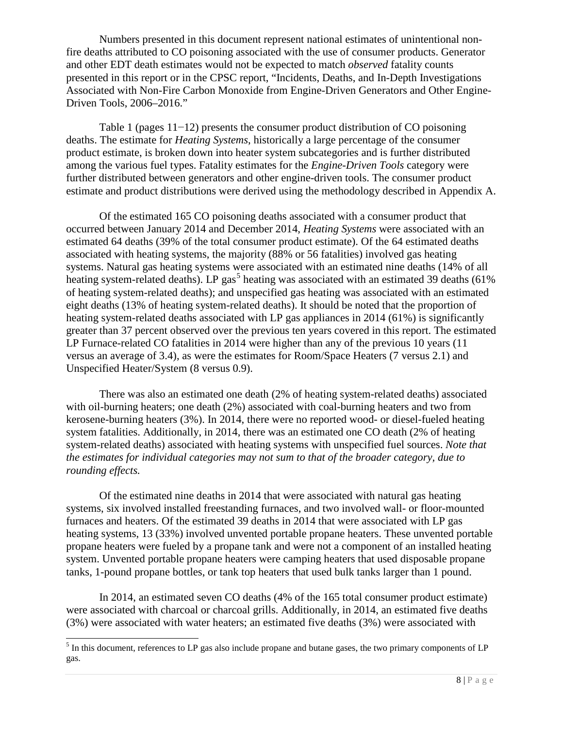Numbers presented in this document represent national estimates of unintentional non-fire deaths attributed to CO poisoning associated with the use of consumer products. Generator and other EDT death estimates would not be expected to match *observed* fatality counts presented in this report or in the CPSC report, "Incidents, Deaths, and In-Depth Investigations Associated with Non-Fire Carbon Monoxide from Engine-Driven Generators and Other Engine-Driven Tools, 2006–2016."

Table 1 (pages 11−12) presents the consumer product distribution of CO poisoning deaths. The estimate for *Heating Systems*, historically a large percentage of the consumer product estimate, is broken down into heater system subcategories and is further distributed among the various fuel types. Fatality estimates for the *Engine-Driven Tools* category were further distributed between generators and other engine-driven tools. The consumer product estimate and product distributions were derived using the methodology described in Appendix A.

Of the estimated 165 CO poisoning deaths associated with a consumer product that occurred between January 2014 and December 2014, *Heating Systems* were associated with an estimated 64 deaths (39% of the total consumer product estimate). Of the 64 estimated deaths associated with heating systems, the majority (88% or 56 fatalities) involved gas heating systems. Natural gas heating systems were associated with an estimated nine deaths (14% of all heating system-related deaths). LP gas[5] heating was associated with an estimated 39 deaths (61% of heating system-related deaths); and unspecified gas heating was associated with an estimated eight deaths (13% of heating system-related deaths). It should be noted that the proportion of heating system-related deaths associated with LP gas appliances in 2014 (61%) is significantly greater than 37 percent observed over the previous ten years covered in this report. The estimated LP Furnace-related CO fatalities in 2014 were higher than any of the previous 10 years (11 versus an average of 3.4), as were the estimates for Room/Space Heaters (7 versus 2.1) and Unspecified Heater/System (8 versus 0.9).

There was also an estimated one death (2% of heating system-related deaths) associated with oil-burning heaters; one death (2%) associated with coal-burning heaters and two from kerosene-burning heaters (3%). In 2014, there were no reported wood- or diesel-fueled heating system fatalities. Additionally, in 2014, there was an estimated one CO death (2% of heating system-related deaths) associated with heating systems with unspecified fuel sources. *Note that the estimates for individual categories may not sum to that of the broader category, due to rounding effects.*

Of the estimated nine deaths in 2014 that were associated with natural gas heating systems, six involved installed freestanding furnaces, and two involved wall- or floor-mounted furnaces and heaters. Of the estimated 39 deaths in 2014 that were associated with LP gas heating systems, 13 (33%) involved unvented portable propane heaters. These unvented portable propane heaters were fueled by a propane tank and were not a component of an installed heating system. Unvented portable propane heaters were camping heaters that used disposable propane tanks, 1-pound propane bottles, or tank top heaters that used bulk tanks larger than 1 pound.

In 2014, an estimated seven CO deaths (4% of the 165 total consumer product estimate) were associated with charcoal or charcoal grills. Additionally, in 2014, an estimated five deaths (3%) were associated with water heaters; an estimated five deaths (3%) were associated with

[5] In this document, references to LP gas also include propane and butane gases, the two primary components of LP gas.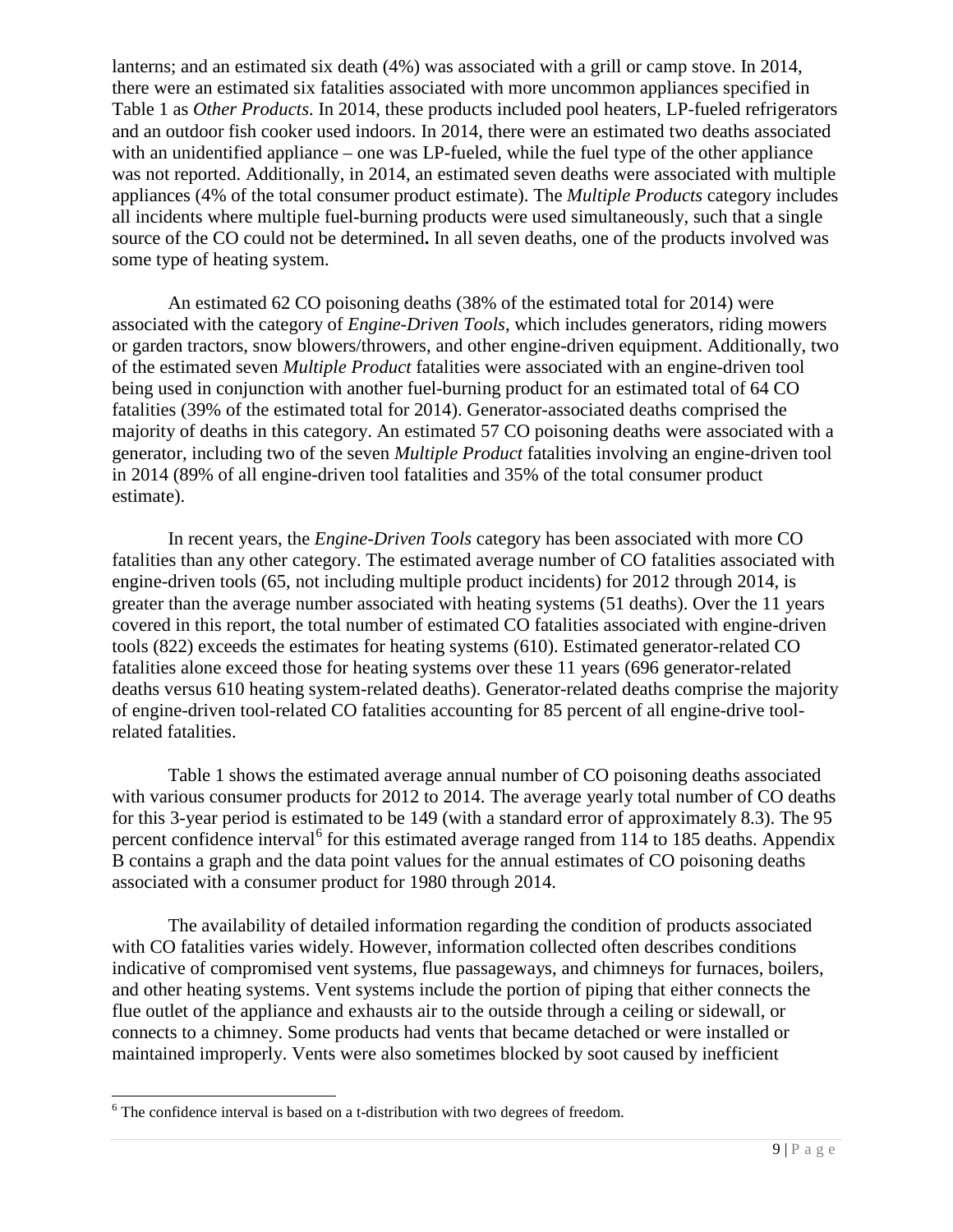lanterns; and an estimated six death (4%) was associated with a grill or camp stove. In 2014, there were an estimated six fatalities associated with more uncommon appliances specified in Table 1 as *Other Products*. In 2014, these products included pool heaters, LP-fueled refrigerators and an outdoor fish cooker used indoors. In 2014, there were an estimated two deaths associated with an unidentified appliance – one was LP-fueled, while the fuel type of the other appliance was not reported. Additionally, in 2014, an estimated seven deaths were associated with multiple appliances (4% of the total consumer product estimate). The *Multiple Products* category includes all incidents where multiple fuel-burning products were used simultaneously, such that a single source of the CO could not be determined**.** In all seven deaths, one of the products involved was some type of heating system.

An estimated 62 CO poisoning deaths (38% of the estimated total for 2014) were associated with the category of *Engine-Driven Tools*, which includes generators, riding mowers or garden tractors, snow blowers/throwers, and other engine-driven equipment. Additionally, two of the estimated seven *Multiple Product* fatalities were associated with an engine-driven tool being used in conjunction with another fuel-burning product for an estimated total of 64 CO fatalities (39% of the estimated total for 2014). Generator-associated deaths comprised the majority of deaths in this category. An estimated 57 CO poisoning deaths were associated with a generator, including two of the seven *Multiple Product* fatalities involving an engine-driven tool in 2014 (89% of all engine-driven tool fatalities and 35% of the total consumer product estimate).

In recent years, the *Engine-Driven Tools* category has been associated with more CO fatalities than any other category. The estimated average number of CO fatalities associated with engine-driven tools (65, not including multiple product incidents) for 2012 through 2014, is greater than the average number associated with heating systems (51 deaths). Over the 11 years covered in this report, the total number of estimated CO fatalities associated with engine-driven tools (822) exceeds the estimates for heating systems (610). Estimated generator-related CO fatalities alone exceed those for heating systems over these 11 years (696 generator-related deaths versus 610 heating system-related deaths). Generator-related deaths comprise the majority of engine-driven tool-related CO fatalities accounting for 85 percent of all engine-drive tool-related fatalities.

Table 1 shows the estimated average annual number of CO poisoning deaths associated with various consumer products for 2012 to 2014. The average yearly total number of CO deaths for this 3-year period is estimated to be 149 (with a standard error of approximately 8.3). The 95 percent confidence interval[6] for this estimated average ranged from 114 to 185 deaths. Appendix B contains a graph and the data point values for the annual estimates of CO poisoning deaths associated with a consumer product for 1980 through 2014.

The availability of detailed information regarding the condition of products associated with CO fatalities varies widely. However, information collected often describes conditions indicative of compromised vent systems, flue passageways, and chimneys for furnaces, boilers, and other heating systems. Vent systems include the portion of piping that either connects the flue outlet of the appliance and exhausts air to the outside through a ceiling or sidewall, or connects to a chimney. Some products had vents that became detached or were installed or maintained improperly. Vents were also sometimes blocked by soot caused by inefficient

[6] The confidence interval is based on a t-distribution with two degrees of freedom.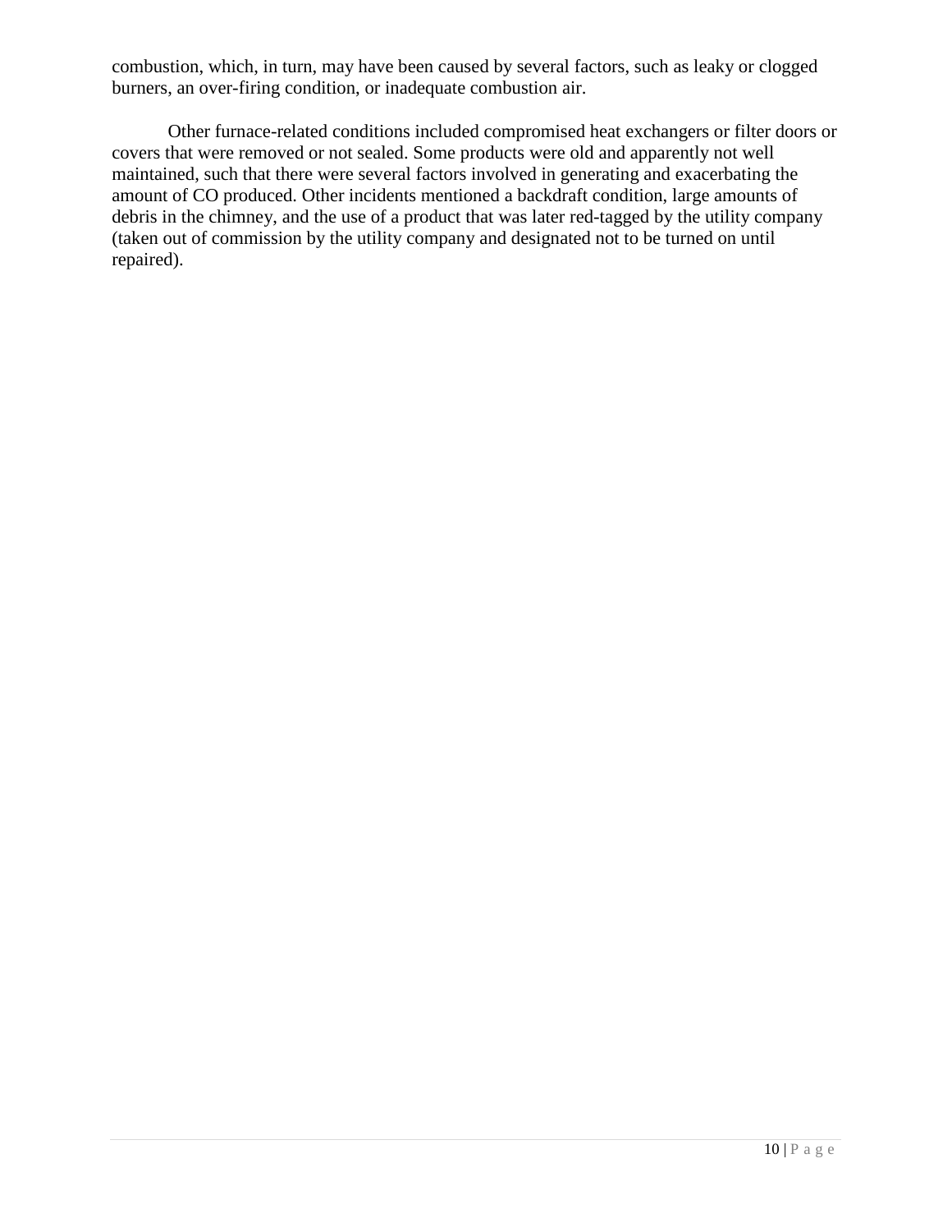combustion, which, in turn, may have been caused by several factors, such as leaky or clogged burners, an over-firing condition, or inadequate combustion air.

Other furnace-related conditions included compromised heat exchangers or filter doors or covers that were removed or not sealed. Some products were old and apparently not well maintained, such that there were several factors involved in generating and exacerbating the amount of CO produced. Other incidents mentioned a backdraft condition, large amounts of debris in the chimney, and the use of a product that was later red-tagged by the utility company (taken out of commission by the utility company and designated not to be turned on until repaired).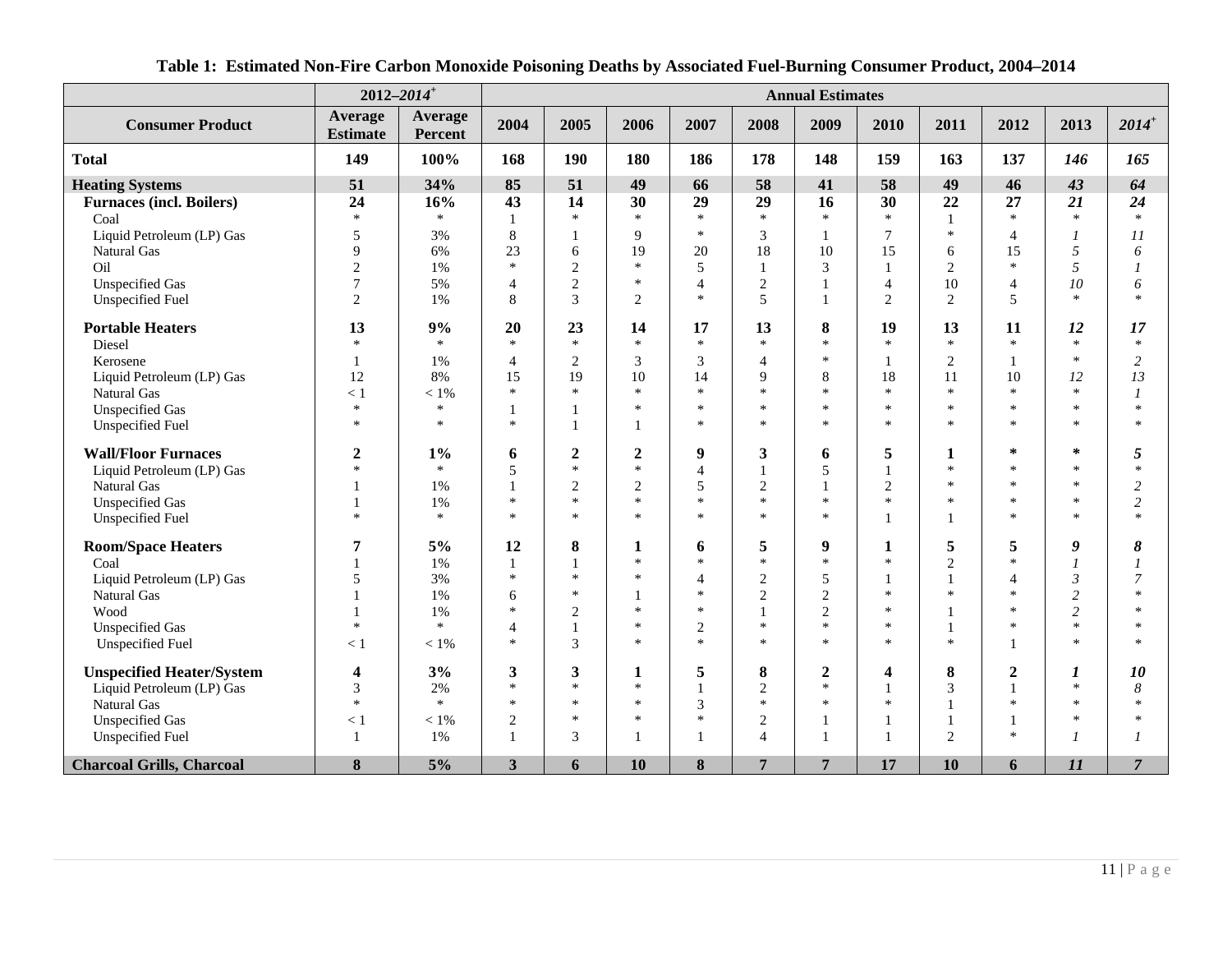**Table 1: Estimated Non-Fire Carbon Monoxide Poisoning Deaths by Associated Fuel-Burning Consumer Product, 2004–2014**

| Consumer Product | 2012–*2014*+ Average Estimate | 2012–*2014*+ Average Percent | 2004 | 2005 | 2006 | 2007 | 2008 | 2009 | 2010 | 2011 | 2012 | 2013 | *2014*+ |
|---|---|---|---|---|---|---|---|---|---|---|---|---|---|
| **Total** | **149** | **100%** | **168** | **190** | **180** | **186** | **178** | **148** | **159** | **163** | **137** | ***146*** | ***165*** |
| **Heating Systems** | **51** | **34%** | **85** | **51** | **49** | **66** | **58** | **41** | **58** | **49** | **46** | ***43*** | ***64*** |
| **Furnaces (incl. Boilers)** | **24** | **16%** | **43** | **14** | **30** | **29** | **29** | **16** | **30** | **22** | **27** | ***21*** | ***24*** |
| Coal | * | * | 1 | * | * | * | * | * | * | 1 | * | * | * |
| Liquid Petroleum (LP) Gas | 5 | 3% | 8 | 1 | 9 | * | 3 | 1 | 7 | * | 4 | *1* | *11* |
| Natural Gas | 9 | 6% | 23 | 6 | 19 | 20 | 18 | 10 | 15 | 6 | 15 | *5* | *6* |
| Oil | 2 | 1% | * | 2 | * | 5 | 1 | 3 | 1 | 2 | * | *5* | *1* |
| Unspecified Gas | 7 | 5% | 4 | 2 | * | 4 | 2 | 1 | 4 | 10 | 4 | *10* | *6* |
| Unspecified Fuel | 2 | 1% | 8 | 3 | 2 | * | 5 | 1 | 2 | 2 | 5 | * | * |
| **Portable Heaters** | **13** | **9%** | **20** | **23** | **14** | **17** | **13** | **8** | **19** | **13** | **11** | ***12*** | ***17*** |
| Diesel | * | * | * | * | * | * | * | * | * | * | * | * | * |
| Kerosene | 1 | 1% | 4 | 2 | 3 | 3 | 4 | * | 1 | 2 | 1 | * | *2* |
| Liquid Petroleum (LP) Gas | 12 | 8% | 15 | 19 | 10 | 14 | 9 | 8 | 18 | 11 | 10 | *12* | *13* |
| Natural Gas | < 1 | < 1% | * | * | * | * | * | * | * | * | * | * | *1* |
| Unspecified Gas | * | * | 1 | 1 | * | * | * | * | * | * | * | * | * |
| Unspecified Fuel | * | * | * | 1 | 1 | * | * | * | * | * | * | * | * |
| **Wall/Floor Furnaces** | **2** | **1%** | **6** | **2** | **2** | **9** | **3** | **6** | **5** | **1** | ***** | ***** | ***5*** |
| Liquid Petroleum (LP) Gas | * | * | 5 | * | * | 4 | 1 | 5 | 1 | * | * | * | * |
| Natural Gas | 1 | 1% | 1 | 2 | 2 | 5 | 2 | 1 | 2 | * | * | * | *2* |
| Unspecified Gas | 1 | 1% | * | * | * | * | * | * | * | * | * | * | *2* |
| Unspecified Fuel | * | * | * | * | * | * | * | * | 1 | 1 | * | * | * |
| **Room/Space Heaters** | **7** | **5%** | **12** | **8** | **1** | **6** | **5** | **9** | **1** | **5** | **5** | ***9*** | ***8*** |
| Coal | 1 | 1% | 1 | 1 | * | * | * | * | * | 2 | * | *1* | *1* |
| Liquid Petroleum (LP) Gas | 5 | 3% | * | * | * | 4 | 2 | 5 | 1 | 1 | 4 | *3* | *7* |
| Natural Gas | 1 | 1% | 6 | * | 1 | * | 2 | 2 | * | * | * | *2* | * |
| Wood | 1 | 1% | * | 2 | * | * | 1 | 2 | * | 1 | * | *2* | * |
| Unspecified Gas | * | * | 4 | 1 | * | 2 | * | * | * | 1 | * | * | * |
| Unspecified Fuel | < 1 | < 1% | * | 3 | * | * | * | * | * | * | 1 | * | * |
| **Unspecified Heater/System** | **4** | **3%** | **3** | **3** | **1** | **5** | **8** | **2** | **4** | **8** | **2** | ***1*** | ***10*** |
| Liquid Petroleum (LP) Gas | 3 | 2% | * | * | * | 1 | 2 | * | 1 | 3 | 1 | * | *8* |
| Natural Gas | * | * | * | * | * | 3 | * | * | * | 1 | * | * | * |
| Unspecified Gas | < 1 | < 1% | 2 | * | * | * | 2 | 1 | 1 | 1 | 1 | * | * |
| Unspecified Fuel | 1 | 1% | 1 | 3 | 1 | 1 | 4 | 1 | 1 | 2 | * | *1* | *1* |
| **Charcoal Grills, Charcoal** | **8** | **5%** | **3** | **6** | **10** | **8** | **7** | **7** | **17** | **10** | **6** | ***11*** | ***7*** |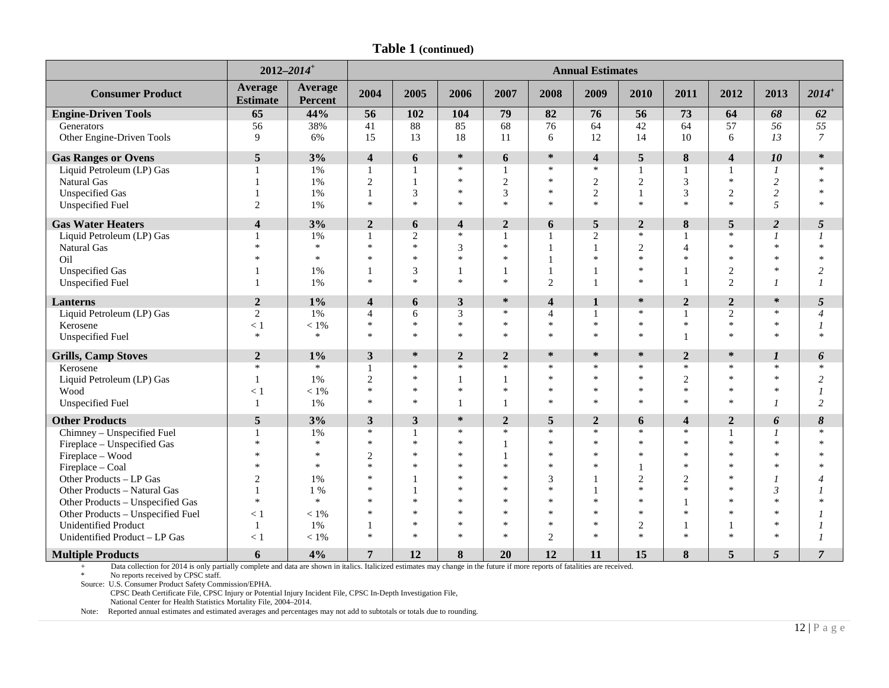**Table 1 (continued)**

| Consumer Product | 2012–*2014*[+] | | Annual Estimates | | | | | | | | | | |
|---|---|---|---|---|---|---|---|---|---|---|---|---|---|
| | Average Estimate | Average Percent | 2004 | 2005 | 2006 | 2007 | 2008 | 2009 | 2010 | 2011 | 2012 | 2013 | *2014*[+] |
| **Engine-Driven Tools** | **65** | **44%** | **56** | **102** | **104** | **79** | **82** | **76** | **56** | **73** | **64** | ***68*** | ***62*** |
| Generators | 56 | 38% | 41 | 88 | 85 | 68 | 76 | 64 | 42 | 64 | 57 | *56* | *55* |
| Other Engine-Driven Tools | 9 | 6% | 15 | 13 | 18 | 11 | 6 | 12 | 14 | 10 | 6 | *13* | *7* |
| **Gas Ranges or Ovens** | **5** | **3%** | **4** | **6** | **\*** | **6** | **\*** | **4** | **5** | **8** | **4** | ***10*** | ***\**** |
| Liquid Petroleum (LP) Gas | 1 | 1% | 1 | 1 | * | 1 | * | * | 1 | 1 | 1 | *1* | * |
| Natural Gas | 1 | 1% | 2 | 1 | * | 2 | * | 2 | 2 | 3 | * | *2* | * |
| Unspecified Gas | 1 | 1% | 1 | 3 | * | 3 | * | 2 | 1 | 3 | 2 | *2* | * |
| Unspecified Fuel | 2 | 1% | * | * | * | * | * | * | * | * | * | *5* | * |
| **Gas Water Heaters** | **4** | **3%** | **2** | **6** | **4** | **2** | **6** | **5** | **2** | **8** | **5** | ***2*** | ***5*** |
| Liquid Petroleum (LP) Gas | 1 | 1% | 1 | 2 | * | 1 | 1 | 2 | * | 1 | * | *1* | *1* |
| Natural Gas | * | * | * | * | 3 | * | 1 | 1 | 2 | 4 | * | * | * |
| Oil | * | * | * | * | * | * | 1 | * | * | * | * | * | * |
| Unspecified Gas | 1 | 1% | 1 | 3 | 1 | 1 | 1 | 1 | * | 1 | 2 | * | *2* |
| Unspecified Fuel | 1 | 1% | * | * | * | * | 2 | 1 | * | 1 | 2 | *1* | *1* |
| **Lanterns** | **2** | **1%** | **4** | **6** | **3** | **\*** | **4** | **1** | **\*** | **2** | **2** | ***\**** | ***5*** |
| Liquid Petroleum (LP) Gas | 2 | 1% | 4 | 6 | 3 | * | 4 | 1 | * | 1 | 2 | * | *4* |
| Kerosene | < 1 | < 1% | * | * | * | * | * | * | * | * | * | * | *1* |
| Unspecified Fuel | * | * | * | * | * | * | * | * | * | 1 | * | * | * |
| **Grills, Camp Stoves** | **2** | **1%** | **3** | **\*** | **2** | **2** | **\*** | **\*** | **\*** | **2** | **\*** | ***1*** | ***6*** |
| Kerosene | * | * | 1 | * | * | * | * | * | * | * | * | * | * |
| Liquid Petroleum (LP) Gas | 1 | 1% | 2 | * | 1 | 1 | * | * | * | 2 | * | * | *2* |
| Wood | < 1 | < 1% | * | * | * | * | * | * | * | * | * | * | *1* |
| Unspecified Fuel | 1 | 1% | * | * | 1 | 1 | * | * | * | * | * | *1* | *2* |
| **Other Products** | **5** | **3%** | **3** | **3** | **\*** | **2** | **5** | **2** | **6** | **4** | **2** | ***6*** | ***8*** |
| Chimney – Unspecified Fuel | 1 | 1% | * | 1 | * | * | * | * | * | * | 1 | *1* | * |
| Fireplace – Unspecified Gas | * | * | * | * | * | 1 | * | * | * | * | * | * | * |
| Fireplace – Wood | * | * | 2 | * | * | 1 | * | * | * | * | * | * | * |
| Fireplace – Coal | * | * | * | * | * | * | * | * | 1 | * | * | * | * |
| Other Products – LP Gas | 2 | 1% | * | 1 | * | * | 3 | 1 | 2 | 2 | * | *1* | *4* |
| Other Products – Natural Gas | 1 | 1 % | * | 1 | * | * | * | 1 | * | * | * | *3* | *1* |
| Other Products – Unspecified Gas | * | * | * | * | * | * | * | * | * | 1 | * | * | * |
| Other Products – Unspecified Fuel | < 1 | < 1% | * | * | * | * | * | * | * | * | * | * | *1* |
| Unidentified Product | 1 | 1% | 1 | * | * | * | * | * | 2 | 1 | 1 | * | *1* |
| Unidentified Product – LP Gas | < 1 | < 1% | * | * | * | * | 2 | * | * | * | * | * | *1* |
| **Multiple Products** | **6** | **4%** | **7** | **12** | **8** | **20** | **12** | **11** | **15** | **8** | **5** | ***5*** | ***7*** |

\+ Data collection for 2014 is only partially complete and data are shown in italics. Italicized estimates may change in the future if more reports of fatalities are received.

\* No reports received by CPSC staff.

Source: U.S. Consumer Product Safety Commission/EPHA.
CPSC Death Certificate File, CPSC Injury or Potential Injury Incident File, CPSC In-Depth Investigation File,
National Center for Health Statistics Mortality File, 2004–2014.

Note: Reported annual estimates and estimated averages and percentages may not add to subtotals or totals due to rounding.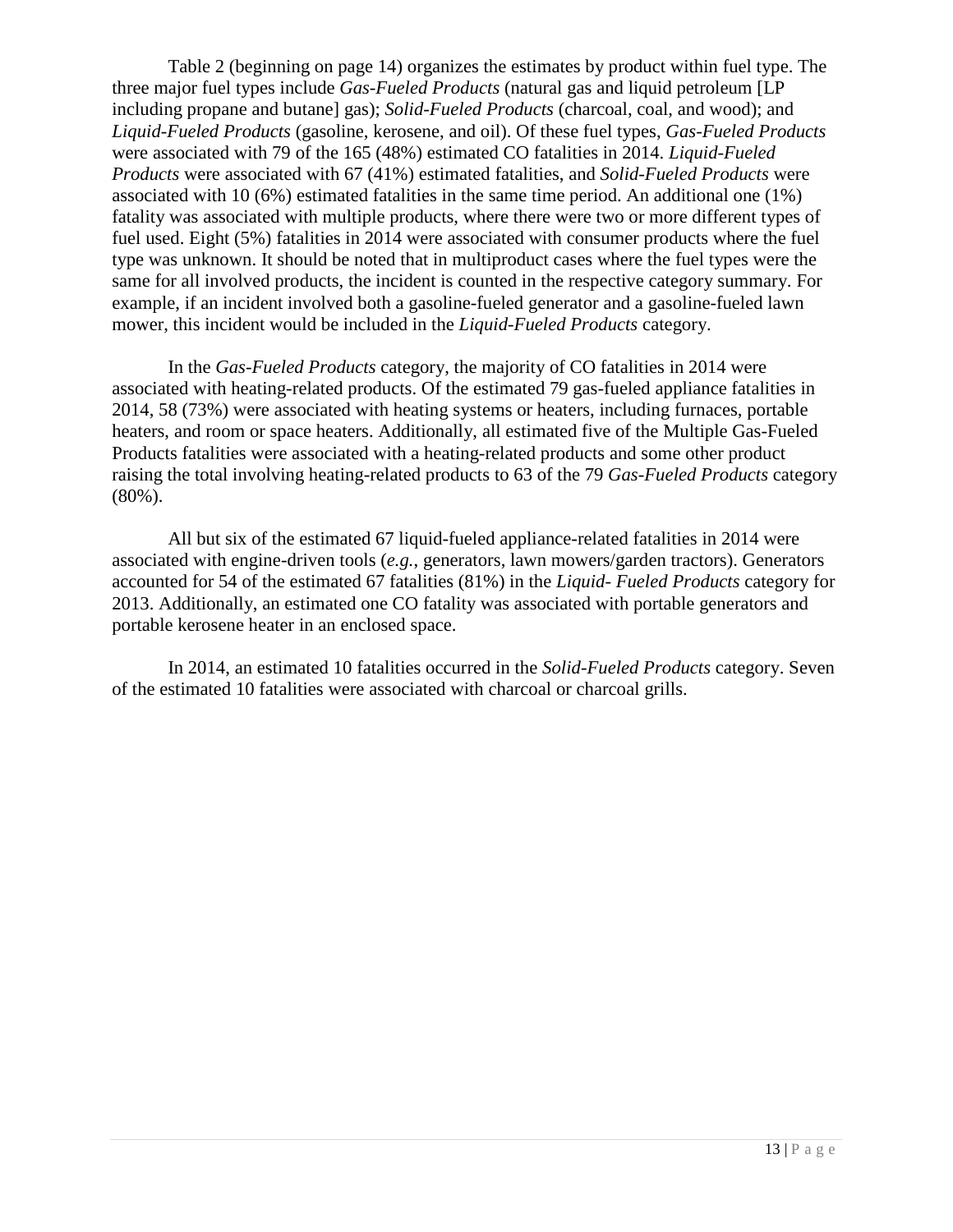Table 2 (beginning on page 14) organizes the estimates by product within fuel type. The three major fuel types include *Gas-Fueled Products* (natural gas and liquid petroleum [LP including propane and butane] gas); *Solid-Fueled Products* (charcoal, coal, and wood); and *Liquid-Fueled Products* (gasoline, kerosene, and oil). Of these fuel types, *Gas-Fueled Products* were associated with 79 of the 165 (48%) estimated CO fatalities in 2014. *Liquid-Fueled Products* were associated with 67 (41%) estimated fatalities, and *Solid-Fueled Products* were associated with 10 (6%) estimated fatalities in the same time period. An additional one (1%) fatality was associated with multiple products, where there were two or more different types of fuel used. Eight (5%) fatalities in 2014 were associated with consumer products where the fuel type was unknown. It should be noted that in multiproduct cases where the fuel types were the same for all involved products, the incident is counted in the respective category summary. For example, if an incident involved both a gasoline-fueled generator and a gasoline-fueled lawn mower, this incident would be included in the *Liquid-Fueled Products* category.

In the *Gas-Fueled Products* category, the majority of CO fatalities in 2014 were associated with heating-related products. Of the estimated 79 gas-fueled appliance fatalities in 2014, 58 (73%) were associated with heating systems or heaters, including furnaces, portable heaters, and room or space heaters. Additionally, all estimated five of the Multiple Gas-Fueled Products fatalities were associated with a heating-related products and some other product raising the total involving heating-related products to 63 of the 79 *Gas-Fueled Products* category (80%).

All but six of the estimated 67 liquid-fueled appliance-related fatalities in 2014 were associated with engine-driven tools (*e.g.*, generators, lawn mowers/garden tractors). Generators accounted for 54 of the estimated 67 fatalities (81%) in the *Liquid- Fueled Products* category for 2013. Additionally, an estimated one CO fatality was associated with portable generators and portable kerosene heater in an enclosed space.

In 2014, an estimated 10 fatalities occurred in the *Solid-Fueled Products* category. Seven of the estimated 10 fatalities were associated with charcoal or charcoal grills.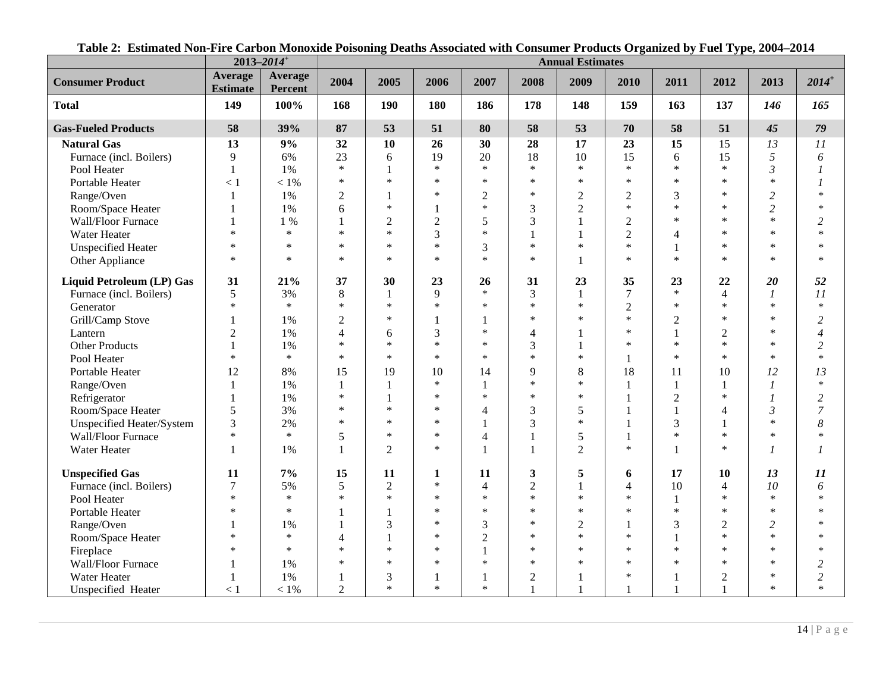**Table 2: Estimated Non-Fire Carbon Monoxide Poisoning Deaths Associated with Consumer Products Organized by Fuel Type, 2004–2014**

| | 2013–*2014*[+] | | Annual Estimates | | | | | | | | | | |
|---|---|---|---|---|---|---|---|---|---|---|---|---|---|
| **Consumer Product** | **Average Estimate** | **Average Percent** | **2004** | **2005** | **2006** | **2007** | **2008** | **2009** | **2010** | **2011** | **2012** | **2013** | ***2014***[+] |
| **Total** | **149** | **100%** | **168** | **190** | **180** | **186** | **178** | **148** | **159** | **163** | **137** | ***146*** | ***165*** |
| **Gas-Fueled Products** | **58** | **39%** | **87** | **53** | **51** | **80** | **58** | **53** | **70** | **58** | **51** | ***45*** | ***79*** |
| **Natural Gas** | **13** | **9%** | **32** | **10** | **26** | **30** | **28** | **17** | **23** | **15** | 15 | *13* | *11* |
| Furnace (incl. Boilers) | 9 | 6% | 23 | 6 | 19 | 20 | 18 | 10 | 15 | 6 | 15 | *5* | *6* |
| Pool Heater | 1 | 1% | * | 1 | * | * | * | * | * | * | * | *3* | *1* |
| Portable Heater | < 1 | < 1% | * | * | * | * | * | * | * | * | * | * | *1* |
| Range/Oven | 1 | 1% | 2 | 1 | * | 2 | * | 2 | 2 | 3 | * | *2* | * |
| Room/Space Heater | 1 | 1% | 6 | * | 1 | * | 3 | 2 | * | * | * | *2* | * |
| Wall/Floor Furnace | 1 | 1 % | 1 | 2 | 2 | 5 | 3 | 1 | 2 | * | * | * | *2* |
| Water Heater | * | * | * | * | 3 | * | 1 | 1 | 2 | 4 | * | * | * |
| Unspecified Heater | * | * | * | * | * | 3 | * | * | * | 1 | * | * | * |
| Other Appliance | * | * | * | * | * | * | * | 1 | * | * | * | * | * |
| **Liquid Petroleum (LP) Gas** | **31** | **21%** | **37** | **30** | **23** | **26** | **31** | **23** | **35** | **23** | **22** | ***20*** | ***52*** |
| Furnace (incl. Boilers) | 5 | 3% | 8 | 1 | 9 | * | 3 | 1 | 7 | * | 4 | *1* | *11* |
| Generator | * | * | * | * | * | * | * | * | 2 | * | * | * | * |
| Grill/Camp Stove | 1 | 1% | 2 | * | 1 | 1 | * | * | * | 2 | * | * | *2* |
| Lantern | 2 | 1% | 4 | 6 | 3 | * | 4 | 1 | * | 1 | 2 | * | *4* |
| Other Products | 1 | 1% | * | * | * | * | 3 | 1 | * | * | * | * | *2* |
| Pool Heater | * | * | * | * | * | * | * | * | 1 | * | * | * | * |
| Portable Heater | 12 | 8% | 15 | 19 | 10 | 14 | 9 | 8 | 18 | 11 | 10 | *12* | *13* |
| Range/Oven | 1 | 1% | 1 | 1 | * | 1 | * | * | 1 | 1 | 1 | *1* | * |
| Refrigerator | 1 | 1% | * | 1 | * | * | * | * | 1 | 2 | * | *1* | *2* |
| Room/Space Heater | 5 | 3% | * | * | * | 4 | 3 | 5 | 1 | 1 | 4 | *3* | *7* |
| Unspecified Heater/System | 3 | 2% | * | * | * | 1 | 3 | * | 1 | 3 | 1 | * | *8* |
| Wall/Floor Furnace | * | * | 5 | * | * | 4 | 1 | 5 | 1 | * | * | * | * |
| Water Heater | 1 | 1% | 1 | 2 | * | 1 | 1 | 2 | * | 1 | * | *1* | *1* |
| **Unspecified Gas** | **11** | **7%** | **15** | **11** | **1** | **11** | **3** | **5** | **6** | **17** | **10** | ***13*** | ***11*** |
| Furnace (incl. Boilers) | 7 | 5% | 5 | 2 | * | 4 | 2 | 1 | 4 | 10 | 4 | *10* | *6* |
| Pool Heater | * | * | * | * | * | * | * | * | * | 1 | * | * | * |
| Portable Heater | * | * | 1 | 1 | * | * | * | * | * | * | * | * | * |
| Range/Oven | 1 | 1% | 1 | 3 | * | 3 | * | 2 | 1 | 3 | 2 | *2* | * |
| Room/Space Heater | * | * | 4 | 1 | * | 2 | * | * | * | 1 | * | * | * |
| Fireplace | * | * | * | * | * | 1 | * | * | * | * | * | * | * |
| Wall/Floor Furnace | 1 | 1% | * | * | * | * | * | * | * | * | * | * | *2* |
| Water Heater | 1 | 1% | 1 | 3 | 1 | 1 | 2 | 1 | * | 1 | 2 | * | *2* |
| Unspecified Heater | < 1 | < 1% | 2 | * | * | * | 1 | 1 | 1 | 1 | 1 | * | * |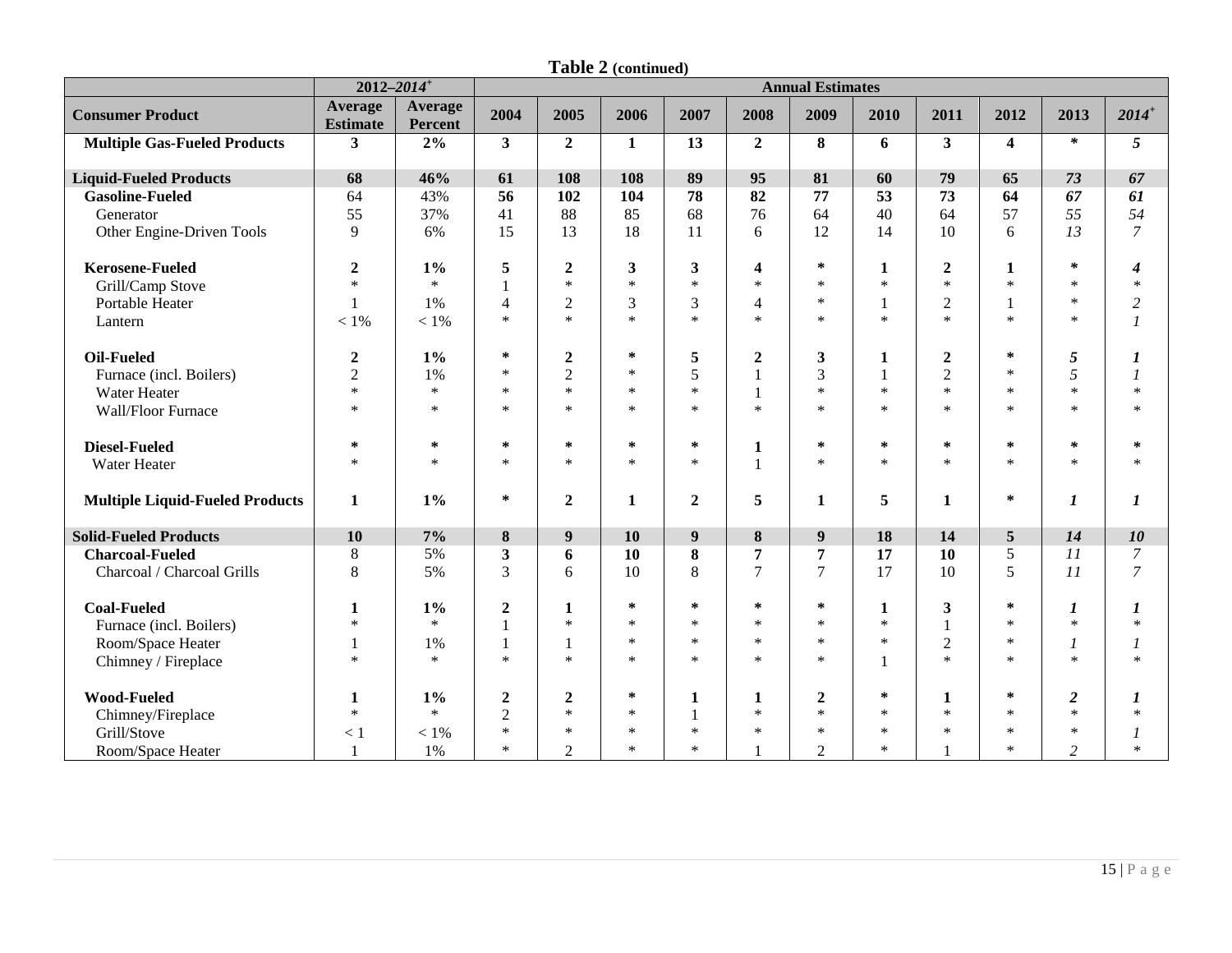**Table 2 (continued)**

| | 2012–*2014*[+] | | Annual Estimates | | | | | | | | | | |
|---|---|---|---|---|---|---|---|---|---|---|---|---|---|
| **Consumer Product** | **Average Estimate** | **Average Percent** | **2004** | **2005** | **2006** | **2007** | **2008** | **2009** | **2010** | **2011** | **2012** | **2013** | ***2014***[+] |
| **Multiple Gas-Fueled Products** | **3** | **2%** | **3** | **2** | **1** | **13** | **2** | **8** | **6** | **3** | **4** | * | ***5*** |
| **Liquid-Fueled Products** | **68** | **46%** | **61** | **108** | **108** | **89** | **95** | **81** | **60** | **79** | **65** | ***73*** | ***67*** |
| **Gasoline-Fueled** | 64 | 43% | **56** | **102** | **104** | **78** | **82** | **77** | **53** | **73** | **64** | ***67*** | ***61*** |
| Generator | 55 | 37% | 41 | 88 | 85 | 68 | 76 | 64 | 40 | 64 | 57 | *55* | *54* |
| Other Engine-Driven Tools | 9 | 6% | 15 | 13 | 18 | 11 | 6 | 12 | 14 | 10 | 6 | *13* | *7* |
| **Kerosene-Fueled** | **2** | **1%** | **5** | **2** | **3** | **3** | **4** | * | **1** | **2** | **1** | * | ***4*** |
| Grill/Camp Stove | * | * | 1 | * | * | * | * | * | * | * | * | * | * |
| Portable Heater | 1 | 1% | 4 | 2 | 3 | 3 | 4 | * | 1 | 2 | 1 | * | *2* |
| Lantern | < 1% | < 1% | * | * | * | * | * | * | * | * | * | * | *1* |
| **Oil-Fueled** | **2** | **1%** | * | **2** | * | **5** | **2** | **3** | **1** | **2** | * | ***5*** | ***1*** |
| Furnace (incl. Boilers) | 2 | 1% | * | 2 | * | 5 | 1 | 3 | 1 | 2 | * | *5* | *1* |
| Water Heater | * | * | * | * | * | * | 1 | * | * | * | * | * | * |
| Wall/Floor Furnace | * | * | * | * | * | * | * | * | * | * | * | * | * |
| **Diesel-Fueled** | * | * | * | * | * | * | **1** | * | * | * | * | * | * |
| Water Heater | * | * | * | * | * | * | 1 | * | * | * | * | * | * |
| **Multiple Liquid-Fueled Products** | **1** | **1%** | * | **2** | **1** | **2** | **5** | **1** | **5** | **1** | * | ***1*** | ***1*** |
| **Solid-Fueled Products** | **10** | **7%** | **8** | **9** | **10** | **9** | **8** | **9** | **18** | **14** | **5** | ***14*** | ***10*** |
| **Charcoal-Fueled** | 8 | 5% | **3** | **6** | **10** | **8** | **7** | **7** | **17** | **10** | 5 | *11* | *7* |
| Charcoal / Charcoal Grills | 8 | 5% | 3 | 6 | 10 | 8 | 7 | 7 | 17 | 10 | 5 | *11* | *7* |
| **Coal-Fueled** | **1** | **1%** | **2** | **1** | * | * | * | * | **1** | **3** | * | ***1*** | ***1*** |
| Furnace (incl. Boilers) | * | * | 1 | * | * | * | * | * | * | 1 | * | * | * |
| Room/Space Heater | 1 | 1% | 1 | 1 | * | * | * | * | * | 2 | * | *1* | *1* |
| Chimney / Fireplace | * | * | * | * | * | * | * | * | 1 | * | * | * | * |
| **Wood-Fueled** | **1** | **1%** | **2** | **2** | * | **1** | **1** | **2** | * | **1** | * | ***2*** | ***1*** |
| Chimney/Fireplace | * | * | 2 | * | * | 1 | * | * | * | * | * | * | * |
| Grill/Stove | < 1 | < 1% | * | * | * | * | * | * | * | * | * | * | *1* |
| Room/Space Heater | 1 | 1% | * | 2 | * | * | 1 | 2 | * | 1 | * | *2* | * |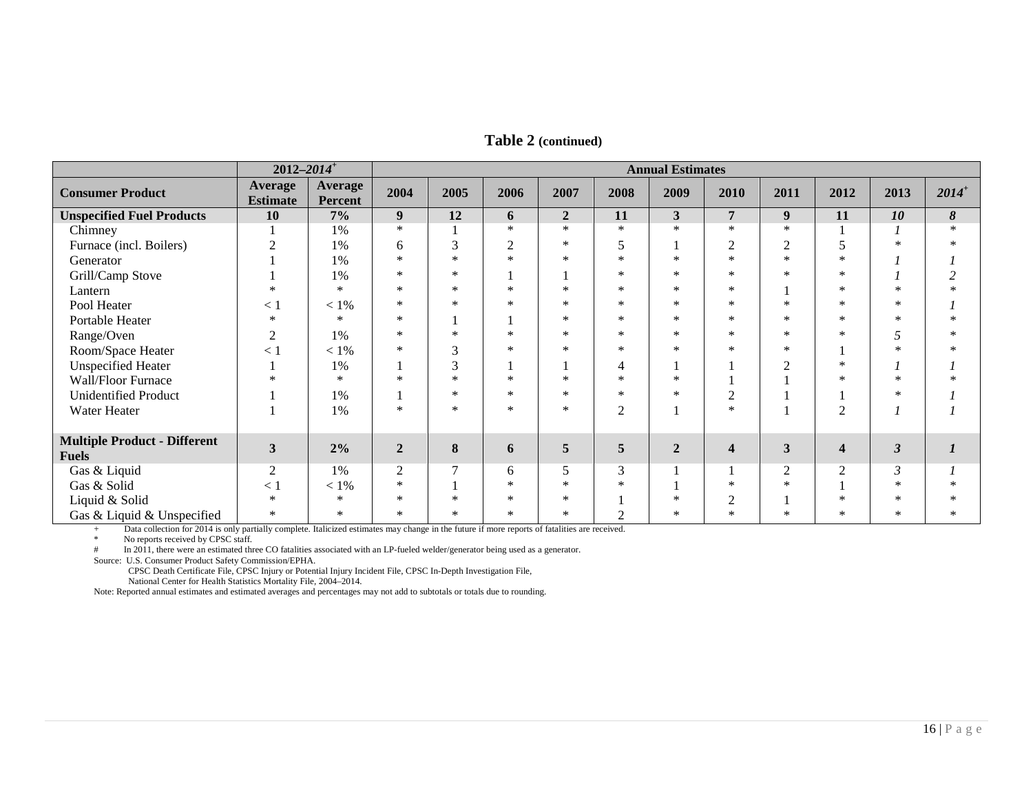## Table 2 (continued)

| | 2012–*2014*+ | | Annual Estimates | | | | | | | | | | |
|---|---|---|---|---|---|---|---|---|---|---|---|---|---|
| **Consumer Product** | **Average Estimate** | **Average Percent** | **2004** | **2005** | **2006** | **2007** | **2008** | **2009** | **2010** | **2011** | **2012** | **2013** | ***2014*+** |
| **Unspecified Fuel Products** | **10** | **7%** | **9** | **12** | **6** | **2** | **11** | **3** | **7** | **9** | **11** | ***10*** | ***8*** |
| Chimney | 1 | 1% | * | 1 | * | * | * | * | * | * | 1 | *1* | * |
| Furnace (incl. Boilers) | 2 | 1% | 6 | 3 | 2 | * | 5 | 1 | 2 | 2 | 5 | * | * |
| Generator | 1 | 1% | * | * | * | * | * | * | * | * | * | *1* | *1* |
| Grill/Camp Stove | 1 | 1% | * | * | 1 | 1 | * | * | * | * | * | *1* | *2* |
| Lantern | * | * | * | * | * | * | * | * | * | 1 | * | * | * |
| Pool Heater | < 1 | < 1% | * | * | * | * | * | * | * | * | * | * | *1* |
| Portable Heater | * | * | * | 1 | 1 | * | * | * | * | * | * | * | * |
| Range/Oven | 2 | 1% | * | * | * | * | * | * | * | * | * | *5* | * |
| Room/Space Heater | < 1 | < 1% | * | 3 | * | * | * | * | * | * | 1 | * | * |
| Unspecified Heater | 1 | 1% | 1 | 3 | 1 | 1 | 4 | 1 | 1 | 2 | * | *1* | *1* |
| Wall/Floor Furnace | * | * | * | * | * | * | * | * | 1 | 1 | * | * | * |
| Unidentified Product | 1 | 1% | 1 | * | * | * | * | * | 2 | 1 | 1 | * | *1* |
| Water Heater | 1 | 1% | * | * | * | * | 2 | 1 | * | 1 | 2 | *1* | *1* |
| **Multiple Product - Different Fuels** | **3** | **2%** | **2** | **8** | **6** | **5** | **5** | **2** | **4** | **3** | **4** | ***3*** | ***1*** |
| Gas & Liquid | 2 | 1% | 2 | 7 | 6 | 5 | 3 | 1 | 1 | 2 | 2 | *3* | *1* |
| Gas & Solid | < 1 | < 1% | * | 1 | * | * | * | 1 | * | * | 1 | * | * |
| Liquid & Solid | * | * | * | * | * | * | 1 | * | 2 | 1 | * | * | * |
| Gas & Liquid & Unspecified | * | * | * | * | * | * | 2 | * | * | * | * | * | * |

\+ Data collection for 2014 is only partially complete. Italicized estimates may change in the future if more reports of fatalities are received.

\* No reports received by CPSC staff.

\# In 2011, there were an estimated three CO fatalities associated with an LP-fueled welder/generator being used as a generator.

Source: U.S. Consumer Product Safety Commission/EPHA.
CPSC Death Certificate File, CPSC Injury or Potential Injury Incident File, CPSC In-Depth Investigation File,
National Center for Health Statistics Mortality File, 2004–2014.

Note: Reported annual estimates and estimated averages and percentages may not add to subtotals or totals due to rounding.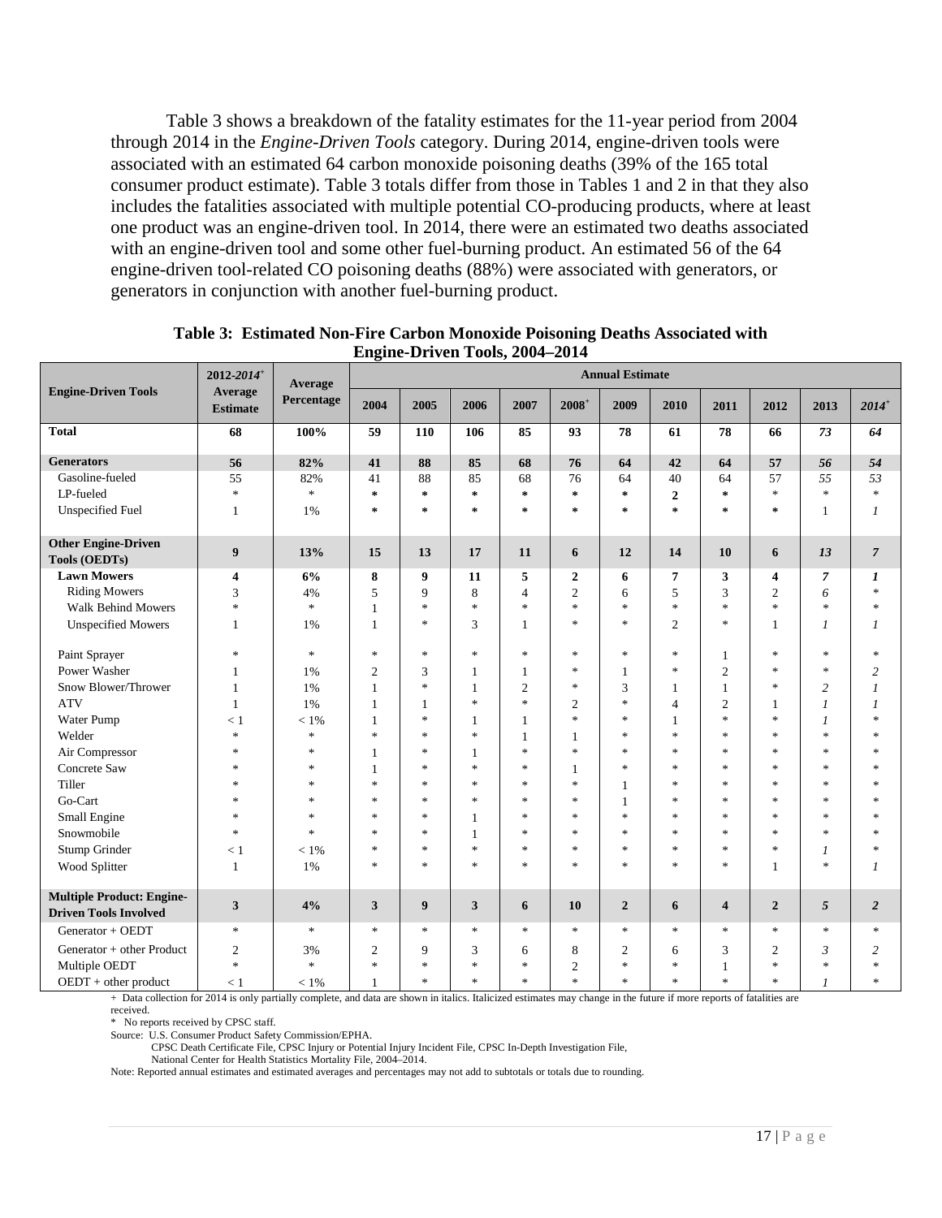Table 3 shows a breakdown of the fatality estimates for the 11-year period from 2004 through 2014 in the *Engine-Driven Tools* category. During 2014, engine-driven tools were associated with an estimated 64 carbon monoxide poisoning deaths (39% of the 165 total consumer product estimate). Table 3 totals differ from those in Tables 1 and 2 in that they also includes the fatalities associated with multiple potential CO-producing products, where at least one product was an engine-driven tool. In 2014, there were an estimated two deaths associated with an engine-driven tool and some other fuel-burning product. An estimated 56 of the 64 engine-driven tool-related CO poisoning deaths (88%) were associated with generators, or generators in conjunction with another fuel-burning product.

**Table 3: Estimated Non-Fire Carbon Monoxide Poisoning Deaths Associated with Engine-Driven Tools, 2004–2014**

| Engine-Driven Tools | 2012-*2014*+ Average Estimate | Average Percentage | Annual Estimate | | | | | | | | | | |
|---|---|---|---|---|---|---|---|---|---|---|---|---|---|
| | | | 2004 | 2005 | 2006 | 2007 | 2008+ | 2009 | 2010 | 2011 | 2012 | 2013 | *2014*+ |
| **Total** | **68** | **100%** | **59** | **110** | **106** | **85** | **93** | **78** | **61** | **78** | **66** | ***73*** | ***64*** |
| **Generators** | **56** | **82%** | **41** | **88** | **85** | **68** | **76** | **64** | **42** | **64** | **57** | ***56*** | ***54*** |
| Gasoline-fueled | 55 | 82% | 41 | 88 | 85 | 68 | 76 | 64 | 40 | 64 | 57 | *55* | *53* |
| LP-fueled | * | * | * | * | * | * | * | * | 2 | * | * | * | * |
| Unspecified Fuel | 1 | 1% | * | * | * | * | * | * | * | * | * | 1 | *1* |
| **Other Engine-Driven Tools (OEDTs)** | **9** | **13%** | **15** | **13** | **17** | **11** | **6** | **12** | **14** | **10** | **6** | ***13*** | ***7*** |
| **Lawn Mowers** | **4** | **6%** | **8** | **9** | **11** | **5** | **2** | **6** | **7** | **3** | **4** | ***7*** | ***1*** |
| Riding Mowers | 3 | 4% | 5 | 9 | 8 | 4 | 2 | 6 | 5 | 3 | 2 | *6* | * |
| Walk Behind Mowers | * | * | 1 | * | * | * | * | * | * | * | * | * | * |
| Unspecified Mowers | 1 | 1% | 1 | * | 3 | 1 | * | * | 2 | * | 1 | *1* | *1* |
| Paint Sprayer | * | * | * | * | * | * | * | * | * | 1 | * | * | * |
| Power Washer | 1 | 1% | 2 | 3 | 1 | 1 | * | 1 | * | 2 | * | * | *2* |
| Snow Blower/Thrower | 1 | 1% | 1 | * | 1 | 2 | * | 3 | 1 | 1 | * | *2* | *1* |
| ATV | 1 | 1% | 1 | 1 | * | * | 2 | * | 4 | 2 | 1 | *1* | *1* |
| Water Pump | < 1 | < 1% | 1 | * | 1 | 1 | * | * | 1 | * | * | *1* | * |
| Welder | * | * | * | * | * | 1 | 1 | * | * | * | * | * | * |
| Air Compressor | * | * | 1 | * | 1 | * | * | * | * | * | * | * | * |
| Concrete Saw | * | * | 1 | * | * | * | 1 | * | * | * | * | * | * |
| Tiller | * | * | * | * | * | * | * | 1 | * | * | * | * | * |
| Go-Cart | * | * | * | * | * | * | * | 1 | * | * | * | * | * |
| Small Engine | * | * | * | * | 1 | * | * | * | * | * | * | * | * |
| Snowmobile | * | * | * | * | 1 | * | * | * | * | * | * | * | * |
| Stump Grinder | < 1 | < 1% | * | * | * | * | * | * | * | * | * | *1* | * |
| Wood Splitter | 1 | 1% | * | * | * | * | * | * | * | * | 1 | * | *1* |
| **Multiple Product: Engine-Driven Tools Involved** | **3** | **4%** | **3** | **9** | **3** | **6** | **10** | **2** | **6** | **4** | **2** | ***5*** | ***2*** |
| Generator + OEDT | * | * | * | * | * | * | * | * | * | * | * | * | * |
| Generator + other Product | 2 | 3% | 2 | 9 | 3 | 6 | 8 | 2 | 6 | 3 | 2 | *3* | *2* |
| Multiple OEDT | * | * | * | * | * | * | 2 | * | * | 1 | * | * | * |
| OEDT + other product | < 1 | < 1% | 1 | * | * | * | * | * | * | * | * | *1* | * |

\+ Data collection for 2014 is only partially complete, and data are shown in italics. Italicized estimates may change in the future if more reports of fatalities are received.

\* No reports received by CPSC staff.

Source: U.S. Consumer Product Safety Commission/EPHA.
CPSC Death Certificate File, CPSC Injury or Potential Injury Incident File, CPSC In-Depth Investigation File,
National Center for Health Statistics Mortality File, 2004–2014.

Note: Reported annual estimates and estimated averages and percentages may not add to subtotals or totals due to rounding.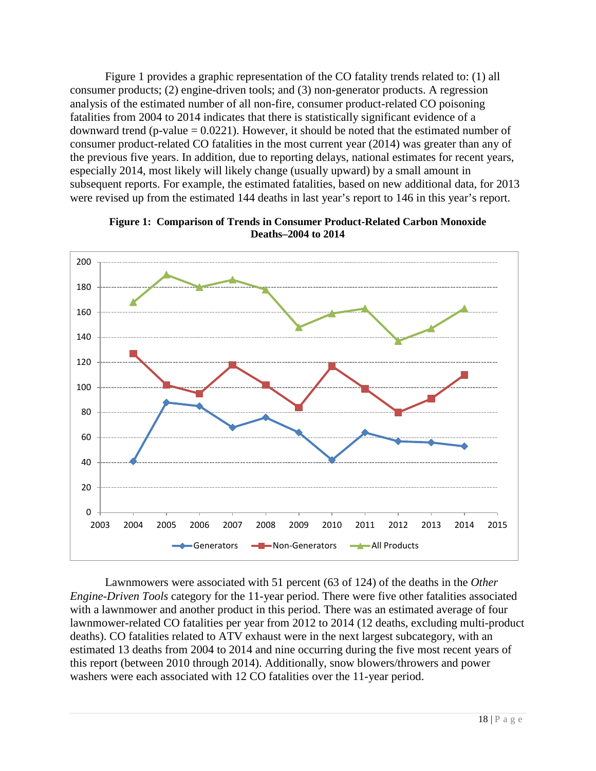Figure 1 provides a graphic representation of the CO fatality trends related to: (1) all consumer products; (2) engine-driven tools; and (3) non-generator products. A regression analysis of the estimated number of all non-fire, consumer product-related CO poisoning fatalities from 2004 to 2014 indicates that there is statistically significant evidence of a downward trend (p-value = 0.0221). However, it should be noted that the estimated number of consumer product-related CO fatalities in the most current year (2014) was greater than any of the previous five years. In addition, due to reporting delays, national estimates for recent years, especially 2014, most likely will likely change (usually upward) by a small amount in subsequent reports. For example, the estimated fatalities, based on new additional data, for 2013 were revised up from the estimated 144 deaths in last year's report to 146 in this year's report.

**Figure 1: Comparison of Trends in Consumer Product-Related Carbon Monoxide Deaths–2004 to 2014**

Lawnmowers were associated with 51 percent (63 of 124) of the deaths in the *Other Engine-Driven Tools* category for the 11-year period. There were five other fatalities associated with a lawnmower and another product in this period. There was an estimated average of four lawnmower-related CO fatalities per year from 2012 to 2014 (12 deaths, excluding multi-product deaths). CO fatalities related to ATV exhaust were in the next largest subcategory, with an estimated 13 deaths from 2004 to 2014 and nine occurring during the five most recent years of this report (between 2010 through 2014). Additionally, snow blowers/throwers and power washers were each associated with 12 CO fatalities over the 11-year period.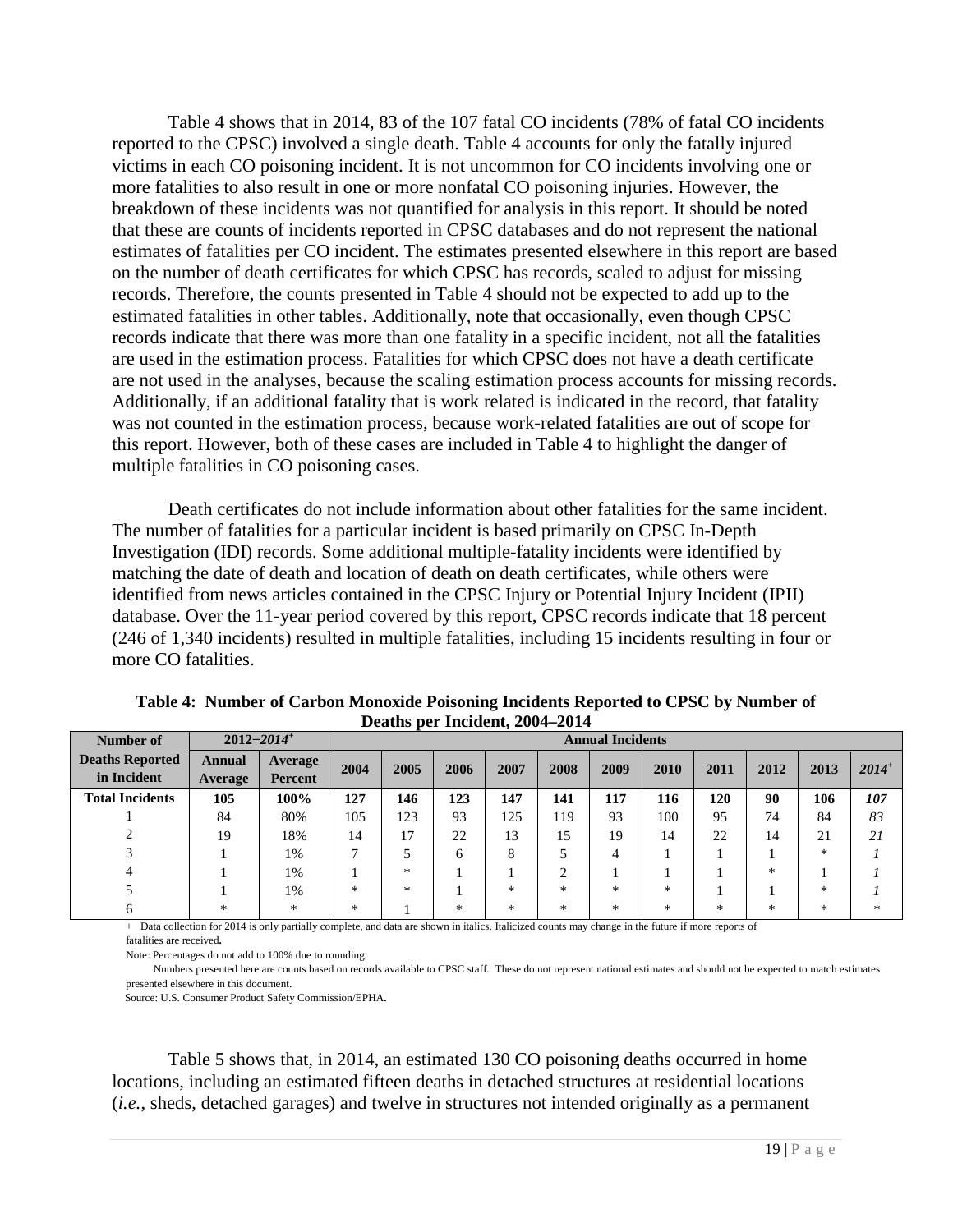Table 4 shows that in 2014, 83 of the 107 fatal CO incidents (78% of fatal CO incidents reported to the CPSC) involved a single death. Table 4 accounts for only the fatally injured victims in each CO poisoning incident. It is not uncommon for CO incidents involving one or more fatalities to also result in one or more nonfatal CO poisoning injuries. However, the breakdown of these incidents was not quantified for analysis in this report. It should be noted that these are counts of incidents reported in CPSC databases and do not represent the national estimates of fatalities per CO incident. The estimates presented elsewhere in this report are based on the number of death certificates for which CPSC has records, scaled to adjust for missing records. Therefore, the counts presented in Table 4 should not be expected to add up to the estimated fatalities in other tables. Additionally, note that occasionally, even though CPSC records indicate that there was more than one fatality in a specific incident, not all the fatalities are used in the estimation process. Fatalities for which CPSC does not have a death certificate are not used in the analyses, because the scaling estimation process accounts for missing records. Additionally, if an additional fatality that is work related is indicated in the record, that fatality was not counted in the estimation process, because work-related fatalities are out of scope for this report. However, both of these cases are included in Table 4 to highlight the danger of multiple fatalities in CO poisoning cases.

Death certificates do not include information about other fatalities for the same incident. The number of fatalities for a particular incident is based primarily on CPSC In-Depth Investigation (IDI) records. Some additional multiple-fatality incidents were identified by matching the date of death and location of death on death certificates, while others were identified from news articles contained in the CPSC Injury or Potential Injury Incident (IPII) database. Over the 11-year period covered by this report, CPSC records indicate that 18 percent (246 of 1,340 incidents) resulted in multiple fatalities, including 15 incidents resulting in four or more CO fatalities.

**Table 4: Number of Carbon Monoxide Poisoning Incidents Reported to CPSC by Number of Deaths per Incident, 2004–2014**

| Number of Deaths Reported in Incident | 2012–*2014*+ | | Annual Incidents | | | | | | | | | | |
|---|---|---|---|---|---|---|---|---|---|---|---|---|---|
| | Annual Average | Average Percent | 2004 | 2005 | 2006 | 2007 | 2008 | 2009 | 2010 | 2011 | 2012 | 2013 | *2014*+ |
| **Total Incidents** | **105** | **100%** | **127** | **146** | **123** | **147** | **141** | **117** | **116** | **120** | **90** | **106** | ***107*** |
| 1 | 84 | 80% | 105 | 123 | 93 | 125 | 119 | 93 | 100 | 95 | 74 | 84 | *83* |
| 2 | 19 | 18% | 14 | 17 | 22 | 13 | 15 | 19 | 14 | 22 | 14 | 21 | *21* |
| 3 | 1 | 1% | 7 | 5 | 6 | 8 | 5 | 4 | 1 | 1 | 1 | * | *1* |
| 4 | 1 | 1% | 1 | * | 1 | 1 | 2 | 1 | 1 | 1 | * | 1 | *1* |
| 5 | 1 | 1% | * | * | 1 | * | * | * | * | 1 | 1 | * | *1* |
| 6 | * | * | * | 1 | * | * | * | * | * | * | * | * | * |

+ Data collection for 2014 is only partially complete, and data are shown in italics. Italicized counts may change in the future if more reports of fatalities are received.

Note: Percentages do not add to 100% due to rounding.

Numbers presented here are counts based on records available to CPSC staff. These do not represent national estimates and should not be expected to match estimates presented elsewhere in this document.

Source: U.S. Consumer Product Safety Commission/EPHA.

Table 5 shows that, in 2014, an estimated 130 CO poisoning deaths occurred in home locations, including an estimated fifteen deaths in detached structures at residential locations (*i.e.*, sheds, detached garages) and twelve in structures not intended originally as a permanent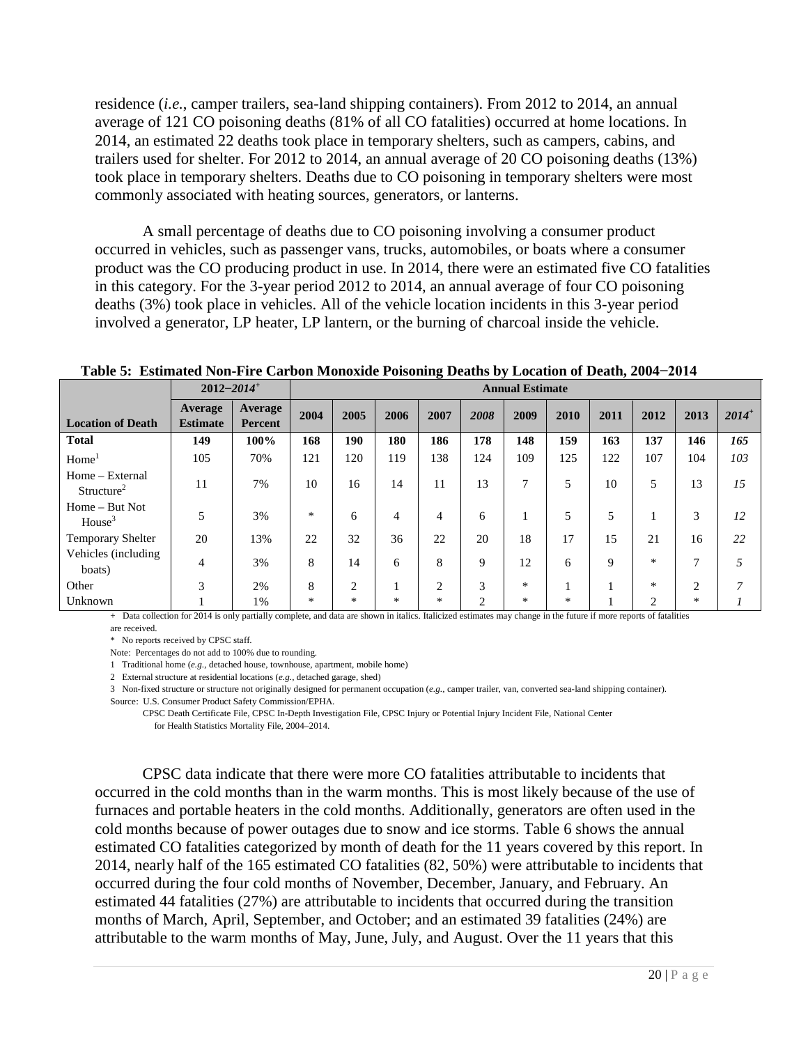residence (*i.e.*, camper trailers, sea-land shipping containers). From 2012 to 2014, an annual average of 121 CO poisoning deaths (81% of all CO fatalities) occurred at home locations. In 2014, an estimated 22 deaths took place in temporary shelters, such as campers, cabins, and trailers used for shelter. For 2012 to 2014, an annual average of 20 CO poisoning deaths (13%) took place in temporary shelters. Deaths due to CO poisoning in temporary shelters were most commonly associated with heating sources, generators, or lanterns.

A small percentage of deaths due to CO poisoning involving a consumer product occurred in vehicles, such as passenger vans, trucks, automobiles, or boats where a consumer product was the CO producing product in use. In 2014, there were an estimated five CO fatalities in this category. For the 3-year period 2012 to 2014, an annual average of four CO poisoning deaths (3%) took place in vehicles. All of the vehicle location incidents in this 3-year period involved a generator, LP heater, LP lantern, or the burning of charcoal inside the vehicle.

**Table 5: Estimated Non-Fire Carbon Monoxide Poisoning Deaths by Location of Death, 2004−2014**

| | 2012−*2014*+ | | Annual Estimate | | | | | | | | | | |
|---|---|---|---|---|---|---|---|---|---|---|---|---|---|
| **Location of Death** | **Average Estimate** | **Average Percent** | **2004** | **2005** | **2006** | **2007** | ***2008*** | **2009** | **2010** | **2011** | **2012** | **2013** | ***2014*+** |
| **Total** | **149** | **100%** | **168** | **190** | **180** | **186** | **178** | **148** | **159** | **163** | **137** | **146** | ***165*** |
| Home[1] | 105 | 70% | 121 | 120 | 119 | 138 | 124 | 109 | 125 | 122 | 107 | 104 | *103* |
| Home – External Structure[2] | 11 | 7% | 10 | 16 | 14 | 11 | 13 | 7 | 5 | 10 | 5 | 13 | *15* |
| Home – But Not House[3] | 5 | 3% | * | 6 | 4 | 4 | 6 | 1 | 5 | 5 | 1 | 3 | *12* |
| Temporary Shelter | 20 | 13% | 22 | 32 | 36 | 22 | 20 | 18 | 17 | 15 | 21 | 16 | *22* |
| Vehicles (including boats) | 4 | 3% | 8 | 14 | 6 | 8 | 9 | 12 | 6 | 9 | * | 7 | *5* |
| Other | 3 | 2% | 8 | 2 | 1 | 2 | 3 | * | 1 | 1 | * | 2 | *7* |
| Unknown | 1 | 1% | * | * | * | * | 2 | * | * | 1 | 2 | * | *1* |

\+ Data collection for 2014 is only partially complete, and data are shown in italics. Italicized estimates may change in the future if more reports of fatalities are received.

\* No reports received by CPSC staff.

Note: Percentages do not add to 100% due to rounding.

1 Traditional home (*e.g.*, detached house, townhouse, apartment, mobile home)

2 External structure at residential locations (*e.g.*, detached garage, shed)

3 Non-fixed structure or structure not originally designed for permanent occupation (*e.g.*, camper trailer, van, converted sea-land shipping container).

Source: U.S. Consumer Product Safety Commission/EPHA.

CPSC Death Certificate File, CPSC In-Depth Investigation File, CPSC Injury or Potential Injury Incident File, National Center for Health Statistics Mortality File, 2004–2014.

CPSC data indicate that there were more CO fatalities attributable to incidents that occurred in the cold months than in the warm months. This is most likely because of the use of furnaces and portable heaters in the cold months. Additionally, generators are often used in the cold months because of power outages due to snow and ice storms. Table 6 shows the annual estimated CO fatalities categorized by month of death for the 11 years covered by this report. In 2014, nearly half of the 165 estimated CO fatalities (82, 50%) were attributable to incidents that occurred during the four cold months of November, December, January, and February. An estimated 44 fatalities (27%) are attributable to incidents that occurred during the transition months of March, April, September, and October; and an estimated 39 fatalities (24%) are attributable to the warm months of May, June, July, and August. Over the 11 years that this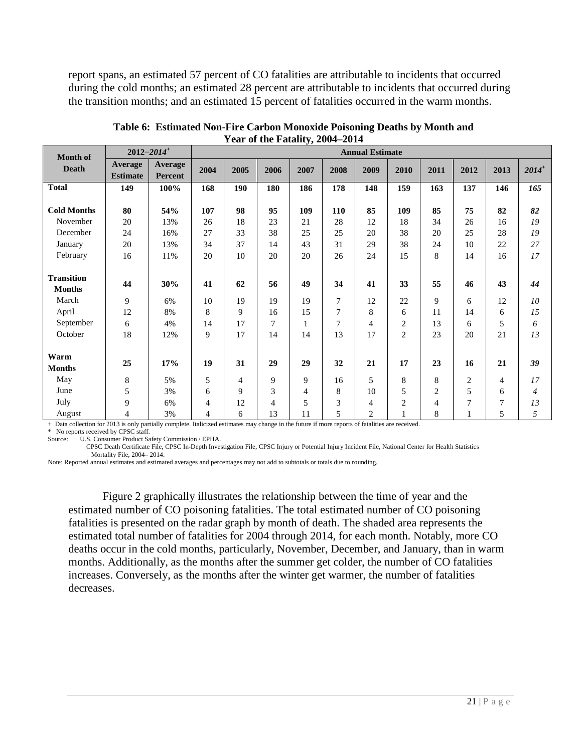report spans, an estimated 57 percent of CO fatalities are attributable to incidents that occurred during the cold months; an estimated 28 percent are attributable to incidents that occurred during the transition months; and an estimated 15 percent of fatalities occurred in the warm months.

**Table 6: Estimated Non-Fire Carbon Monoxide Poisoning Deaths by Month and Year of the Fatality, 2004–2014**

| Month of Death | 2012–*2014*+ | | Annual Estimate | | | | | | | | | | |
|---|---|---|---|---|---|---|---|---|---|---|---|---|---|
| | Average Estimate | Average Percent | 2004 | 2005 | 2006 | 2007 | 2008 | 2009 | 2010 | 2011 | 2012 | 2013 | *2014*+ |
| **Total** | **149** | **100%** | **168** | **190** | **180** | **186** | **178** | **148** | **159** | **163** | **137** | **146** | ***165*** |
| **Cold Months** | **80** | **54%** | **107** | **98** | **95** | **109** | **110** | **85** | **109** | **85** | **75** | **82** | ***82*** |
| November | 20 | 13% | 26 | 18 | 23 | 21 | 28 | 12 | 18 | 34 | 26 | 16 | *19* |
| December | 24 | 16% | 27 | 33 | 38 | 25 | 25 | 20 | 38 | 20 | 25 | 28 | *19* |
| January | 20 | 13% | 34 | 37 | 14 | 43 | 31 | 29 | 38 | 24 | 10 | 22 | *27* |
| February | 16 | 11% | 20 | 10 | 20 | 20 | 26 | 24 | 15 | 8 | 14 | 16 | *17* |
| **Transition Months** | **44** | **30%** | **41** | **62** | **56** | **49** | **34** | **41** | **33** | **55** | **46** | **43** | ***44*** |
| March | 9 | 6% | 10 | 19 | 19 | 19 | 7 | 12 | 22 | 9 | 6 | 12 | *10* |
| April | 12 | 8% | 8 | 9 | 16 | 15 | 7 | 8 | 6 | 11 | 14 | 6 | *15* |
| September | 6 | 4% | 14 | 17 | 7 | 1 | 7 | 4 | 2 | 13 | 6 | 5 | *6* |
| October | 18 | 12% | 9 | 17 | 14 | 14 | 13 | 17 | 2 | 23 | 20 | 21 | *13* |
| **Warm Months** | **25** | **17%** | **19** | **31** | **29** | **29** | **32** | **21** | **17** | **23** | **16** | **21** | ***39*** |
| May | 8 | 5% | 5 | 4 | 9 | 9 | 16 | 5 | 8 | 8 | 2 | 4 | *17* |
| June | 5 | 3% | 6 | 9 | 3 | 4 | 8 | 10 | 5 | 2 | 5 | 6 | *4* |
| July | 9 | 6% | 4 | 12 | 4 | 5 | 3 | 4 | 2 | 4 | 7 | 7 | *13* |
| August | 4 | 3% | 4 | 6 | 13 | 11 | 5 | 2 | 1 | 8 | 1 | 5 | *5* |

\+ Data collection for 2013 is only partially complete. Italicized estimates may change in the future if more reports of fatalities are received.
\* No reports received by CPSC staff.
Source: U.S. Consumer Product Safety Commission / EPHA.
CPSC Death Certificate File, CPSC In-Depth Investigation File, CPSC Injury or Potential Injury Incident File, National Center for Health Statistics Mortality File, 2004– 2014.
Note: Reported annual estimates and estimated averages and percentages may not add to subtotals or totals due to rounding.

Figure 2 graphically illustrates the relationship between the time of year and the estimated number of CO poisoning fatalities. The total estimated number of CO poisoning fatalities is presented on the radar graph by month of death. The shaded area represents the estimated total number of fatalities for 2004 through 2014, for each month. Notably, more CO deaths occur in the cold months, particularly, November, December, and January, than in warm months. Additionally, as the months after the summer get colder, the number of CO fatalities increases. Conversely, as the months after the winter get warmer, the number of fatalities decreases.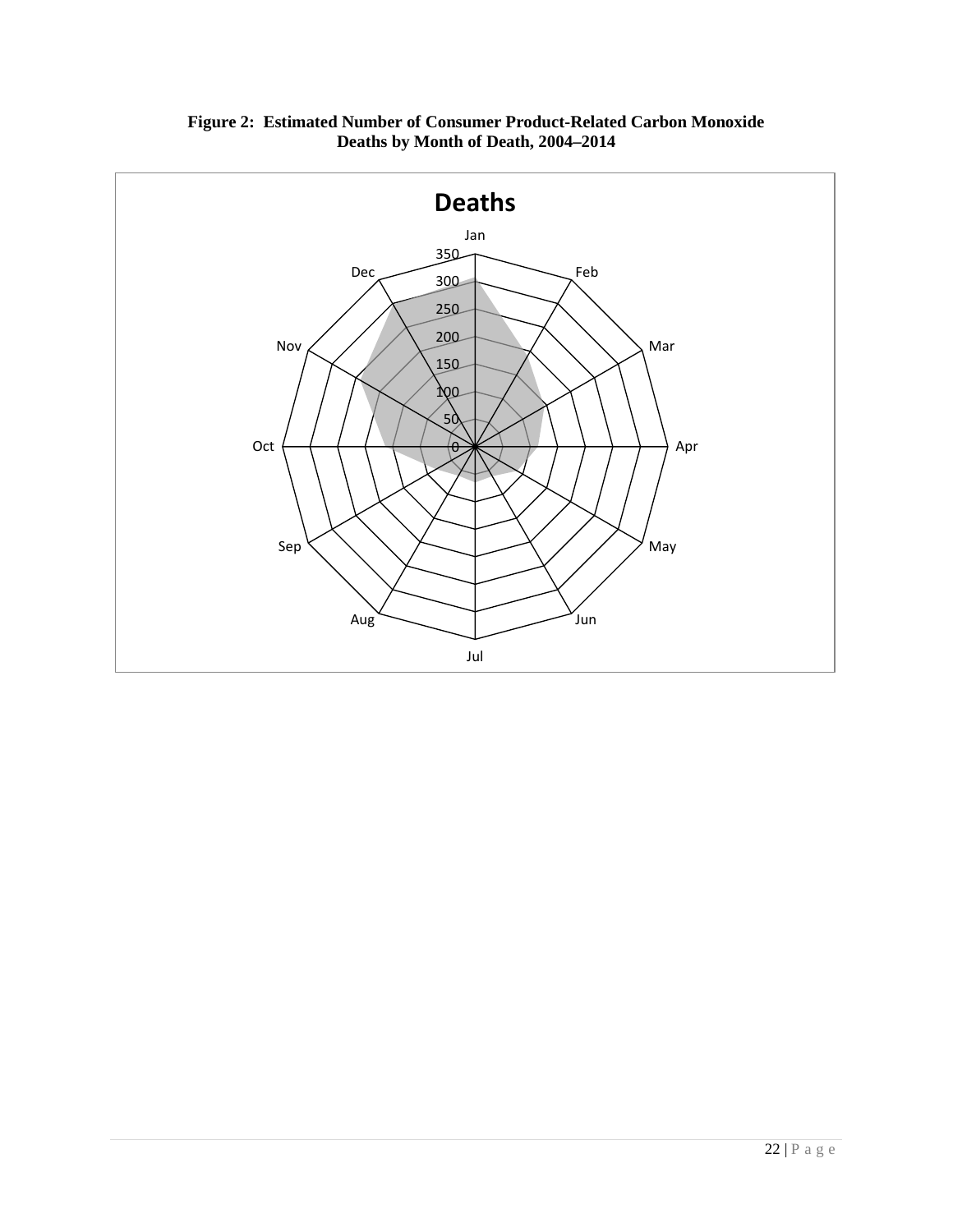**Figure 2: Estimated Number of Consumer Product-Related Carbon Monoxide Deaths by Month of Death, 2004–2014**

**Deaths**

Jan

350

Dec

300

Feb

250

200

Nov

Mar

150

100

50

Oct

0

Apr

Sep

May

Aug

Jun

Jul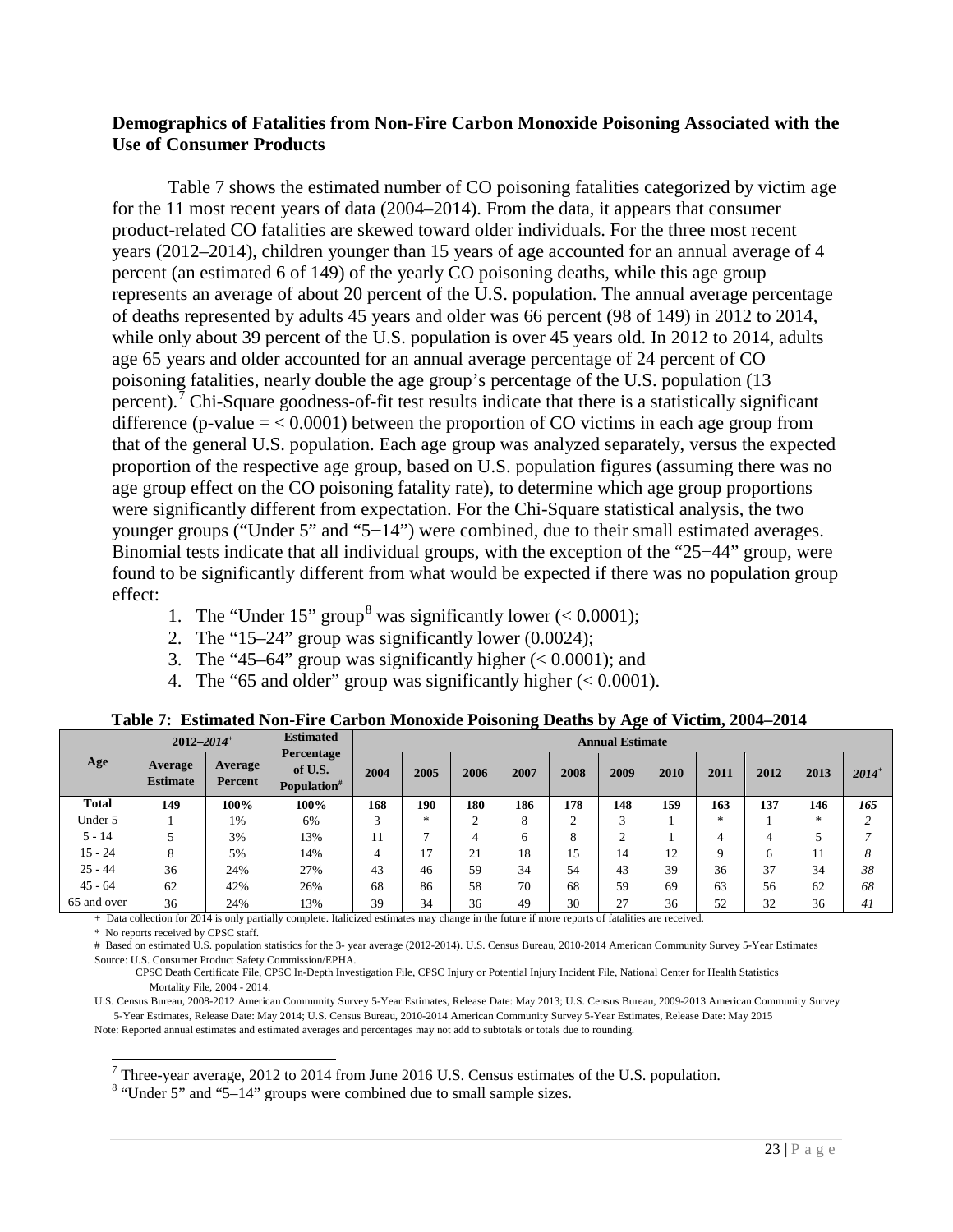**Demographics of Fatalities from Non-Fire Carbon Monoxide Poisoning Associated with the Use of Consumer Products**

Table 7 shows the estimated number of CO poisoning fatalities categorized by victim age for the 11 most recent years of data (2004–2014). From the data, it appears that consumer product-related CO fatalities are skewed toward older individuals. For the three most recent years (2012–2014), children younger than 15 years of age accounted for an annual average of 4 percent (an estimated 6 of 149) of the yearly CO poisoning deaths, while this age group represents an average of about 20 percent of the U.S. population. The annual average percentage of deaths represented by adults 45 years and older was 66 percent (98 of 149) in 2012 to 2014, while only about 39 percent of the U.S. population is over 45 years old. In 2012 to 2014, adults age 65 years and older accounted for an annual average percentage of 24 percent of CO poisoning fatalities, nearly double the age group's percentage of the U.S. population (13 percent).[7] Chi-Square goodness-of-fit test results indicate that there is a statistically significant difference (p-value = < 0.0001) between the proportion of CO victims in each age group from that of the general U.S. population. Each age group was analyzed separately, versus the expected proportion of the respective age group, based on U.S. population figures (assuming there was no age group effect on the CO poisoning fatality rate), to determine which age group proportions were significantly different from expectation. For the Chi-Square statistical analysis, the two younger groups ("Under 5" and "5−14") were combined, due to their small estimated averages. Binomial tests indicate that all individual groups, with the exception of the "25−44" group, were found to be significantly different from what would be expected if there was no population group effect:

1. The "Under 15" group[8] was significantly lower (< 0.0001);
2. The "15–24" group was significantly lower (0.0024);
3. The "45–64" group was significantly higher (< 0.0001); and
4. The "65 and older" group was significantly higher (< 0.0001).

**Table 7: Estimated Non-Fire Carbon Monoxide Poisoning Deaths by Age of Victim, 2004–2014**

| Age | 2012–*2014*+ | | Estimated Percentage of U.S. Population# | Annual Estimate | | | | | | | | | | |
|---|---|---|---|---|---|---|---|---|---|---|---|---|---|---|
| | Average Estimate | Average Percent | | 2004 | 2005 | 2006 | 2007 | 2008 | 2009 | 2010 | 2011 | 2012 | 2013 | *2014*+ |
| **Total** | **149** | **100%** | **100%** | **168** | **190** | **180** | **186** | **178** | **148** | **159** | **163** | **137** | **146** | ***165*** |
| Under 5 | 1 | 1% | 6% | 3 | * | 2 | 8 | 2 | 3 | 1 | * | 1 | * | *2* |
| 5 - 14 | 5 | 3% | 13% | 11 | 7 | 4 | 6 | 8 | 2 | 1 | 4 | 4 | 5 | *7* |
| 15 - 24 | 8 | 5% | 14% | 4 | 17 | 21 | 18 | 15 | 14 | 12 | 9 | 6 | 11 | *8* |
| 25 - 44 | 36 | 24% | 27% | 43 | 46 | 59 | 34 | 54 | 43 | 39 | 36 | 37 | 34 | *38* |
| 45 - 64 | 62 | 42% | 26% | 68 | 86 | 58 | 70 | 68 | 59 | 69 | 63 | 56 | 62 | *68* |
| 65 and over | 36 | 24% | 13% | 39 | 34 | 36 | 49 | 30 | 27 | 36 | 52 | 32 | 36 | *41* |

+ Data collection for 2014 is only partially complete. Italicized estimates may change in the future if more reports of fatalities are received.

* No reports received by CPSC staff.

# Based on estimated U.S. population statistics for the 3- year average (2012-2014). U.S. Census Bureau, 2010-2014 American Community Survey 5-Year Estimates

Source: U.S. Consumer Product Safety Commission/EPHA.

CPSC Death Certificate File, CPSC In-Depth Investigation File, CPSC Injury or Potential Injury Incident File, National Center for Health Statistics Mortality File, 2004 - 2014.

U.S. Census Bureau, 2008-2012 American Community Survey 5-Year Estimates, Release Date: May 2013; U.S. Census Bureau, 2009-2013 American Community Survey 5-Year Estimates, Release Date: May 2014; U.S. Census Bureau, 2010-2014 American Community Survey 5-Year Estimates, Release Date: May 2015

Note: Reported annual estimates and estimated averages and percentages may not add to subtotals or totals due to rounding.

[7] Three-year average, 2012 to 2014 from June 2016 U.S. Census estimates of the U.S. population.

[8] "Under 5" and "5–14" groups were combined due to small sample sizes.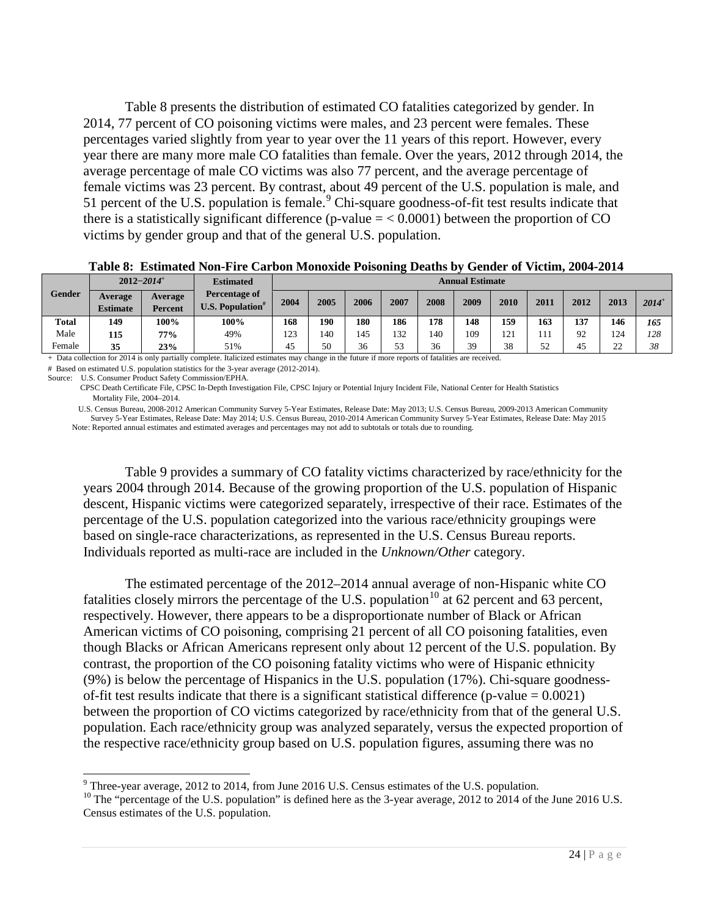Table 8 presents the distribution of estimated CO fatalities categorized by gender. In 2014, 77 percent of CO poisoning victims were males, and 23 percent were females. These percentages varied slightly from year to year over the 11 years of this report. However, every year there are many more male CO fatalities than female. Over the years, 2012 through 2014, the average percentage of male CO victims was also 77 percent, and the average percentage of female victims was 23 percent. By contrast, about 49 percent of the U.S. population is male, and 51 percent of the U.S. population is female.[9] Chi-square goodness-of-fit test results indicate that there is a statistically significant difference (p-value = < 0.0001) between the proportion of CO victims by gender group and that of the general U.S. population.

**Table 8: Estimated Non-Fire Carbon Monoxide Poisoning Deaths by Gender of Victim, 2004-2014**

| Gender | 2012–*2014*+ | | Estimated Percentage of U.S. Population# | Annual Estimate | | | | | | | | | | |
|---|---|---|---|---|---|---|---|---|---|---|---|---|---|---|
| | Average Estimate | Average Percent | | 2004 | 2005 | 2006 | 2007 | 2008 | 2009 | 2010 | 2011 | 2012 | 2013 | *2014*+ |
| **Total** | **149** | **100%** | **100%** | **168** | **190** | **180** | **186** | **178** | **148** | **159** | **163** | **137** | **146** | ***165*** |
| Male | **115** | **77%** | 49% | 123 | 140 | 145 | 132 | 140 | 109 | 121 | 111 | 92 | 124 | *128* |
| Female | **35** | **23%** | 51% | 45 | 50 | 36 | 53 | 36 | 39 | 38 | 52 | 45 | 22 | *38* |

\+ Data collection for 2014 is only partially complete. Italicized estimates may change in the future if more reports of fatalities are received.
\# Based on estimated U.S. population statistics for the 3-year average (2012-2014).
Source: U.S. Consumer Product Safety Commission/EPHA.
CPSC Death Certificate File, CPSC In-Depth Investigation File, CPSC Injury or Potential Injury Incident File, National Center for Health Statistics Mortality File, 2004–2014.
U.S. Census Bureau, 2008-2012 American Community Survey 5-Year Estimates, Release Date: May 2013; U.S. Census Bureau, 2009-2013 American Community Survey 5-Year Estimates, Release Date: May 2014; U.S. Census Bureau, 2010-2014 American Community Survey 5-Year Estimates, Release Date: May 2015
Note: Reported annual estimates and estimated averages and percentages may not add to subtotals or totals due to rounding.

Table 9 provides a summary of CO fatality victims characterized by race/ethnicity for the years 2004 through 2014. Because of the growing proportion of the U.S. population of Hispanic descent, Hispanic victims were categorized separately, irrespective of their race. Estimates of the percentage of the U.S. population categorized into the various race/ethnicity groupings were based on single-race characterizations, as represented in the U.S. Census Bureau reports. Individuals reported as multi-race are included in the *Unknown/Other* category.

The estimated percentage of the 2012–2014 annual average of non-Hispanic white CO fatalities closely mirrors the percentage of the U.S. population[10] at 62 percent and 63 percent, respectively. However, there appears to be a disproportionate number of Black or African American victims of CO poisoning, comprising 21 percent of all CO poisoning fatalities, even though Blacks or African Americans represent only about 12 percent of the U.S. population. By contrast, the proportion of the CO poisoning fatality victims who were of Hispanic ethnicity (9%) is below the percentage of Hispanics in the U.S. population (17%). Chi-square goodness-of-fit test results indicate that there is a significant statistical difference (p-value = 0.0021) between the proportion of CO victims categorized by race/ethnicity from that of the general U.S. population. Each race/ethnicity group was analyzed separately, versus the expected proportion of the respective race/ethnicity group based on U.S. population figures, assuming there was no

[9] Three-year average, 2012 to 2014, from June 2016 U.S. Census estimates of the U.S. population.
[10] The "percentage of the U.S. population" is defined here as the 3-year average, 2012 to 2014 of the June 2016 U.S. Census estimates of the U.S. population.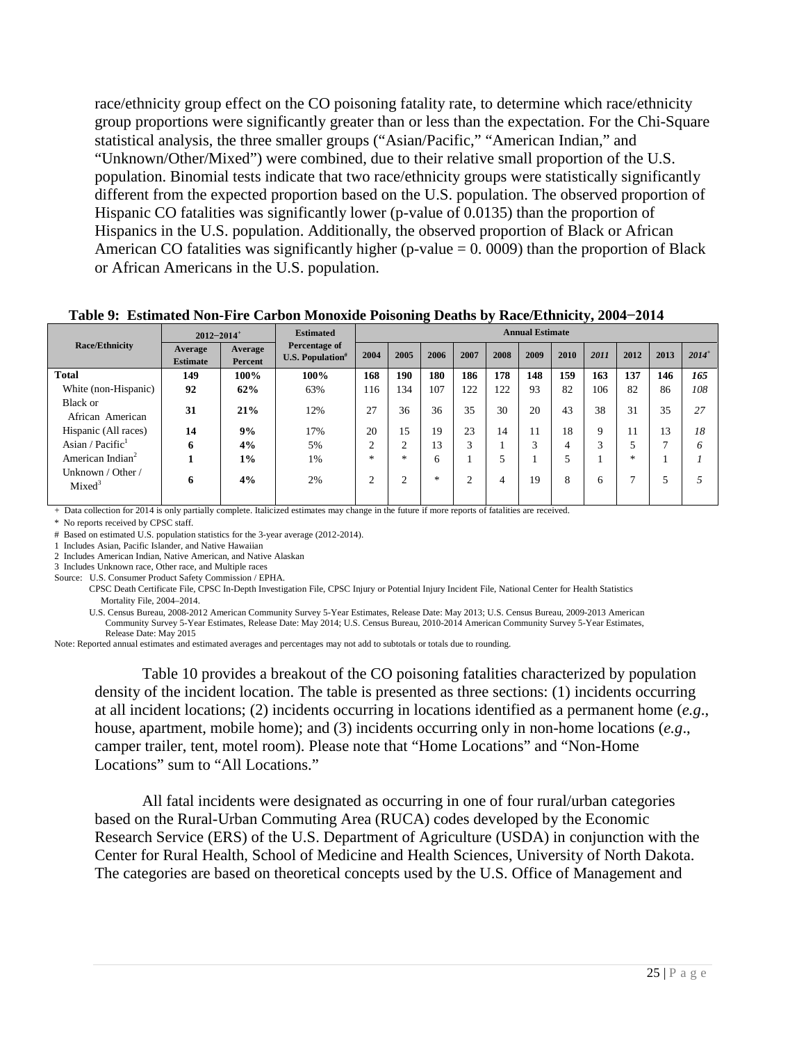race/ethnicity group effect on the CO poisoning fatality rate, to determine which race/ethnicity group proportions were significantly greater than or less than the expectation. For the Chi-Square statistical analysis, the three smaller groups ("Asian/Pacific," "American Indian," and "Unknown/Other/Mixed") were combined, due to their relative small proportion of the U.S. population. Binomial tests indicate that two race/ethnicity groups were statistically significantly different from the expected proportion based on the U.S. population. The observed proportion of Hispanic CO fatalities was significantly lower (p-value of 0.0135) than the proportion of Hispanics in the U.S. population. Additionally, the observed proportion of Black or African American CO fatalities was significantly higher (p-value = 0. 0009) than the proportion of Black or African Americans in the U.S. population.

**Table 9: Estimated Non-Fire Carbon Monoxide Poisoning Deaths by Race/Ethnicity, 2004−2014**

| Race/Ethnicity | 2012−2014+ | | Estimated Percentage of U.S. Population# | Annual Estimate | | | | | | | | | | |
|---|---|---|---|---|---|---|---|---|---|---|---|---|---|---|
| | Average Estimate | Average Percent | | 2004 | 2005 | 2006 | 2007 | 2008 | 2009 | 2010 | *2011* | 2012 | 2013 | *2014+* |
| **Total** | **149** | **100%** | **100%** | **168** | **190** | **180** | **186** | **178** | **148** | **159** | **163** | **137** | **146** | ***165*** |
| White (non-Hispanic) | **92** | **62%** | 63% | 116 | 134 | 107 | 122 | 122 | 93 | 82 | 106 | 82 | 86 | *108* |
| Black or African American | **31** | **21%** | 12% | 27 | 36 | 36 | 35 | 30 | 20 | 43 | 38 | 31 | 35 | *27* |
| Hispanic (All races) | **14** | **9%** | 17% | 20 | 15 | 19 | 23 | 14 | 11 | 18 | 9 | 11 | 13 | *18* |
| Asian / Pacific[1] | **6** | **4%** | 5% | 2 | 2 | 13 | 3 | 1 | 3 | 4 | 3 | 5 | 7 | *6* |
| American Indian[2] | **1** | **1%** | 1% | * | * | 6 | 1 | 5 | 1 | 5 | 1 | * | 1 | *1* |
| Unknown / Other / Mixed[3] | **6** | **4%** | 2% | 2 | 2 | * | 2 | 4 | 19 | 8 | 6 | 7 | 5 | *5* |

+ Data collection for 2014 is only partially complete. Italicized estimates may change in the future if more reports of fatalities are received.

* No reports received by CPSC staff.

# Based on estimated U.S. population statistics for the 3-year average (2012-2014).

1 Includes Asian, Pacific Islander, and Native Hawaiian

2 Includes American Indian, Native American, and Native Alaskan

3 Includes Unknown race, Other race, and Multiple races

Source: U.S. Consumer Product Safety Commission / EPHA.
CPSC Death Certificate File, CPSC In-Depth Investigation File, CPSC Injury or Potential Injury Incident File, National Center for Health Statistics Mortality File, 2004–2014.
U.S. Census Bureau, 2008-2012 American Community Survey 5-Year Estimates, Release Date: May 2013; U.S. Census Bureau, 2009-2013 American Community Survey 5-Year Estimates, Release Date: May 2014; U.S. Census Bureau, 2010-2014 American Community Survey 5-Year Estimates, Release Date: May 2015

Note: Reported annual estimates and estimated averages and percentages may not add to subtotals or totals due to rounding.

Table 10 provides a breakout of the CO poisoning fatalities characterized by population density of the incident location. The table is presented as three sections: (1) incidents occurring at all incident locations; (2) incidents occurring in locations identified as a permanent home (*e.g*., house, apartment, mobile home); and (3) incidents occurring only in non-home locations (*e.g*., camper trailer, tent, motel room). Please note that "Home Locations" and "Non-Home Locations" sum to "All Locations."

All fatal incidents were designated as occurring in one of four rural/urban categories based on the Rural-Urban Commuting Area (RUCA) codes developed by the Economic Research Service (ERS) of the U.S. Department of Agriculture (USDA) in conjunction with the Center for Rural Health, School of Medicine and Health Sciences, University of North Dakota. The categories are based on theoretical concepts used by the U.S. Office of Management and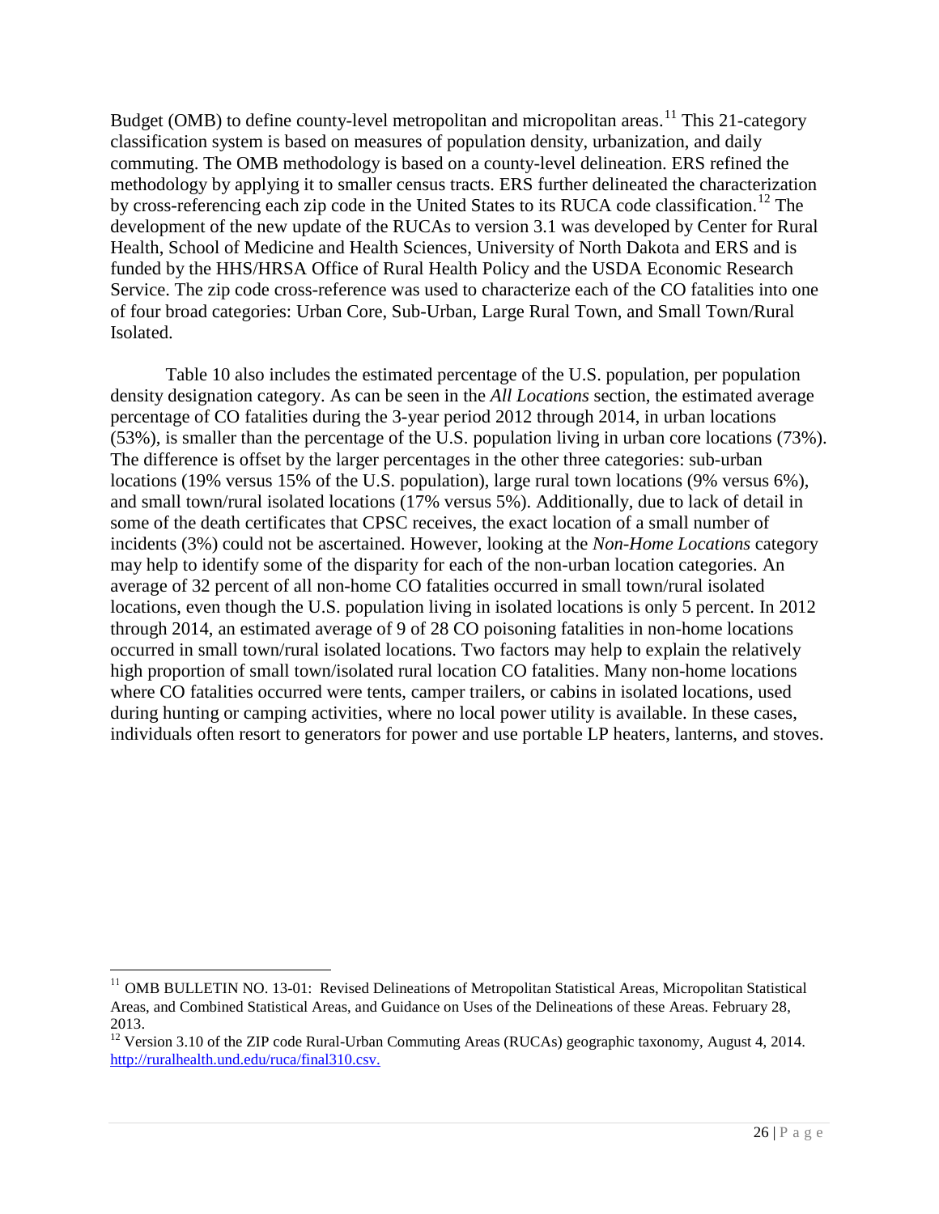Budget (OMB) to define county-level metropolitan and micropolitan areas.[11] This 21-category classification system is based on measures of population density, urbanization, and daily commuting. The OMB methodology is based on a county-level delineation. ERS refined the methodology by applying it to smaller census tracts. ERS further delineated the characterization by cross-referencing each zip code in the United States to its RUCA code classification.[12] The development of the new update of the RUCAs to version 3.1 was developed by Center for Rural Health, School of Medicine and Health Sciences, University of North Dakota and ERS and is funded by the HHS/HRSA Office of Rural Health Policy and the USDA Economic Research Service. The zip code cross-reference was used to characterize each of the CO fatalities into one of four broad categories: Urban Core, Sub-Urban, Large Rural Town, and Small Town/Rural Isolated.

Table 10 also includes the estimated percentage of the U.S. population, per population density designation category. As can be seen in the *All Locations* section, the estimated average percentage of CO fatalities during the 3-year period 2012 through 2014, in urban locations (53%), is smaller than the percentage of the U.S. population living in urban core locations (73%). The difference is offset by the larger percentages in the other three categories: sub-urban locations (19% versus 15% of the U.S. population), large rural town locations (9% versus 6%), and small town/rural isolated locations (17% versus 5%). Additionally, due to lack of detail in some of the death certificates that CPSC receives, the exact location of a small number of incidents (3%) could not be ascertained. However, looking at the *Non-Home Locations* category may help to identify some of the disparity for each of the non-urban location categories. An average of 32 percent of all non-home CO fatalities occurred in small town/rural isolated locations, even though the U.S. population living in isolated locations is only 5 percent. In 2012 through 2014, an estimated average of 9 of 28 CO poisoning fatalities in non-home locations occurred in small town/rural isolated locations. Two factors may help to explain the relatively high proportion of small town/isolated rural location CO fatalities. Many non-home locations where CO fatalities occurred were tents, camper trailers, or cabins in isolated locations, used during hunting or camping activities, where no local power utility is available. In these cases, individuals often resort to generators for power and use portable LP heaters, lanterns, and stoves.

---

[11] OMB BULLETIN NO. 13-01: Revised Delineations of Metropolitan Statistical Areas, Micropolitan Statistical Areas, and Combined Statistical Areas, and Guidance on Uses of the Delineations of these Areas. February 28, 2013.

[12] Version 3.10 of the ZIP code Rural-Urban Commuting Areas (RUCAs) geographic taxonomy, August 4, 2014. http://ruralhealth.und.edu/ruca/final310.csv.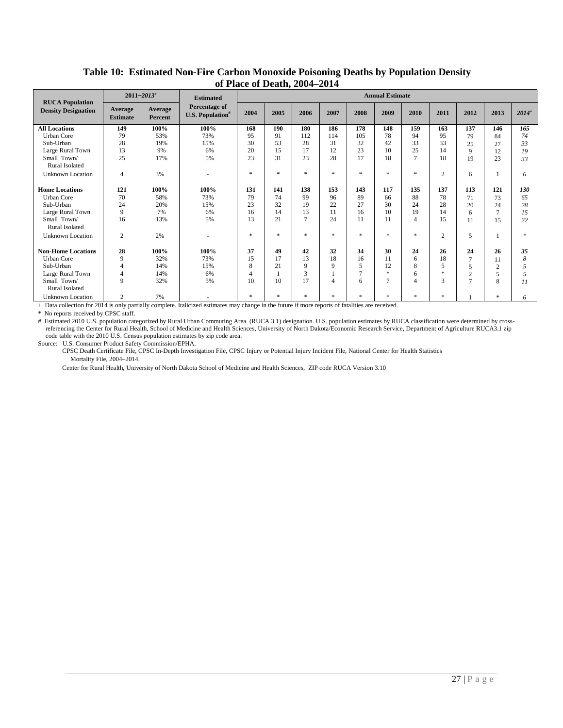### Table 10: Estimated Non-Fire Carbon Monoxide Poisoning Deaths by Population Density of Place of Death, 2004–2014

| RUCA Population Density Designation | 2011–*2013*+ | | Estimated Percentage of U.S. Population# | Annual Estimate | | | | | | | | | | |
|---|---|---|---|---|---|---|---|---|---|---|---|---|---|---|
| | Average Estimate | Average Percent | | 2004 | 2005 | 2006 | 2007 | 2008 | 2009 | 2010 | 2011 | 2012 | 2013 | *2014*+ |
| **All Locations** | **149** | **100%** | **100%** | **168** | **190** | **180** | **186** | **178** | **148** | **159** | **163** | **137** | **146** | ***165*** |
| Urban Core | 79 | 53% | 73% | 95 | 91 | 112 | 114 | 105 | 78 | 94 | 95 | 79 | 84 | *74* |
| Sub-Urban | 28 | 19% | 15% | 30 | 53 | 28 | 31 | 32 | 42 | 33 | 33 | 25 | 27 | *33* |
| Large Rural Town | 13 | 9% | 6% | 20 | 15 | 17 | 12 | 23 | 10 | 25 | 14 | 9 | 12 | *19* |
| Small Town/ Rural Isolated | 25 | 17% | 5% | 23 | 31 | 23 | 28 | 17 | 18 | 7 | 18 | 19 | 23 | *33* |
| Unknown Location | 4 | 3% | - | * | * | * | * | * | * | * | 2 | 6 | 1 | *6* |
| **Home Locations** | **121** | **100%** | **100%** | **131** | **141** | **138** | **153** | **143** | **117** | **135** | **137** | **113** | **121** | ***130*** |
| Urban Core | 70 | 58% | 73% | 79 | 74 | 99 | 96 | 89 | 66 | 88 | 78 | 71 | 73 | *65* |
| Sub-Urban | 24 | 20% | 15% | 23 | 32 | 19 | 22 | 27 | 30 | 24 | 28 | 20 | 24 | *28* |
| Large Rural Town | 9 | 7% | 6% | 16 | 14 | 13 | 11 | 16 | 10 | 19 | 14 | 6 | 7 | *15* |
| Small Town/ Rural Isolated | 16 | 13% | 5% | 13 | 21 | 7 | 24 | 11 | 11 | 4 | 15 | 11 | 15 | *22* |
| Unknown Location | 2 | 2% | - | * | * | * | * | * | * | * | 2 | 5 | 1 | * |
| **Non-Home Locations** | **28** | **100%** | **100%** | **37** | **49** | **42** | **32** | **34** | **30** | **24** | **26** | **24** | **26** | ***35*** |
| Urban Core | 9 | 32% | 73% | 15 | 17 | 13 | 18 | 16 | 11 | 6 | 18 | 7 | 11 | *8* |
| Sub-Urban | 4 | 14% | 15% | 8 | 21 | 9 | 9 | 5 | 12 | 8 | 5 | 5 | 2 | *5* |
| Large Rural Town | 4 | 14% | 6% | 4 | 1 | 3 | 1 | 7 | * | 6 | * | 2 | 5 | *5* |
| Small Town/ Rural Isolated | 9 | 32% | 5% | 10 | 10 | 17 | 4 | 6 | 7 | 4 | 3 | 7 | 8 | *11* |
| Unknown Location | 2 | 7% | - | * | * | * | * | * | * | * | * | 1 | * | *6* |

\+ Data collection for 2014 is only partially complete. Italicized estimates may change in the future if more reports of fatalities are received.

\* No reports received by CPSC staff.

\# Estimated 2010 U.S. population categorized by Rural Urban Commuting Area (RUCA 3.1) designation. U.S. population estimates by RUCA classification were determined by cross-referencing the Center for Rural Health, School of Medicine and Health Sciences, University of North Dakota/Economic Research Service, Department of Agriculture RUCA3.1 zip code table with the 2010 U.S. Census population estimates by zip code area.

Source: U.S. Consumer Product Safety Commission/EPHA.

CPSC Death Certificate File, CPSC In-Depth Investigation File, CPSC Injury or Potential Injury Incident File, National Center for Health Statistics Mortality File, 2004–2014.

Center for Rural Health, University of North Dakota School of Medicine and Health Sciences, ZIP code RUCA Version 3.10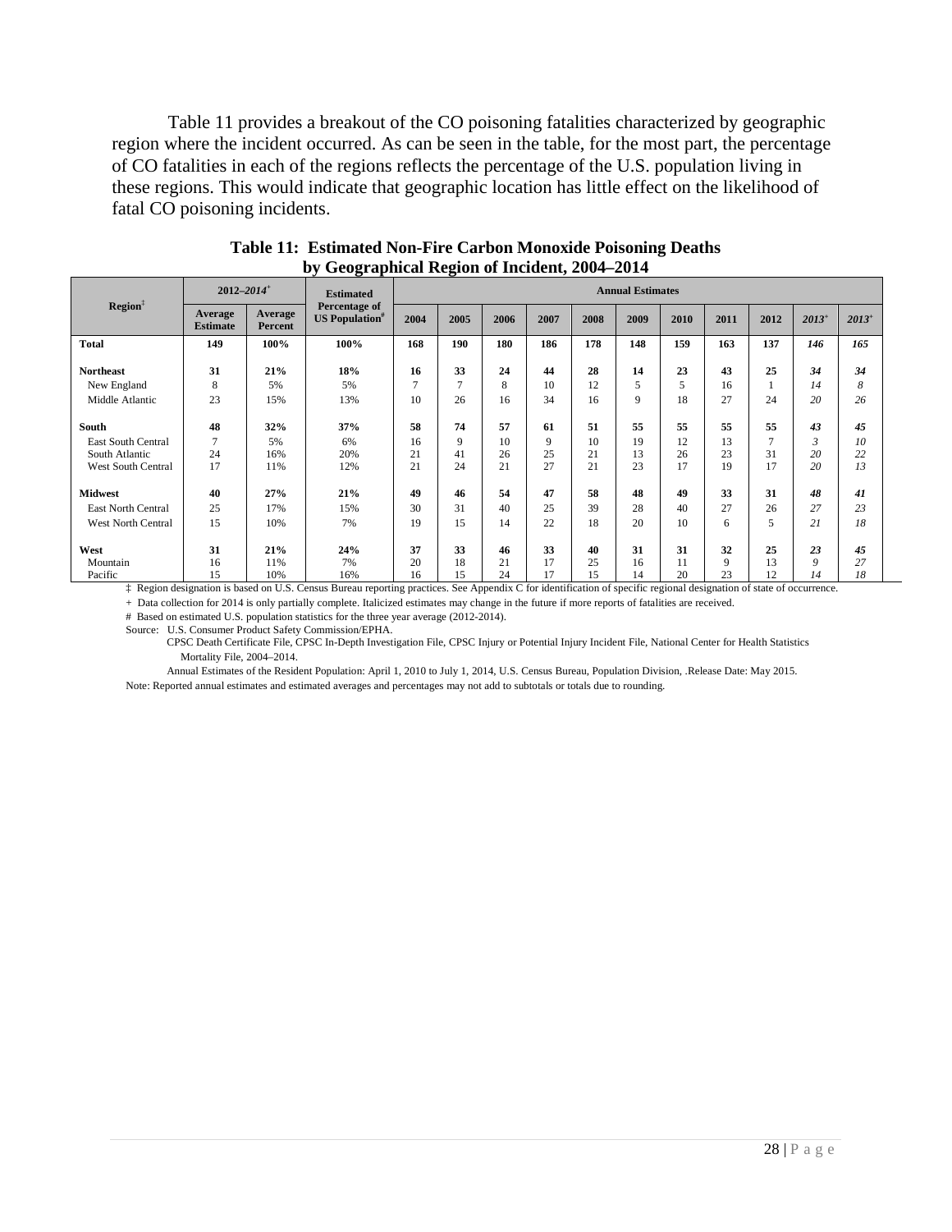Table 11 provides a breakout of the CO poisoning fatalities characterized by geographic region where the incident occurred. As can be seen in the table, for the most part, the percentage of CO fatalities in each of the regions reflects the percentage of the U.S. population living in these regions. This would indicate that geographic location has little effect on the likelihood of fatal CO poisoning incidents.

**Table 11: Estimated Non-Fire Carbon Monoxide Poisoning Deaths by Geographical Region of Incident, 2004–2014**

| Region‡ | 2012–*2014*+ | | Estimated Percentage of US Population# | Annual Estimates | | | | | | | | | | |
|---|---|---|---|---|---|---|---|---|---|---|---|---|---|---|
| | Average Estimate | Average Percent | | 2004 | 2005 | 2006 | 2007 | 2008 | 2009 | 2010 | 2011 | 2012 | *2013*+ | *2013*+ |
| **Total** | **149** | **100%** | **100%** | **168** | **190** | **180** | **186** | **178** | **148** | **159** | **163** | **137** | ***146*** | ***165*** |
| **Northeast** | **31** | **21%** | **18%** | **16** | **33** | **24** | **44** | **28** | **14** | **23** | **43** | **25** | ***34*** | ***34*** |
| New England | 8 | 5% | 5% | 7 | 7 | 8 | 10 | 12 | 5 | 5 | 16 | 1 | *14* | *8* |
| Middle Atlantic | 23 | 15% | 13% | 10 | 26 | 16 | 34 | 16 | 9 | 18 | 27 | 24 | *20* | *26* |
| **South** | **48** | **32%** | **37%** | **58** | **74** | **57** | **61** | **51** | **55** | **55** | **55** | **55** | ***43*** | ***45*** |
| East South Central | 7 | 5% | 6% | 16 | 9 | 10 | 9 | 10 | 19 | 12 | 13 | 7 | *3* | *10* |
| South Atlantic | 24 | 16% | 20% | 21 | 41 | 26 | 25 | 21 | 13 | 26 | 23 | 31 | *20* | *22* |
| West South Central | 17 | 11% | 12% | 21 | 24 | 21 | 27 | 21 | 23 | 17 | 19 | 17 | *20* | *13* |
| **Midwest** | **40** | **27%** | **21%** | **49** | **46** | **54** | **47** | **58** | **48** | **49** | **33** | **31** | ***48*** | ***41*** |
| East North Central | 25 | 17% | 15% | 30 | 31 | 40 | 25 | 39 | 28 | 40 | 27 | 26 | *27* | *23* |
| West North Central | 15 | 10% | 7% | 19 | 15 | 14 | 22 | 18 | 20 | 10 | 6 | 5 | *21* | *18* |
| **West** | **31** | **21%** | **24%** | **37** | **33** | **46** | **33** | **40** | **31** | **31** | **32** | **25** | ***23*** | ***45*** |
| Mountain | 16 | 11% | 7% | 20 | 18 | 21 | 17 | 25 | 16 | 11 | 9 | 13 | *9* | *27* |
| Pacific | 15 | 10% | 16% | 16 | 15 | 24 | 17 | 15 | 14 | 20 | 23 | 12 | *14* | *18* |

‡ Region designation is based on U.S. Census Bureau reporting practices. See Appendix C for identification of specific regional designation of state of occurrence.

\+ Data collection for 2014 is only partially complete. Italicized estimates may change in the future if more reports of fatalities are received.

\# Based on estimated U.S. population statistics for the three year average (2012-2014).

Source: U.S. Consumer Product Safety Commission/EPHA.

CPSC Death Certificate File, CPSC In-Depth Investigation File, CPSC Injury or Potential Injury Incident File, National Center for Health Statistics Mortality File, 2004–2014.

Annual Estimates of the Resident Population: April 1, 2010 to July 1, 2014, U.S. Census Bureau, Population Division, .Release Date: May 2015.

Note: Reported annual estimates and estimated averages and percentages may not add to subtotals or totals due to rounding.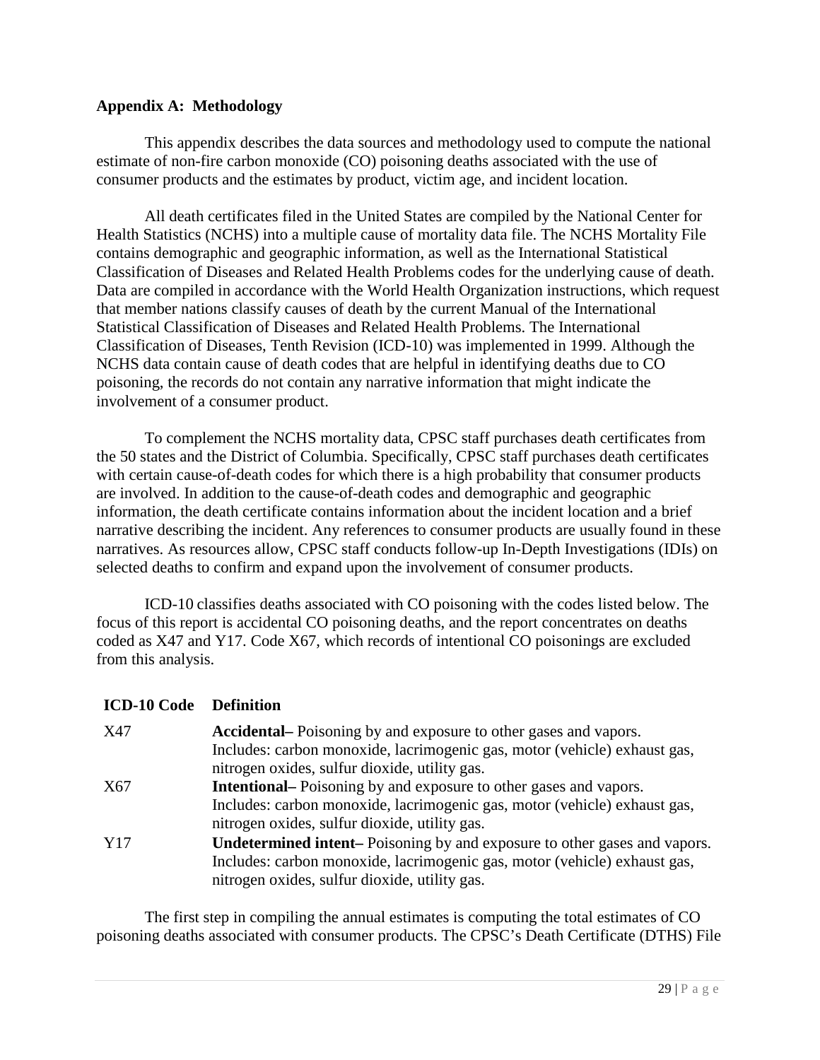## Appendix A: Methodology

This appendix describes the data sources and methodology used to compute the national estimate of non-fire carbon monoxide (CO) poisoning deaths associated with the use of consumer products and the estimates by product, victim age, and incident location.

All death certificates filed in the United States are compiled by the National Center for Health Statistics (NCHS) into a multiple cause of mortality data file. The NCHS Mortality File contains demographic and geographic information, as well as the International Statistical Classification of Diseases and Related Health Problems codes for the underlying cause of death. Data are compiled in accordance with the World Health Organization instructions, which request that member nations classify causes of death by the current Manual of the International Statistical Classification of Diseases and Related Health Problems. The International Classification of Diseases, Tenth Revision (ICD-10) was implemented in 1999. Although the NCHS data contain cause of death codes that are helpful in identifying deaths due to CO poisoning, the records do not contain any narrative information that might indicate the involvement of a consumer product.

To complement the NCHS mortality data, CPSC staff purchases death certificates from the 50 states and the District of Columbia. Specifically, CPSC staff purchases death certificates with certain cause-of-death codes for which there is a high probability that consumer products are involved. In addition to the cause-of-death codes and demographic and geographic information, the death certificate contains information about the incident location and a brief narrative describing the incident. Any references to consumer products are usually found in these narratives. As resources allow, CPSC staff conducts follow-up In-Depth Investigations (IDIs) on selected deaths to confirm and expand upon the involvement of consumer products.

ICD-10 classifies deaths associated with CO poisoning with the codes listed below. The focus of this report is accidental CO poisoning deaths, and the report concentrates on deaths coded as X47 and Y17. Code X67, which records of intentional CO poisonings are excluded from this analysis.

| ICD-10 Code | Definition |
|---|---|
| X47 | **Accidental–** Poisoning by and exposure to other gases and vapors. Includes: carbon monoxide, lacrimogenic gas, motor (vehicle) exhaust gas, nitrogen oxides, sulfur dioxide, utility gas. |
| X67 | **Intentional–** Poisoning by and exposure to other gases and vapors. Includes: carbon monoxide, lacrimogenic gas, motor (vehicle) exhaust gas, nitrogen oxides, sulfur dioxide, utility gas. |
| Y17 | **Undetermined intent–** Poisoning by and exposure to other gases and vapors. Includes: carbon monoxide, lacrimogenic gas, motor (vehicle) exhaust gas, nitrogen oxides, sulfur dioxide, utility gas. |

The first step in compiling the annual estimates is computing the total estimates of CO poisoning deaths associated with consumer products. The CPSC's Death Certificate (DTHS) File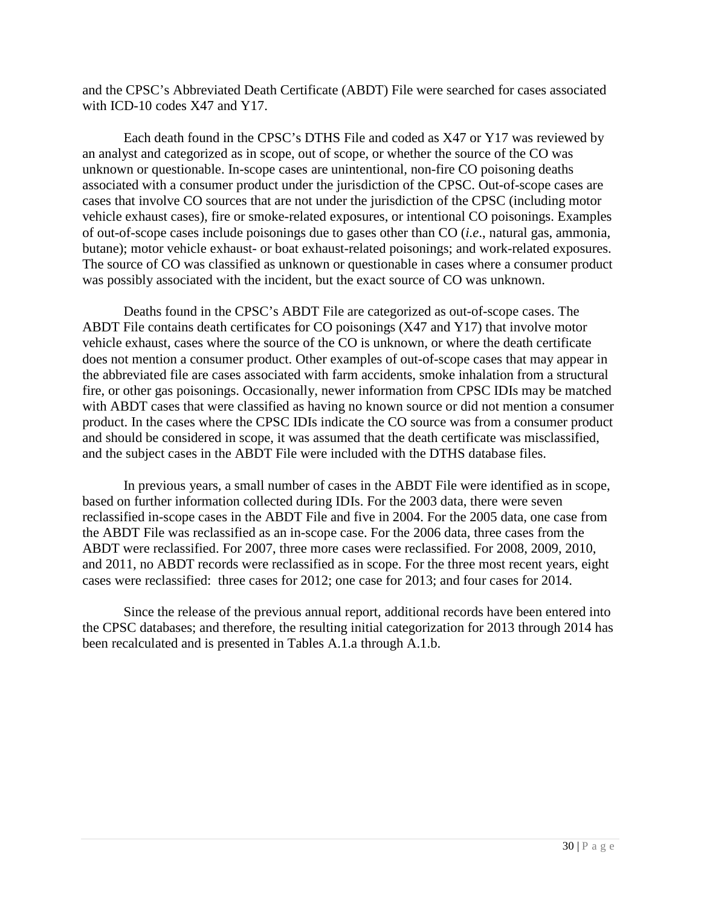and the CPSC's Abbreviated Death Certificate (ABDT) File were searched for cases associated with ICD-10 codes X47 and Y17.

Each death found in the CPSC's DTHS File and coded as X47 or Y17 was reviewed by an analyst and categorized as in scope, out of scope, or whether the source of the CO was unknown or questionable. In-scope cases are unintentional, non-fire CO poisoning deaths associated with a consumer product under the jurisdiction of the CPSC. Out-of-scope cases are cases that involve CO sources that are not under the jurisdiction of the CPSC (including motor vehicle exhaust cases), fire or smoke-related exposures, or intentional CO poisonings. Examples of out-of-scope cases include poisonings due to gases other than CO (*i.e*., natural gas, ammonia, butane); motor vehicle exhaust- or boat exhaust-related poisonings; and work-related exposures. The source of CO was classified as unknown or questionable in cases where a consumer product was possibly associated with the incident, but the exact source of CO was unknown.

Deaths found in the CPSC's ABDT File are categorized as out-of-scope cases. The ABDT File contains death certificates for CO poisonings (X47 and Y17) that involve motor vehicle exhaust, cases where the source of the CO is unknown, or where the death certificate does not mention a consumer product. Other examples of out-of-scope cases that may appear in the abbreviated file are cases associated with farm accidents, smoke inhalation from a structural fire, or other gas poisonings. Occasionally, newer information from CPSC IDIs may be matched with ABDT cases that were classified as having no known source or did not mention a consumer product. In the cases where the CPSC IDIs indicate the CO source was from a consumer product and should be considered in scope, it was assumed that the death certificate was misclassified, and the subject cases in the ABDT File were included with the DTHS database files.

In previous years, a small number of cases in the ABDT File were identified as in scope, based on further information collected during IDIs. For the 2003 data, there were seven reclassified in-scope cases in the ABDT File and five in 2004. For the 2005 data, one case from the ABDT File was reclassified as an in-scope case. For the 2006 data, three cases from the ABDT were reclassified. For 2007, three more cases were reclassified. For 2008, 2009, 2010, and 2011, no ABDT records were reclassified as in scope. For the three most recent years, eight cases were reclassified: three cases for 2012; one case for 2013; and four cases for 2014.

Since the release of the previous annual report, additional records have been entered into the CPSC databases; and therefore, the resulting initial categorization for 2013 through 2014 has been recalculated and is presented in Tables A.1.a through A.1.b.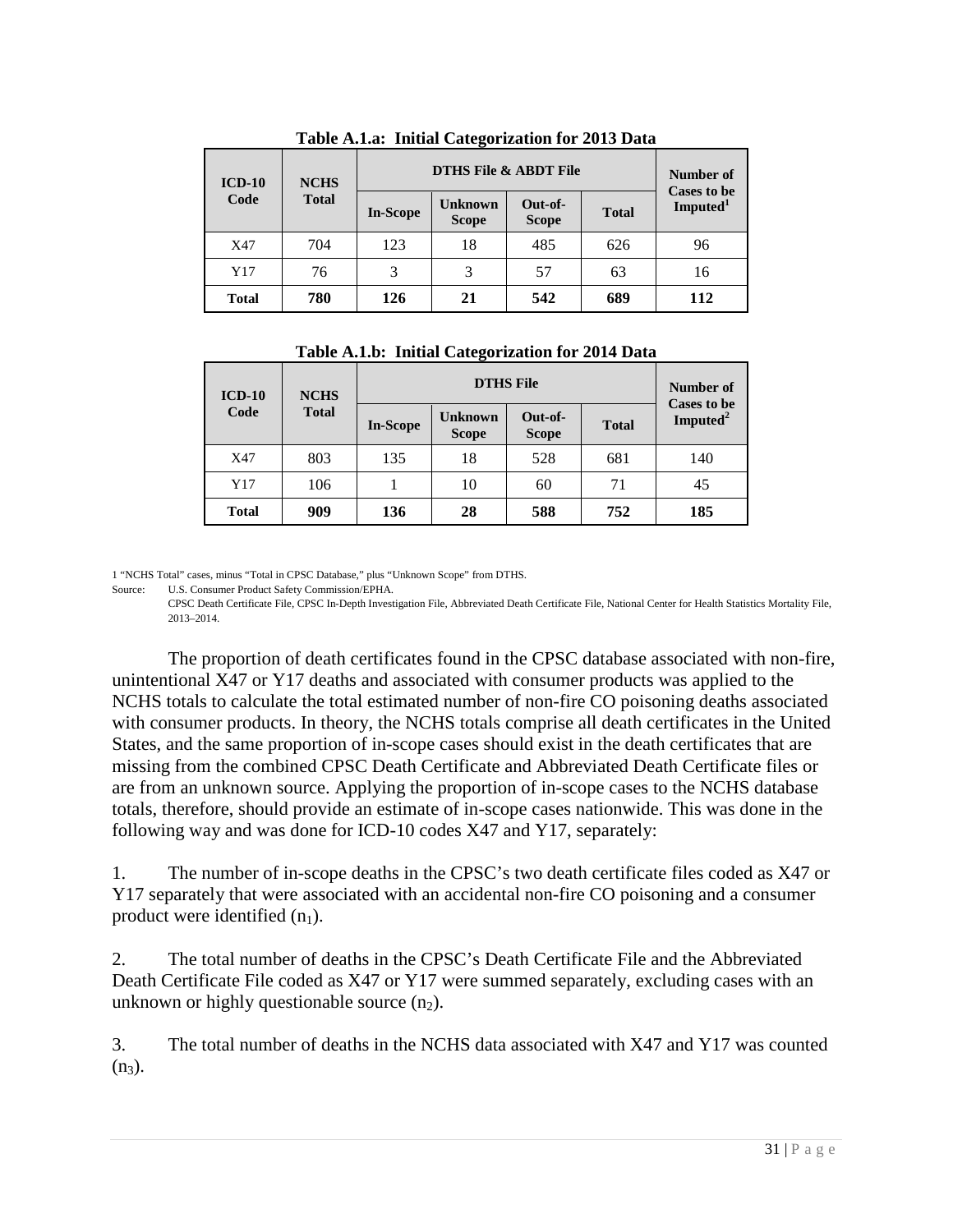**Table A.1.a: Initial Categorization for 2013 Data**

| ICD-10 Code | NCHS Total | DTHS File & ABDT File | | | | Number of Cases to be Imputed[1] |
|---|---|---|---|---|---|---|
| | | In-Scope | Unknown Scope | Out-of-Scope | Total | |
| X47 | 704 | 123 | 18 | 485 | 626 | 96 |
| Y17 | 76 | 3 | 3 | 57 | 63 | 16 |
| **Total** | **780** | **126** | **21** | **542** | **689** | **112** |

**Table A.1.b: Initial Categorization for 2014 Data**

| ICD-10 Code | NCHS Total | DTHS File | | | | Number of Cases to be Imputed[2] |
|---|---|---|---|---|---|---|
| | | In-Scope | Unknown Scope | Out-of-Scope | Total | |
| X47 | 803 | 135 | 18 | 528 | 681 | 140 |
| Y17 | 106 | 1 | 10 | 60 | 71 | 45 |
| **Total** | **909** | **136** | **28** | **588** | **752** | **185** |

1 "NCHS Total" cases, minus "Total in CPSC Database," plus "Unknown Scope" from DTHS.

Source: U.S. Consumer Product Safety Commission/EPHA.
CPSC Death Certificate File, CPSC In-Depth Investigation File, Abbreviated Death Certificate File, National Center for Health Statistics Mortality File, 2013–2014.

The proportion of death certificates found in the CPSC database associated with non-fire, unintentional X47 or Y17 deaths and associated with consumer products was applied to the NCHS totals to calculate the total estimated number of non-fire CO poisoning deaths associated with consumer products. In theory, the NCHS totals comprise all death certificates in the United States, and the same proportion of in-scope cases should exist in the death certificates that are missing from the combined CPSC Death Certificate and Abbreviated Death Certificate files or are from an unknown source. Applying the proportion of in-scope cases to the NCHS database totals, therefore, should provide an estimate of in-scope cases nationwide. This was done in the following way and was done for ICD-10 codes X47 and Y17, separately:

1. The number of in-scope deaths in the CPSC's two death certificate files coded as X47 or Y17 separately that were associated with an accidental non-fire CO poisoning and a consumer product were identified ($n_1$).

2. The total number of deaths in the CPSC's Death Certificate File and the Abbreviated Death Certificate File coded as X47 or Y17 were summed separately, excluding cases with an unknown or highly questionable source ($n_2$).

3. The total number of deaths in the NCHS data associated with X47 and Y17 was counted ($n_3$).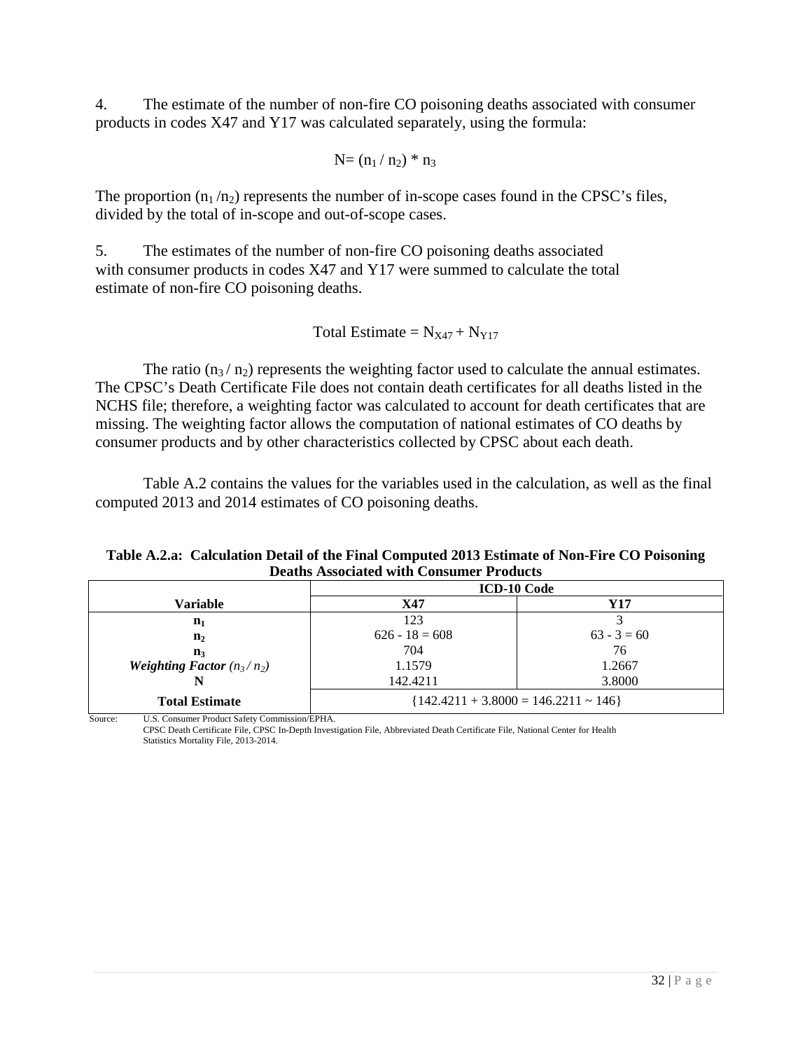4. The estimate of the number of non-fire CO poisoning deaths associated with consumer products in codes X47 and Y17 was calculated separately, using the formula:

$$N = (n_1 / n_2) * n_3$$

The proportion $(n_1 / n_2)$ represents the number of in-scope cases found in the CPSC's files, divided by the total of in-scope and out-of-scope cases.

5. The estimates of the number of non-fire CO poisoning deaths associated with consumer products in codes X47 and Y17 were summed to calculate the total estimate of non-fire CO poisoning deaths.

$$\text{Total Estimate} = N_{X47} + N_{Y17}$$

The ratio $(n_3 / n_2)$ represents the weighting factor used to calculate the annual estimates. The CPSC's Death Certificate File does not contain death certificates for all deaths listed in the NCHS file; therefore, a weighting factor was calculated to account for death certificates that are missing. The weighting factor allows the computation of national estimates of CO deaths by consumer products and by other characteristics collected by CPSC about each death.

Table A.2 contains the values for the variables used in the calculation, as well as the final computed 2013 and 2014 estimates of CO poisoning deaths.

**Table A.2.a: Calculation Detail of the Final Computed 2013 Estimate of Non-Fire CO Poisoning Deaths Associated with Consumer Products**

| | ICD-10 Code | |
|---|---|---|
| **Variable** | **X47** | **Y17** |
| $n_1$ | 123 | 3 |
| $n_2$ | 626 - 18 = 608 | 63 - 3 = 60 |
| $n_3$ | 704 | 76 |
| ***Weighting Factor*** $(n_3 / n_2)$ | 1.1579 | 1.2667 |
| **N** | 142.4211 | 3.8000 |
| **Total Estimate** | {142.4211 + 3.8000 = 146.2211 ~ 146} | |

Source: U.S. Consumer Product Safety Commission/EPHA.
CPSC Death Certificate File, CPSC In-Depth Investigation File, Abbreviated Death Certificate File, National Center for Health Statistics Mortality File, 2013-2014.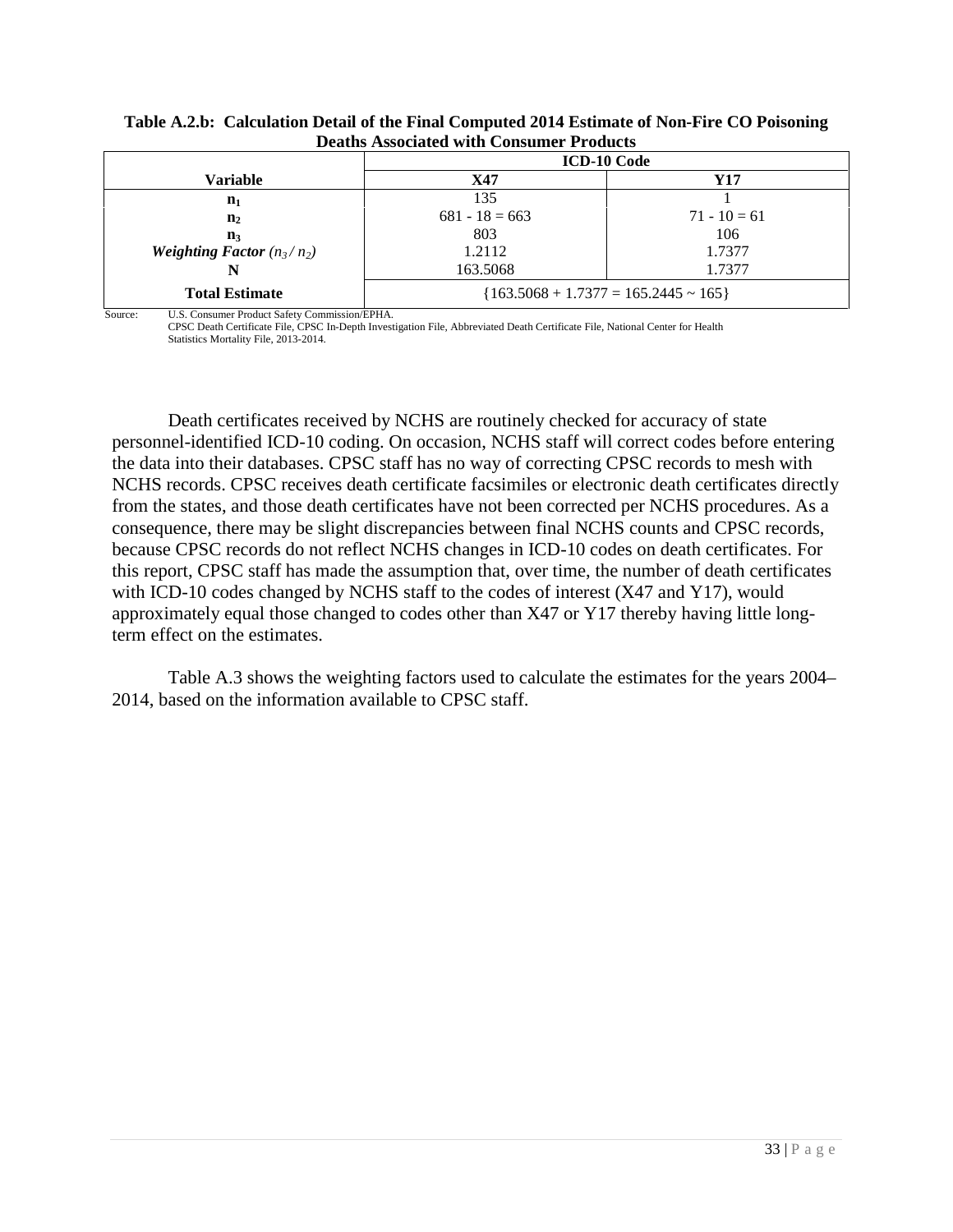**Table A.2.b: Calculation Detail of the Final Computed 2014 Estimate of Non-Fire CO Poisoning Deaths Associated with Consumer Products**

| Variable | ICD-10 Code | |
|---|---|---|
| | **X47** | **Y17** |
| $\mathbf{n_1}$ | 135 | 1 |
| $\mathbf{n_2}$ | 681 - 18 = 663 | 71 - 10 = 61 |
| $\mathbf{n_3}$ | 803 | 106 |
| ***Weighting Factor*** $(n_3 / n_2)$ | 1.2112 | 1.7377 |
| **N** | 163.5068 | 1.7377 |
| **Total Estimate** | {163.5068 + 1.7377 = 165.2445 ~ 165} | |

Source: U.S. Consumer Product Safety Commission/EPHA.
CPSC Death Certificate File, CPSC In-Depth Investigation File, Abbreviated Death Certificate File, National Center for Health Statistics Mortality File, 2013-2014.

Death certificates received by NCHS are routinely checked for accuracy of state personnel-identified ICD-10 coding. On occasion, NCHS staff will correct codes before entering the data into their databases. CPSC staff has no way of correcting CPSC records to mesh with NCHS records. CPSC receives death certificate facsimiles or electronic death certificates directly from the states, and those death certificates have not been corrected per NCHS procedures. As a consequence, there may be slight discrepancies between final NCHS counts and CPSC records, because CPSC records do not reflect NCHS changes in ICD-10 codes on death certificates. For this report, CPSC staff has made the assumption that, over time, the number of death certificates with ICD-10 codes changed by NCHS staff to the codes of interest (X47 and Y17), would approximately equal those changed to codes other than X47 or Y17 thereby having little long-term effect on the estimates.

Table A.3 shows the weighting factors used to calculate the estimates for the years 2004–2014, based on the information available to CPSC staff.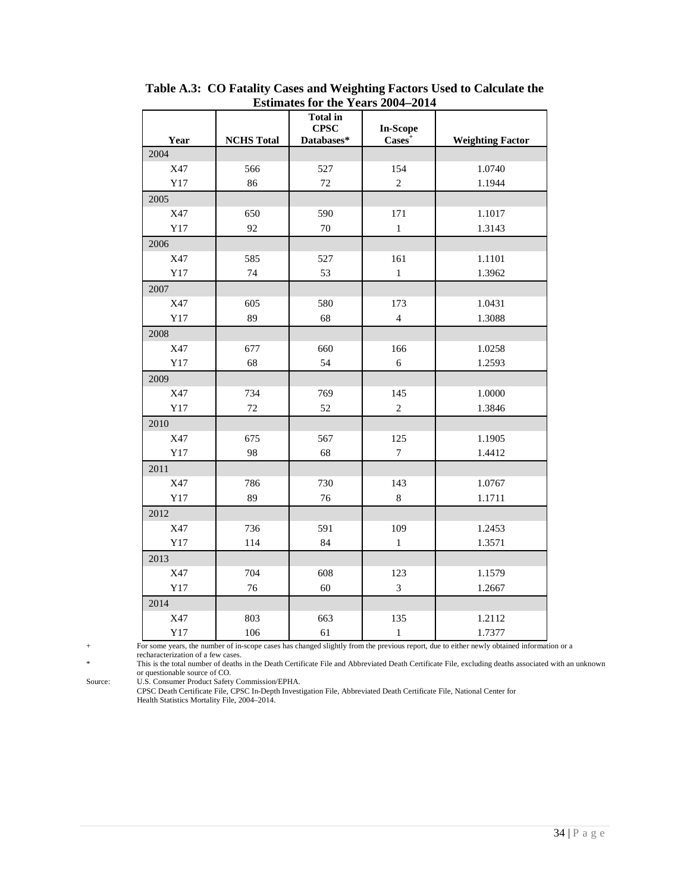**Table A.3: CO Fatality Cases and Weighting Factors Used to Calculate the Estimates for the Years 2004–2014**

| Year | NCHS Total | Total in CPSC Databases* | In-Scope Cases+ | Weighting Factor |
|---|---|---|---|---|
| 2004 | | | | |
| X47 | 566 | 527 | 154 | 1.0740 |
| Y17 | 86 | 72 | 2 | 1.1944 |
| 2005 | | | | |
| X47 | 650 | 590 | 171 | 1.1017 |
| Y17 | 92 | 70 | 1 | 1.3143 |
| 2006 | | | | |
| X47 | 585 | 527 | 161 | 1.1101 |
| Y17 | 74 | 53 | 1 | 1.3962 |
| 2007 | | | | |
| X47 | 605 | 580 | 173 | 1.0431 |
| Y17 | 89 | 68 | 4 | 1.3088 |
| 2008 | | | | |
| X47 | 677 | 660 | 166 | 1.0258 |
| Y17 | 68 | 54 | 6 | 1.2593 |
| 2009 | | | | |
| X47 | 734 | 769 | 145 | 1.0000 |
| Y17 | 72 | 52 | 2 | 1.3846 |
| 2010 | | | | |
| X47 | 675 | 567 | 125 | 1.1905 |
| Y17 | 98 | 68 | 7 | 1.4412 |
| 2011 | | | | |
| X47 | 786 | 730 | 143 | 1.0767 |
| Y17 | 89 | 76 | 8 | 1.1711 |
| 2012 | | | | |
| X47 | 736 | 591 | 109 | 1.2453 |
| Y17 | 114 | 84 | 1 | 1.3571 |
| 2013 | | | | |
| X47 | 704 | 608 | 123 | 1.1579 |
| Y17 | 76 | 60 | 3 | 1.2667 |
| 2014 | | | | |
| X47 | 803 | 663 | 135 | 1.2112 |
| Y17 | 106 | 61 | 1 | 1.7377 |

\+ For some years, the number of in-scope cases has changed slightly from the previous report, due to either newly obtained information or a recharacterization of a few cases.

\* This is the total number of deaths in the Death Certificate File and Abbreviated Death Certificate File, excluding deaths associated with an unknown or questionable source of CO.

Source: U.S. Consumer Product Safety Commission/EPHA.
CPSC Death Certificate File, CPSC In-Depth Investigation File, Abbreviated Death Certificate File, National Center for Health Statistics Mortality File, 2004–2014.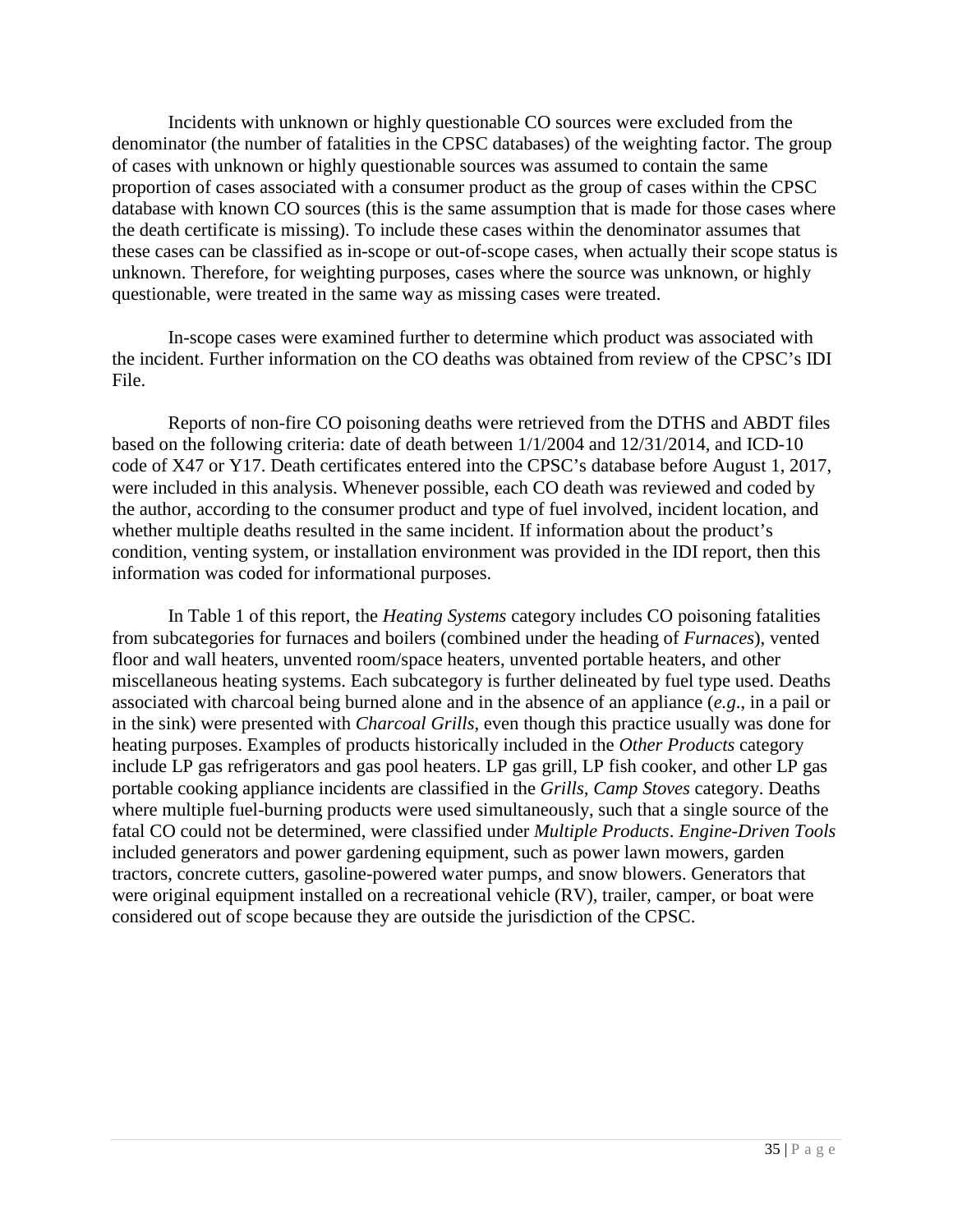Incidents with unknown or highly questionable CO sources were excluded from the denominator (the number of fatalities in the CPSC databases) of the weighting factor. The group of cases with unknown or highly questionable sources was assumed to contain the same proportion of cases associated with a consumer product as the group of cases within the CPSC database with known CO sources (this is the same assumption that is made for those cases where the death certificate is missing). To include these cases within the denominator assumes that these cases can be classified as in-scope or out-of-scope cases, when actually their scope status is unknown. Therefore, for weighting purposes, cases where the source was unknown, or highly questionable, were treated in the same way as missing cases were treated.

In-scope cases were examined further to determine which product was associated with the incident. Further information on the CO deaths was obtained from review of the CPSC's IDI File.

Reports of non-fire CO poisoning deaths were retrieved from the DTHS and ABDT files based on the following criteria: date of death between 1/1/2004 and 12/31/2014, and ICD-10 code of X47 or Y17. Death certificates entered into the CPSC's database before August 1, 2017, were included in this analysis. Whenever possible, each CO death was reviewed and coded by the author, according to the consumer product and type of fuel involved, incident location, and whether multiple deaths resulted in the same incident. If information about the product's condition, venting system, or installation environment was provided in the IDI report, then this information was coded for informational purposes.

In Table 1 of this report, the *Heating Systems* category includes CO poisoning fatalities from subcategories for furnaces and boilers (combined under the heading of *Furnaces*), vented floor and wall heaters, unvented room/space heaters, unvented portable heaters, and other miscellaneous heating systems. Each subcategory is further delineated by fuel type used. Deaths associated with charcoal being burned alone and in the absence of an appliance (*e.g*., in a pail or in the sink) were presented with *Charcoal Grills*, even though this practice usually was done for heating purposes. Examples of products historically included in the *Other Products* category include LP gas refrigerators and gas pool heaters. LP gas grill, LP fish cooker, and other LP gas portable cooking appliance incidents are classified in the *Grills, Camp Stoves* category. Deaths where multiple fuel-burning products were used simultaneously, such that a single source of the fatal CO could not be determined, were classified under *Multiple Products*. *Engine-Driven Tools* included generators and power gardening equipment, such as power lawn mowers, garden tractors, concrete cutters, gasoline-powered water pumps, and snow blowers. Generators that were original equipment installed on a recreational vehicle (RV), trailer, camper, or boat were considered out of scope because they are outside the jurisdiction of the CPSC.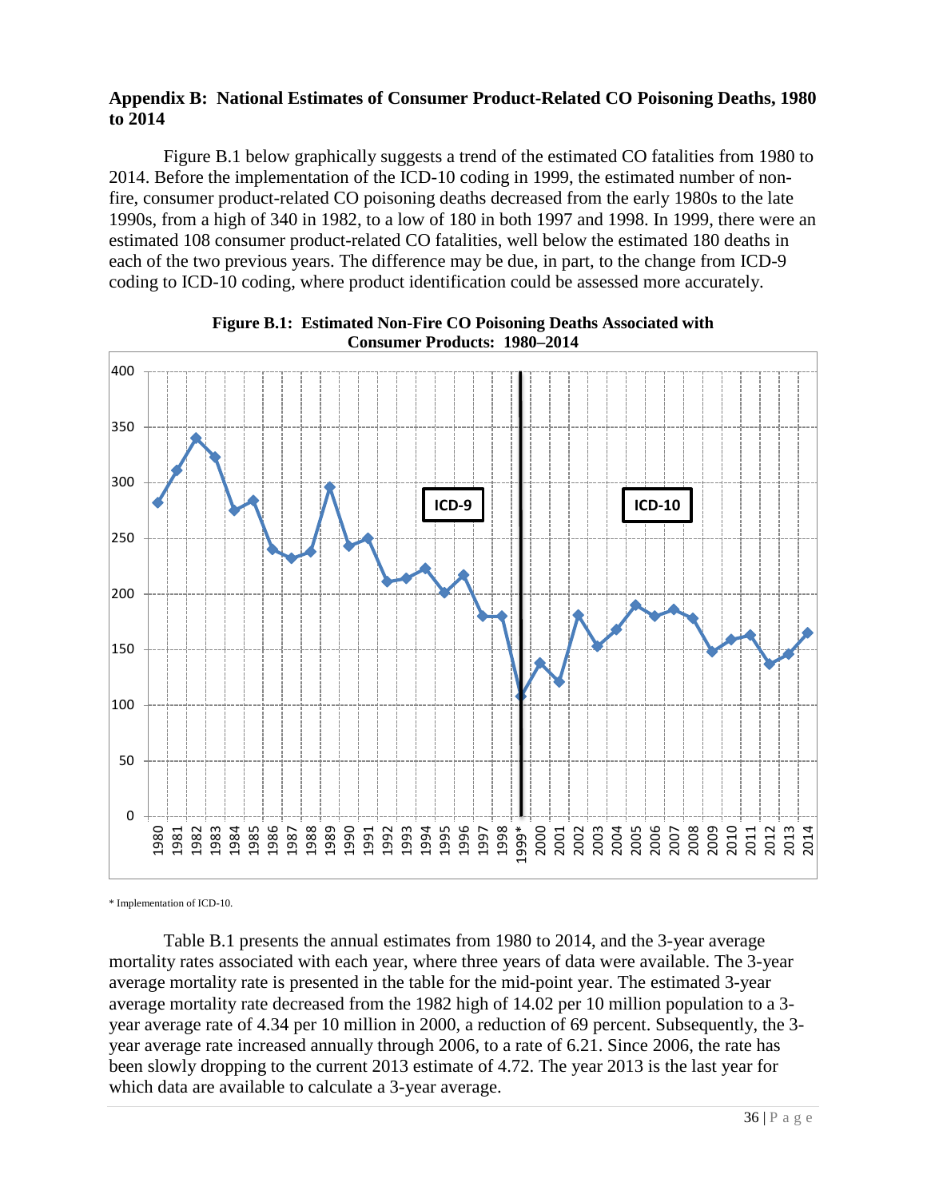## Appendix B: National Estimates of Consumer Product-Related CO Poisoning Deaths, 1980 to 2014

Figure B.1 below graphically suggests a trend of the estimated CO fatalities from 1980 to 2014. Before the implementation of the ICD-10 coding in 1999, the estimated number of non-fire, consumer product-related CO poisoning deaths decreased from the early 1980s to the late 1990s, from a high of 340 in 1982, to a low of 180 in both 1997 and 1998. In 1999, there were an estimated 108 consumer product-related CO fatalities, well below the estimated 180 deaths in each of the two previous years. The difference may be due, in part, to the change from ICD-9 coding to ICD-10 coding, where product identification could be assessed more accurately.

**Figure B.1: Estimated Non-Fire CO Poisoning Deaths Associated with Consumer Products: 1980–2014**

\* Implementation of ICD-10.

Table B.1 presents the annual estimates from 1980 to 2014, and the 3-year average mortality rates associated with each year, where three years of data were available. The 3-year average mortality rate is presented in the table for the mid-point year. The estimated 3-year average mortality rate decreased from the 1982 high of 14.02 per 10 million population to a 3-year average rate of 4.34 per 10 million in 2000, a reduction of 69 percent. Subsequently, the 3-year average rate increased annually through 2006, to a rate of 6.21. Since 2006, the rate has been slowly dropping to the current 2013 estimate of 4.72. The year 2013 is the last year for which data are available to calculate a 3-year average.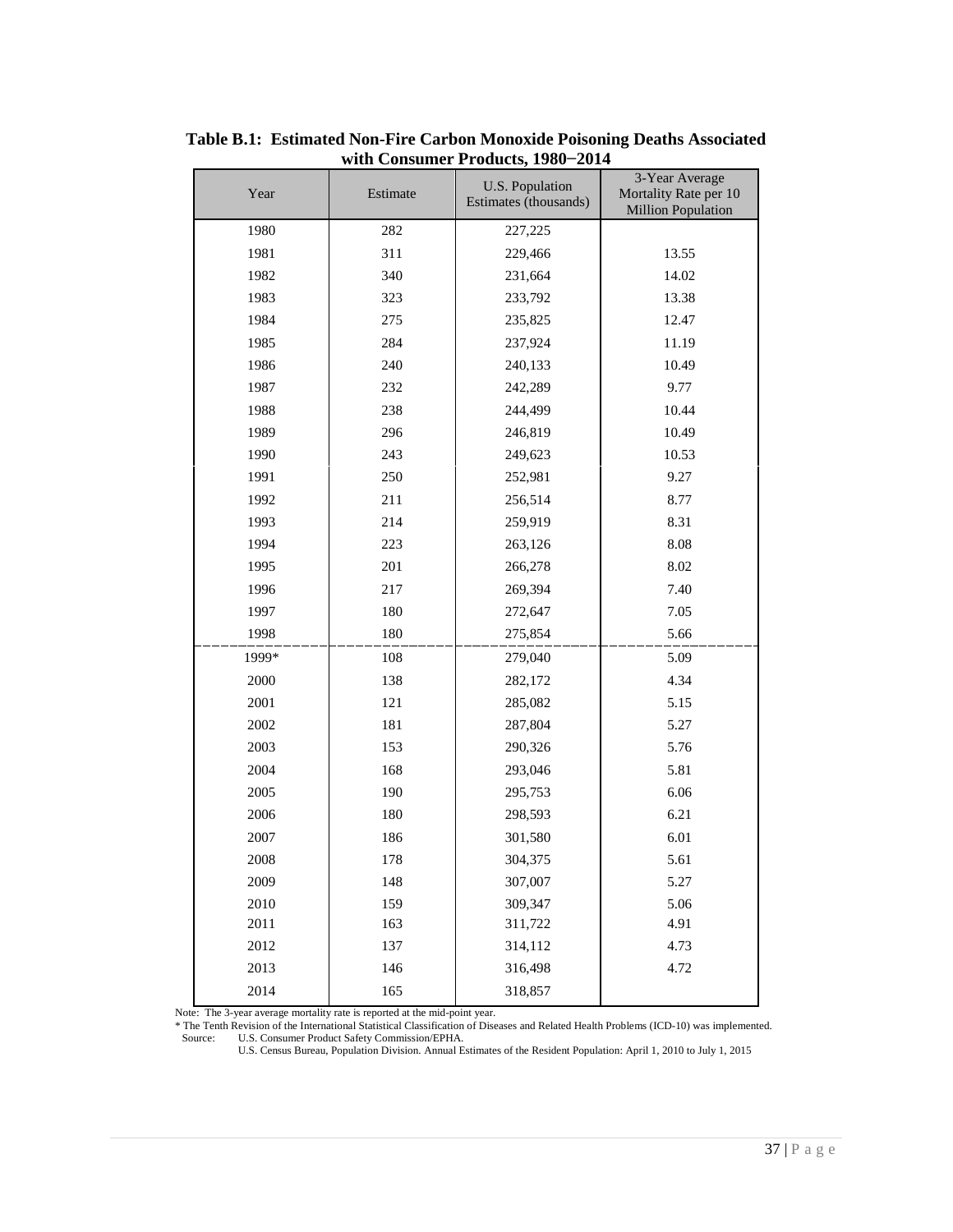**Table B.1: Estimated Non-Fire Carbon Monoxide Poisoning Deaths Associated with Consumer Products, 1980−2014**

| Year | Estimate | U.S. Population Estimates (thousands) | 3-Year Average Mortality Rate per 10 Million Population |
|---|---|---|---|
| 1980 | 282 | 227,225 | |
| 1981 | 311 | 229,466 | 13.55 |
| 1982 | 340 | 231,664 | 14.02 |
| 1983 | 323 | 233,792 | 13.38 |
| 1984 | 275 | 235,825 | 12.47 |
| 1985 | 284 | 237,924 | 11.19 |
| 1986 | 240 | 240,133 | 10.49 |
| 1987 | 232 | 242,289 | 9.77 |
| 1988 | 238 | 244,499 | 10.44 |
| 1989 | 296 | 246,819 | 10.49 |
| 1990 | 243 | 249,623 | 10.53 |
| 1991 | 250 | 252,981 | 9.27 |
| 1992 | 211 | 256,514 | 8.77 |
| 1993 | 214 | 259,919 | 8.31 |
| 1994 | 223 | 263,126 | 8.08 |
| 1995 | 201 | 266,278 | 8.02 |
| 1996 | 217 | 269,394 | 7.40 |
| 1997 | 180 | 272,647 | 7.05 |
| 1998 | 180 | 275,854 | 5.66 |
| 1999* | 108 | 279,040 | 5.09 |
| 2000 | 138 | 282,172 | 4.34 |
| 2001 | 121 | 285,082 | 5.15 |
| 2002 | 181 | 287,804 | 5.27 |
| 2003 | 153 | 290,326 | 5.76 |
| 2004 | 168 | 293,046 | 5.81 |
| 2005 | 190 | 295,753 | 6.06 |
| 2006 | 180 | 298,593 | 6.21 |
| 2007 | 186 | 301,580 | 6.01 |
| 2008 | 178 | 304,375 | 5.61 |
| 2009 | 148 | 307,007 | 5.27 |
| 2010 | 159 | 309,347 | 5.06 |
| 2011 | 163 | 311,722 | 4.91 |
| 2012 | 137 | 314,112 | 4.73 |
| 2013 | 146 | 316,498 | 4.72 |
| 2014 | 165 | 318,857 | |

Note: The 3-year average mortality rate is reported at the mid-point year.

* The Tenth Revision of the International Statistical Classification of Diseases and Related Health Problems (ICD-10) was implemented.

Source: U.S. Consumer Product Safety Commission/EPHA.

U.S. Census Bureau, Population Division. Annual Estimates of the Resident Population: April 1, 2010 to July 1, 2015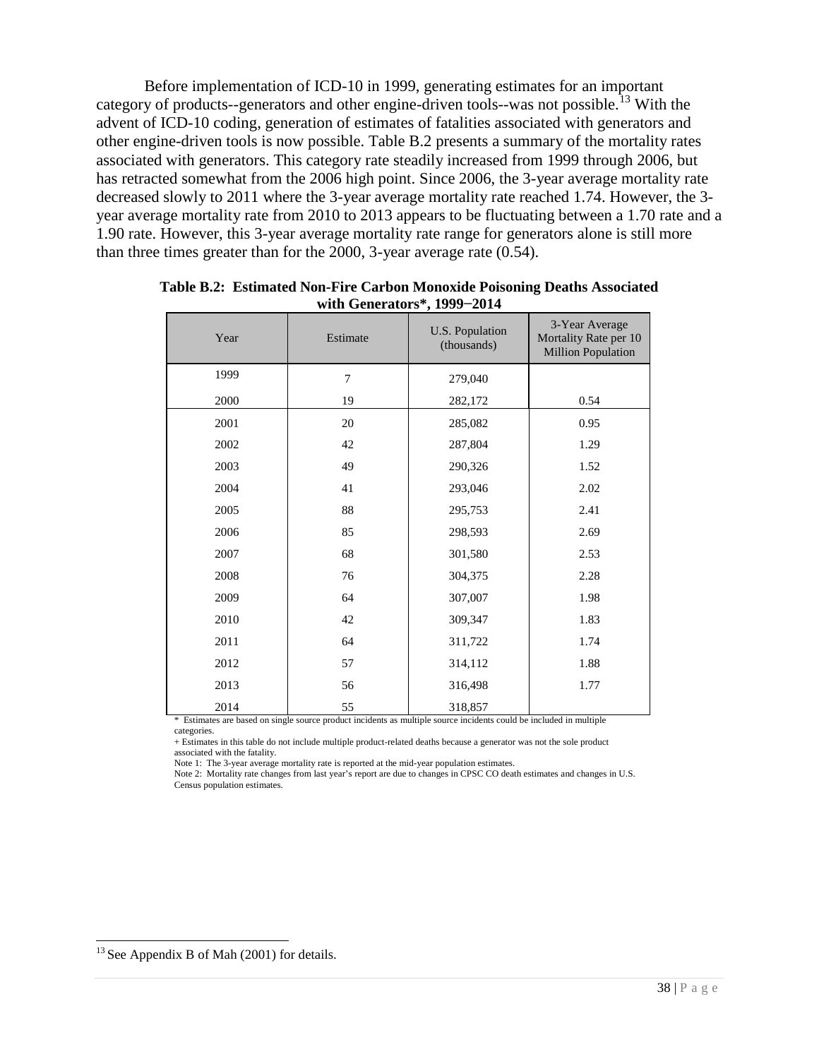Before implementation of ICD-10 in 1999, generating estimates for an important category of products--generators and other engine-driven tools--was not possible.[13] With the advent of ICD-10 coding, generation of estimates of fatalities associated with generators and other engine-driven tools is now possible. Table B.2 presents a summary of the mortality rates associated with generators. This category rate steadily increased from 1999 through 2006, but has retracted somewhat from the 2006 high point. Since 2006, the 3-year average mortality rate decreased slowly to 2011 where the 3-year average mortality rate reached 1.74. However, the 3-year average mortality rate from 2010 to 2013 appears to be fluctuating between a 1.70 rate and a 1.90 rate. However, this 3-year average mortality rate range for generators alone is still more than three times greater than for the 2000, 3-year average rate (0.54).

**Table B.2: Estimated Non-Fire Carbon Monoxide Poisoning Deaths Associated with Generators*, 1999−2014**

| Year | Estimate | U.S. Population (thousands) | 3-Year Average Mortality Rate per 10 Million Population |
|---|---|---|---|
| 1999 | 7 | 279,040 | |
| 2000 | 19 | 282,172 | 0.54 |
| 2001 | 20 | 285,082 | 0.95 |
| 2002 | 42 | 287,804 | 1.29 |
| 2003 | 49 | 290,326 | 1.52 |
| 2004 | 41 | 293,046 | 2.02 |
| 2005 | 88 | 295,753 | 2.41 |
| 2006 | 85 | 298,593 | 2.69 |
| 2007 | 68 | 301,580 | 2.53 |
| 2008 | 76 | 304,375 | 2.28 |
| 2009 | 64 | 307,007 | 1.98 |
| 2010 | 42 | 309,347 | 1.83 |
| 2011 | 64 | 311,722 | 1.74 |
| 2012 | 57 | 314,112 | 1.88 |
| 2013 | 56 | 316,498 | 1.77 |
| 2014 | 55 | 318,857 | |

\* Estimates are based on single source product incidents as multiple source incidents could be included in multiple categories.

+ Estimates in this table do not include multiple product-related deaths because a generator was not the sole product associated with the fatality.

Note 1: The 3-year average mortality rate is reported at the mid-year population estimates.

Note 2: Mortality rate changes from last year's report are due to changes in CPSC CO death estimates and changes in U.S. Census population estimates.

[13] See Appendix B of Mah (2001) for details.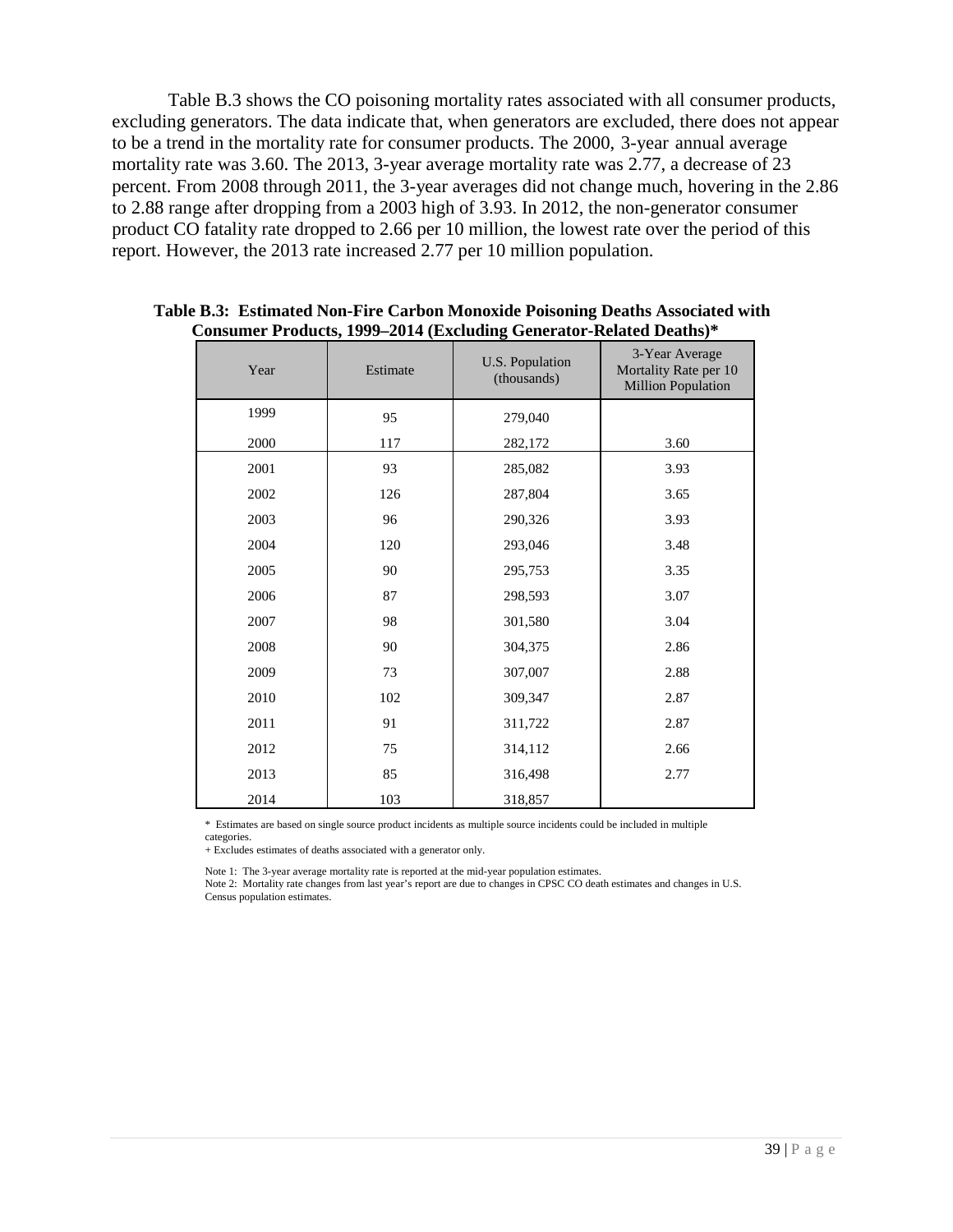Table B.3 shows the CO poisoning mortality rates associated with all consumer products, excluding generators. The data indicate that, when generators are excluded, there does not appear to be a trend in the mortality rate for consumer products. The 2000, 3-year annual average mortality rate was 3.60. The 2013, 3-year average mortality rate was 2.77, a decrease of 23 percent. From 2008 through 2011, the 3-year averages did not change much, hovering in the 2.86 to 2.88 range after dropping from a 2003 high of 3.93. In 2012, the non-generator consumer product CO fatality rate dropped to 2.66 per 10 million, the lowest rate over the period of this report. However, the 2013 rate increased 2.77 per 10 million population.

**Table B.3: Estimated Non-Fire Carbon Monoxide Poisoning Deaths Associated with Consumer Products, 1999–2014 (Excluding Generator-Related Deaths)***

| Year | Estimate | U.S. Population (thousands) | 3-Year Average Mortality Rate per 10 Million Population |
|---|---|---|---|
| 1999 | 95 | 279,040 | |
| 2000 | 117 | 282,172 | 3.60 |
| 2001 | 93 | 285,082 | 3.93 |
| 2002 | 126 | 287,804 | 3.65 |
| 2003 | 96 | 290,326 | 3.93 |
| 2004 | 120 | 293,046 | 3.48 |
| 2005 | 90 | 295,753 | 3.35 |
| 2006 | 87 | 298,593 | 3.07 |
| 2007 | 98 | 301,580 | 3.04 |
| 2008 | 90 | 304,375 | 2.86 |
| 2009 | 73 | 307,007 | 2.88 |
| 2010 | 102 | 309,347 | 2.87 |
| 2011 | 91 | 311,722 | 2.87 |
| 2012 | 75 | 314,112 | 2.66 |
| 2013 | 85 | 316,498 | 2.77 |
| 2014 | 103 | 318,857 | |

\* Estimates are based on single source product incidents as multiple source incidents could be included in multiple categories.

+ Excludes estimates of deaths associated with a generator only.

Note 1: The 3-year average mortality rate is reported at the mid-year population estimates.

Note 2: Mortality rate changes from last year's report are due to changes in CPSC CO death estimates and changes in U.S. Census population estimates.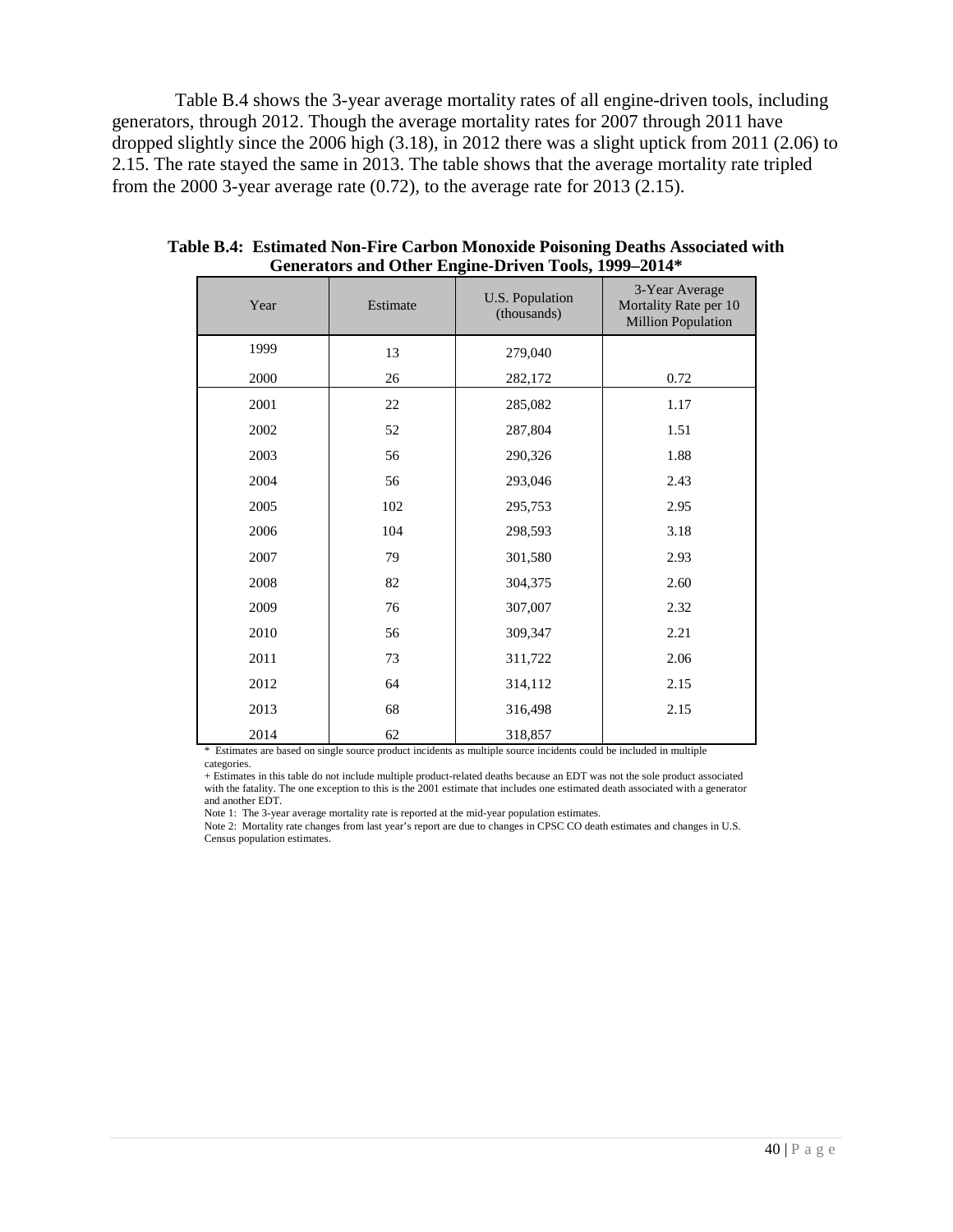Table B.4 shows the 3-year average mortality rates of all engine-driven tools, including generators, through 2012. Though the average mortality rates for 2007 through 2011 have dropped slightly since the 2006 high (3.18), in 2012 there was a slight uptick from 2011 (2.06) to 2.15. The rate stayed the same in 2013. The table shows that the average mortality rate tripled from the 2000 3-year average rate (0.72), to the average rate for 2013 (2.15).

**Table B.4: Estimated Non-Fire Carbon Monoxide Poisoning Deaths Associated with Generators and Other Engine-Driven Tools, 1999–2014***

| Year | Estimate | U.S. Population (thousands) | 3-Year Average Mortality Rate per 10 Million Population |
|---|---|---|---|
| 1999 | 13 | 279,040 | |
| 2000 | 26 | 282,172 | 0.72 |
| 2001 | 22 | 285,082 | 1.17 |
| 2002 | 52 | 287,804 | 1.51 |
| 2003 | 56 | 290,326 | 1.88 |
| 2004 | 56 | 293,046 | 2.43 |
| 2005 | 102 | 295,753 | 2.95 |
| 2006 | 104 | 298,593 | 3.18 |
| 2007 | 79 | 301,580 | 2.93 |
| 2008 | 82 | 304,375 | 2.60 |
| 2009 | 76 | 307,007 | 2.32 |
| 2010 | 56 | 309,347 | 2.21 |
| 2011 | 73 | 311,722 | 2.06 |
| 2012 | 64 | 314,112 | 2.15 |
| 2013 | 68 | 316,498 | 2.15 |
| 2014 | 62 | 318,857 | |

* Estimates are based on single source product incidents as multiple source incidents could be included in multiple categories.

+ Estimates in this table do not include multiple product-related deaths because an EDT was not the sole product associated with the fatality. The one exception to this is the 2001 estimate that includes one estimated death associated with a generator and another EDT.

Note 1: The 3-year average mortality rate is reported at the mid-year population estimates.

Note 2: Mortality rate changes from last year's report are due to changes in CPSC CO death estimates and changes in U.S. Census population estimates.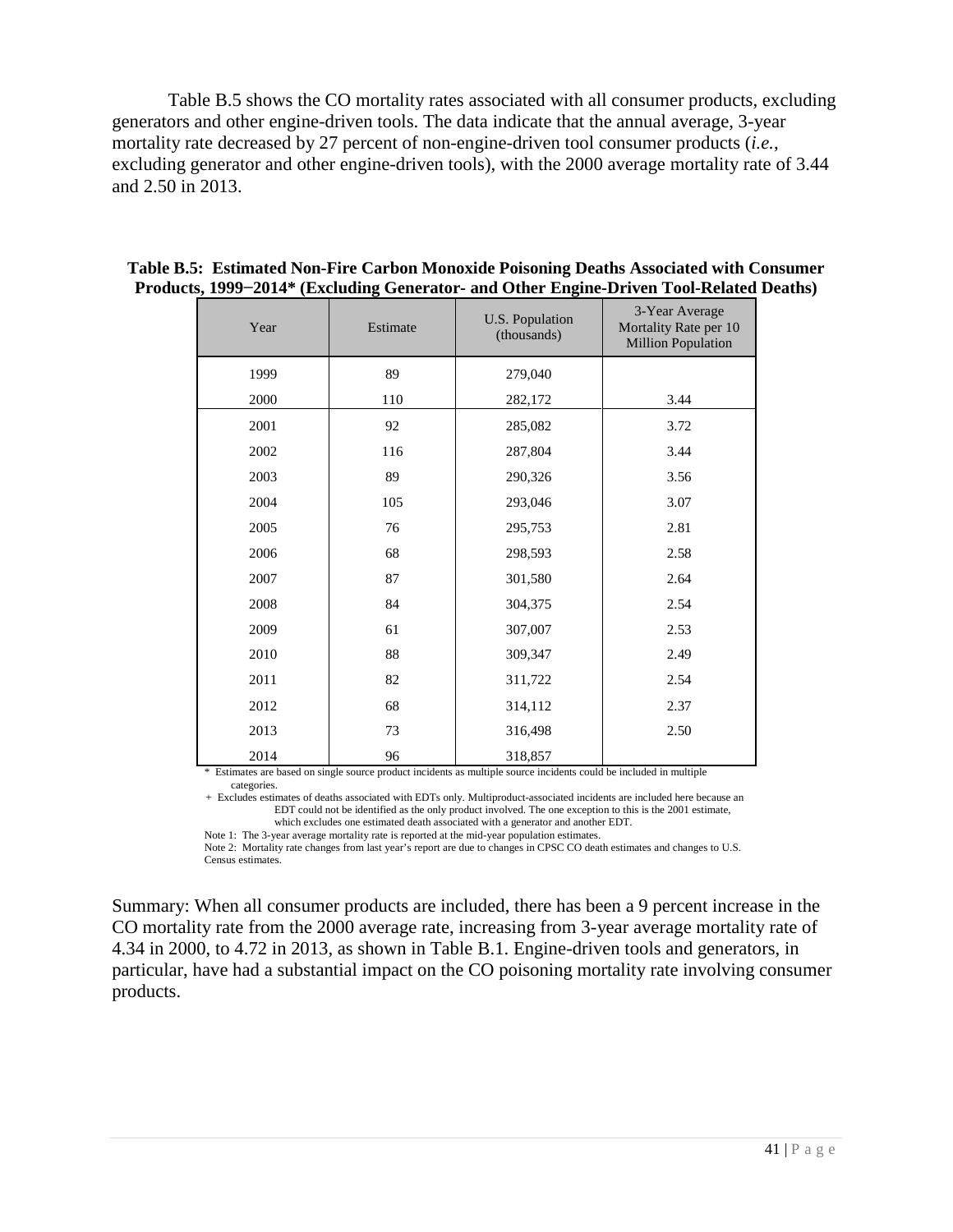Table B.5 shows the CO mortality rates associated with all consumer products, excluding generators and other engine-driven tools. The data indicate that the annual average, 3-year mortality rate decreased by 27 percent of non-engine-driven tool consumer products (*i.e.*, excluding generator and other engine-driven tools), with the 2000 average mortality rate of 3.44 and 2.50 in 2013.

**Table B.5: Estimated Non-Fire Carbon Monoxide Poisoning Deaths Associated with Consumer Products, 1999−2014* (Excluding Generator- and Other Engine-Driven Tool-Related Deaths)**

| Year | Estimate | U.S. Population (thousands) | 3-Year Average Mortality Rate per 10 Million Population |
|---|---|---|---|
| 1999 | 89 | 279,040 | |
| 2000 | 110 | 282,172 | 3.44 |
| 2001 | 92 | 285,082 | 3.72 |
| 2002 | 116 | 287,804 | 3.44 |
| 2003 | 89 | 290,326 | 3.56 |
| 2004 | 105 | 293,046 | 3.07 |
| 2005 | 76 | 295,753 | 2.81 |
| 2006 | 68 | 298,593 | 2.58 |
| 2007 | 87 | 301,580 | 2.64 |
| 2008 | 84 | 304,375 | 2.54 |
| 2009 | 61 | 307,007 | 2.53 |
| 2010 | 88 | 309,347 | 2.49 |
| 2011 | 82 | 311,722 | 2.54 |
| 2012 | 68 | 314,112 | 2.37 |
| 2013 | 73 | 316,498 | 2.50 |
| 2014 | 96 | 318,857 | |

\* Estimates are based on single source product incidents as multiple source incidents could be included in multiple categories.

\+ Excludes estimates of deaths associated with EDTs only. Multiproduct-associated incidents are included here because an EDT could not be identified as the only product involved. The one exception to this is the 2001 estimate, which excludes one estimated death associated with a generator and another EDT.

Note 1: The 3-year average mortality rate is reported at the mid-year population estimates.

Note 2: Mortality rate changes from last year's report are due to changes in CPSC CO death estimates and changes to U.S. Census estimates.

Summary: When all consumer products are included, there has been a 9 percent increase in the CO mortality rate from the 2000 average rate, increasing from 3-year average mortality rate of 4.34 in 2000, to 4.72 in 2013, as shown in Table B.1. Engine-driven tools and generators, in particular, have had a substantial impact on the CO poisoning mortality rate involving consumer products.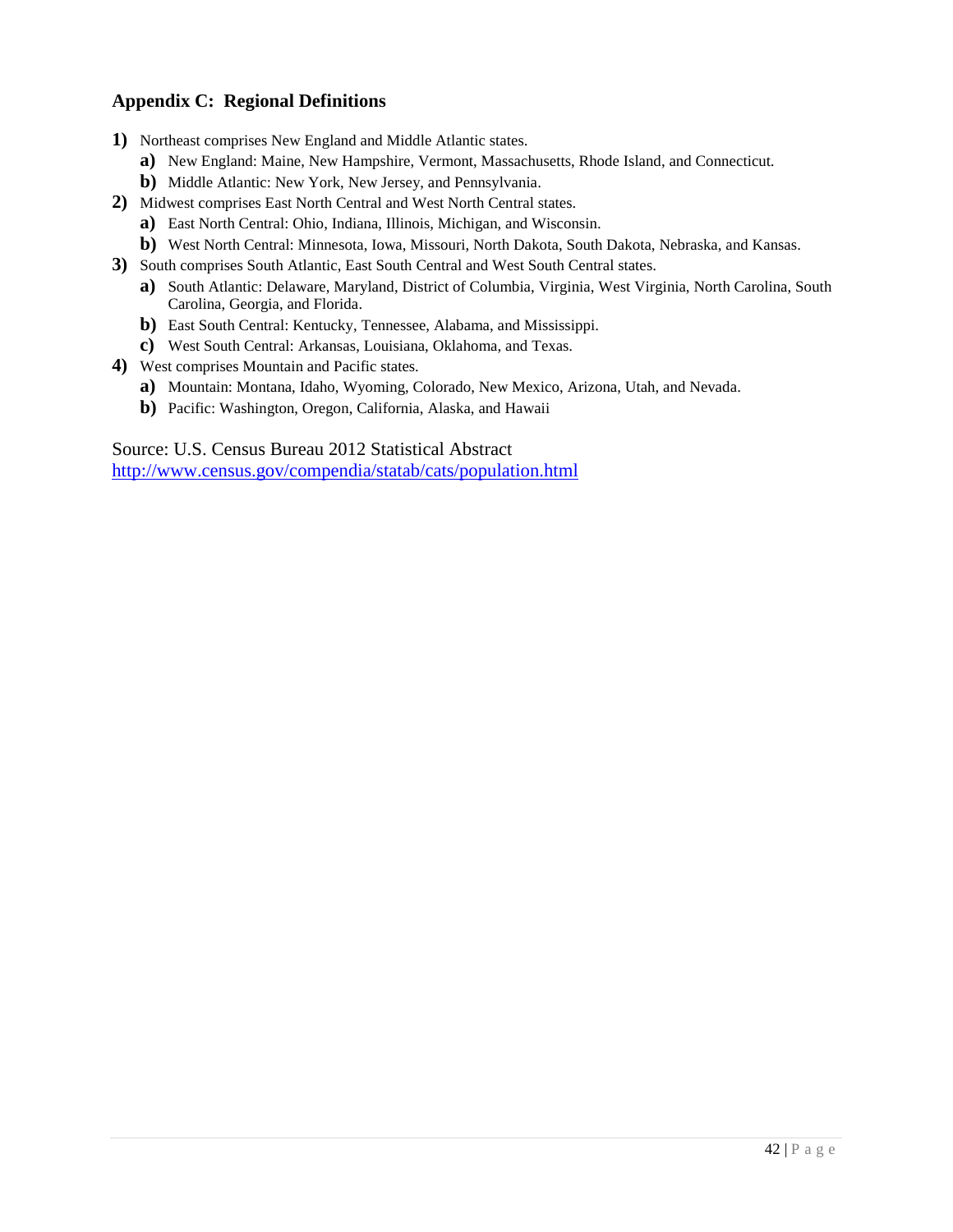## Appendix C: Regional Definitions

1) Northeast comprises New England and Middle Atlantic states.
   a) New England: Maine, New Hampshire, Vermont, Massachusetts, Rhode Island, and Connecticut.
   b) Middle Atlantic: New York, New Jersey, and Pennsylvania.
2) Midwest comprises East North Central and West North Central states.
   a) East North Central: Ohio, Indiana, Illinois, Michigan, and Wisconsin.
   b) West North Central: Minnesota, Iowa, Missouri, North Dakota, South Dakota, Nebraska, and Kansas.
3) South comprises South Atlantic, East South Central and West South Central states.
   a) South Atlantic: Delaware, Maryland, District of Columbia, Virginia, West Virginia, North Carolina, South Carolina, Georgia, and Florida.
   b) East South Central: Kentucky, Tennessee, Alabama, and Mississippi.
   c) West South Central: Arkansas, Louisiana, Oklahoma, and Texas.
4) West comprises Mountain and Pacific states.
   a) Mountain: Montana, Idaho, Wyoming, Colorado, New Mexico, Arizona, Utah, and Nevada.
   b) Pacific: Washington, Oregon, California, Alaska, and Hawaii

Source: U.S. Census Bureau 2012 Statistical Abstract
http://www.census.gov/compendia/statab/cats/population.html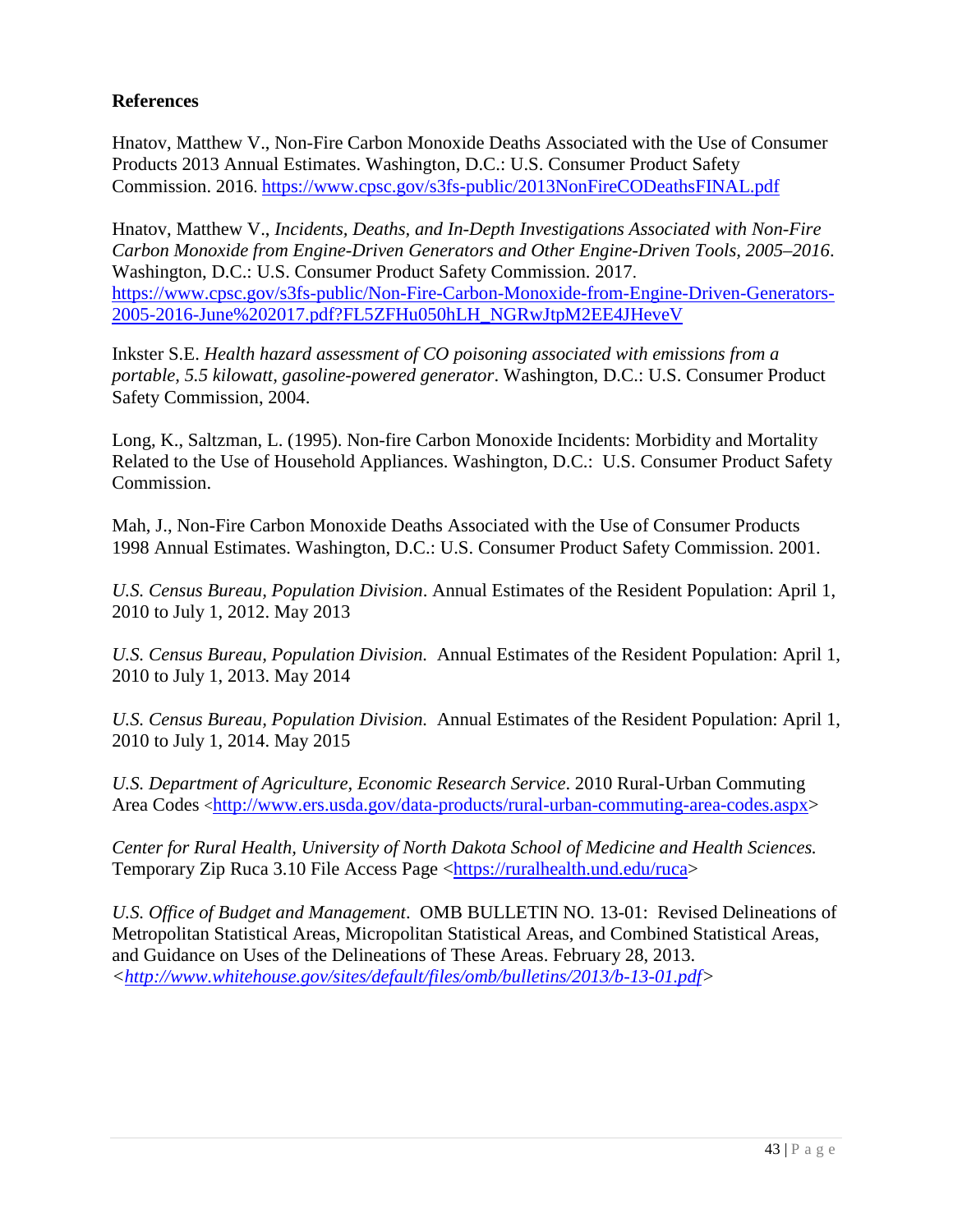**References**

Hnatov, Matthew V., Non-Fire Carbon Monoxide Deaths Associated with the Use of Consumer Products 2013 Annual Estimates. Washington, D.C.: U.S. Consumer Product Safety Commission. 2016. https://www.cpsc.gov/s3fs-public/2013NonFireCODeathsFINAL.pdf

Hnatov, Matthew V., *Incidents, Deaths, and In-Depth Investigations Associated with Non-Fire Carbon Monoxide from Engine-Driven Generators and Other Engine-Driven Tools, 2005–2016*. Washington, D.C.: U.S. Consumer Product Safety Commission. 2017. https://www.cpsc.gov/s3fs-public/Non-Fire-Carbon-Monoxide-from-Engine-Driven-Generators-2005-2016-June%202017.pdf?FL5ZFHu050hLH_NGRwJtpM2EE4JHeveV

Inkster S.E. *Health hazard assessment of CO poisoning associated with emissions from a portable, 5.5 kilowatt, gasoline-powered generator*. Washington, D.C.: U.S. Consumer Product Safety Commission, 2004.

Long, K., Saltzman, L. (1995). Non-fire Carbon Monoxide Incidents: Morbidity and Mortality Related to the Use of Household Appliances. Washington, D.C.: U.S. Consumer Product Safety Commission.

Mah, J., Non-Fire Carbon Monoxide Deaths Associated with the Use of Consumer Products 1998 Annual Estimates. Washington, D.C.: U.S. Consumer Product Safety Commission. 2001.

*U.S. Census Bureau, Population Division*. Annual Estimates of the Resident Population: April 1, 2010 to July 1, 2012. May 2013

*U.S. Census Bureau, Population Division.* Annual Estimates of the Resident Population: April 1, 2010 to July 1, 2013. May 2014

*U.S. Census Bureau, Population Division.* Annual Estimates of the Resident Population: April 1, 2010 to July 1, 2014. May 2015

*U.S. Department of Agriculture, Economic Research Service*. 2010 Rural-Urban Commuting Area Codes <http://www.ers.usda.gov/data-products/rural-urban-commuting-area-codes.aspx>

*Center for Rural Health, University of North Dakota School of Medicine and Health Sciences.* Temporary Zip Ruca 3.10 File Access Page <https://ruralhealth.und.edu/ruca>

*U.S. Office of Budget and Management*. OMB BULLETIN NO. 13-01: Revised Delineations of Metropolitan Statistical Areas, Micropolitan Statistical Areas, and Combined Statistical Areas, and Guidance on Uses of the Delineations of These Areas. February 28, 2013. *<http://www.whitehouse.gov/sites/default/files/omb/bulletins/2013/b-13-01.pdf>*